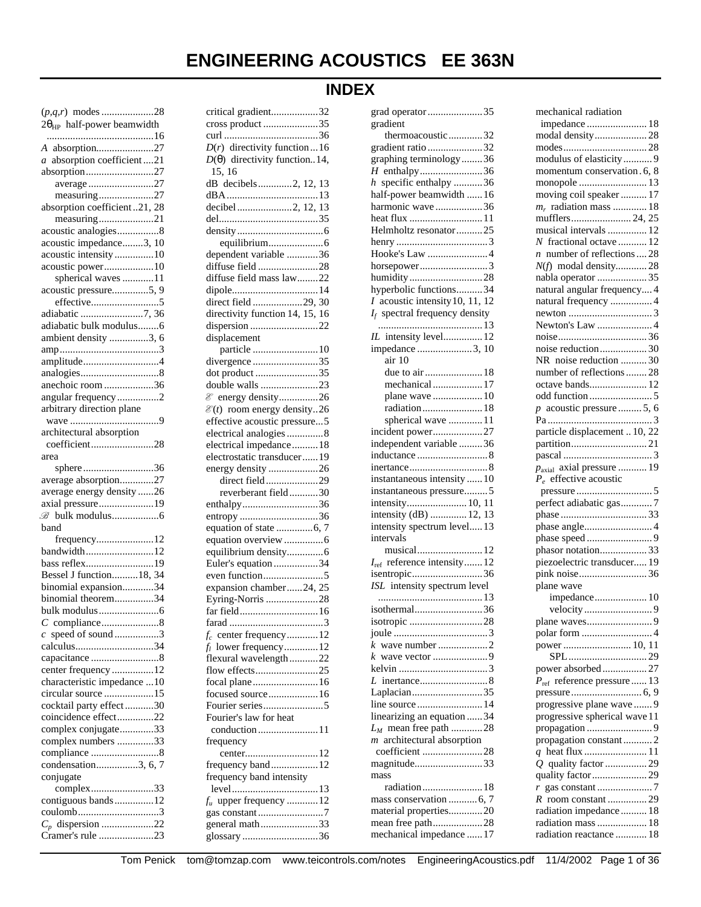# ENGINEERING ACOUSTICS EE 363N

## INDEX

($p,q,r$) modes ....................28
$2\theta_{HP}$ half-power beamwidth ........................................16
$A$ absorption......................27
$a$ absorption coefficient ....21
absorption..........................27
  average .........................27
  measuring .....................27
absorption coefficient ..21, 28
  measuring .....................21
acoustic analogies................8
acoustic impedance........3, 10
acoustic intensity ...............10
acoustic power...................10
  spherical waves ............11
acoustic pressure.............5, 9
  effective..........................5
adiabatic ........................7, 36
adiabatic bulk modulus........6
ambient density ...............3, 6
amp......................................3
amplitude.............................4
analogies..............................8
anechoic room ...................36
angular frequency ................2
arbitrary direction plane wave ..................................9
architectural absorption coefficient........................28
area
  sphere ...........................36
average absorption.............27
average energy density ......26
axial pressure .....................19
$\mathscr{B}$ bulk modulus..................6
band
  frequency......................12
bandwidth..........................12
bass reflex..........................19
Bessel J function..........18, 34
binomial expansion............34
binomial theorem...............34
bulk modulus.......................6
$C$ compliance......................8
$c$ speed of sound .................3
calculus..............................34
capacitance ..........................8
center frequency ................12
characteristic impedance ...10
circular source ...................15
cocktail party effect ...........30
coincidence effect..............22
complex conjugate.............33
complex numbers ..............33
compliance ..........................8
condensation................3, 6, 7
conjugate
  complex........................33
contiguous bands...............12
coulomb...............................3
$C_p$ dispersion ....................22
Cramer's rule .....................23
critical gradient..................32
cross product .....................35
curl ....................................36
$D(r)$ directivity function ...16
$D(\theta)$ directivity function..14, 15, 16
dB decibels.............2, 12, 13
dBA ...................................13
decibel .....................2, 12, 13
del......................................35
density .................................6
  equilibrium.....................6
dependent variable ............36
diffuse field .......................28
diffuse field mass law........22
dipole.................................14
direct field ...................29, 30
directivity function 14, 15, 16
dispersion ..........................22
displacement
  particle .........................10
divergence .........................35
dot product ........................35
double walls ......................23
$\mathscr{E}$ energy density...............26
$\mathscr{E}(t)$ room energy density...26
effective acoustic pressure...5
electrical analogies ..............8
electrical impedance..........18
electrostatic transducer......19
energy density ...................26
  direct field ....................29
  reverberant field...........30
enthalpy.............................36
entropy ..............................36
equation of state ..............6, 7
equation overview ...............6
equilibrium density..............6
Euler's equation .................34
even function.......................5
expansion chamber......24, 25
Eyring-Norris ....................28
far field..............................16
farad ....................................3
$f_c$ center frequency............12
$f_l$ lower frequency.............12
flexural wavelength...........22
flow effects........................25
focal plane .........................16
focused source...................16
Fourier series.......................5
Fourier's law for heat conduction .......................11
frequency
  center............................12
frequency band..................12
frequency band intensity level .................................13
$f_u$ upper frequency ............12
gas constant .........................7
general math ......................33
glossary .............................36
grad operator .....................35
gradient
  thermoacoustic.............32
gradient ratio .....................32
graphing terminology........36
$H$ enthalpy........................36
$h$ specific enthalpy ...........36
half-power beamwidth ......16
harmonic wave ..................36
heat flux ............................11
Helmholtz resonator..........25
henry ...................................3
Hooke's Law .......................4
horsepower ..........................3
humidity ............................28
hyperbolic functions..........34
$I$ acoustic intensity10, 11, 12
$I_f$ spectral frequency density ........................................13
$IL$ intensity level...............12
impedance .....................3, 10
  air 10
  due to air ......................18
  mechanical ...................17
  plane wave ...................10
  radiation .......................18
  spherical wave .............11
incident power...................27
independent variable .........36
inductance ...........................8
inertance..............................8
instantaneous intensity ......10
instantaneous pressure.........5
intensity....................... 10, 11
intensity (dB) ............. 12, 13
intensity spectrum level.....13
intervals
  musical.........................12
$I_{ref}$ reference intensity.......12
isentropic...........................36
$ISL$ intensity spectrum level ........................................13
isothermal..........................36
isotropic ............................28
joule ....................................3
$k$ wave number ..................2
$k$ wave vector .....................9
kelvin ..................................3
$L$ inertance..........................8
Laplacian...........................35
line source .........................14
linearizing an equation ......34
$L_M$ mean free path ...........28
$m$ architectural absorption coefficient .......................28
magnitude..........................33
mass
  radiation.......................18
mass conservation ...........6, 7
material properties.............20
mean free path...................28
mechanical impedance ......17
mechanical radiation impedance .......................18
modal density....................28
modes................................28
modulus of elasticity ...........9
momentum conservation . 6, 8
monopole ..........................13
moving coil speaker ..........17
$m_r$ radiation mass .............18
mufflers....................... 24, 25
musical intervals ...............12
$N$ fractional octave ...........12
$n$ number of reflections ....28
$N(f)$ modal density............28
nabla operator ...................35
natural angular frequency....4
natural frequency ................4
newton ................................3
Newton's Law .....................4
noise..................................36
noise reduction ..................30
NR noise reduction ..........30
number of reflections ........28
octave bands......................12
odd function ........................5
$p$ acoustic pressure .........5, 6
Pa ........................................3
particle displacement .. 10, 22
partition.............................21
pascal ..................................3
$p_{axial}$ axial pressure ...........19
$P_e$ effective acoustic pressure .............................5
perfect adiabatic gas............7
phase .................................33
phase angle..........................4
phase speed .........................9
phasor notation..................33
piezoelectric transducer..... 19
pink noise..........................36
plane wave
  impedance....................10
  velocity ..........................9
plane waves.........................9
polar form ...........................4
power ........................... 10, 11
  SPL..............................29
power absorbed .................27
$P_{ref}$ reference pressure ...... 13
pressure...........................6, 9
progressive plane wave .......9
progressive spherical wave 11
propagation .........................9
propagation constant ...........2
$q$ heat flux ........................11
$Q$ quality factor ................29
quality factor .....................29
$r$ gas constant .....................7
$R$ room constant ...............29
radiation impedance ..........18
radiation mass ...................18
radiation reactance ............18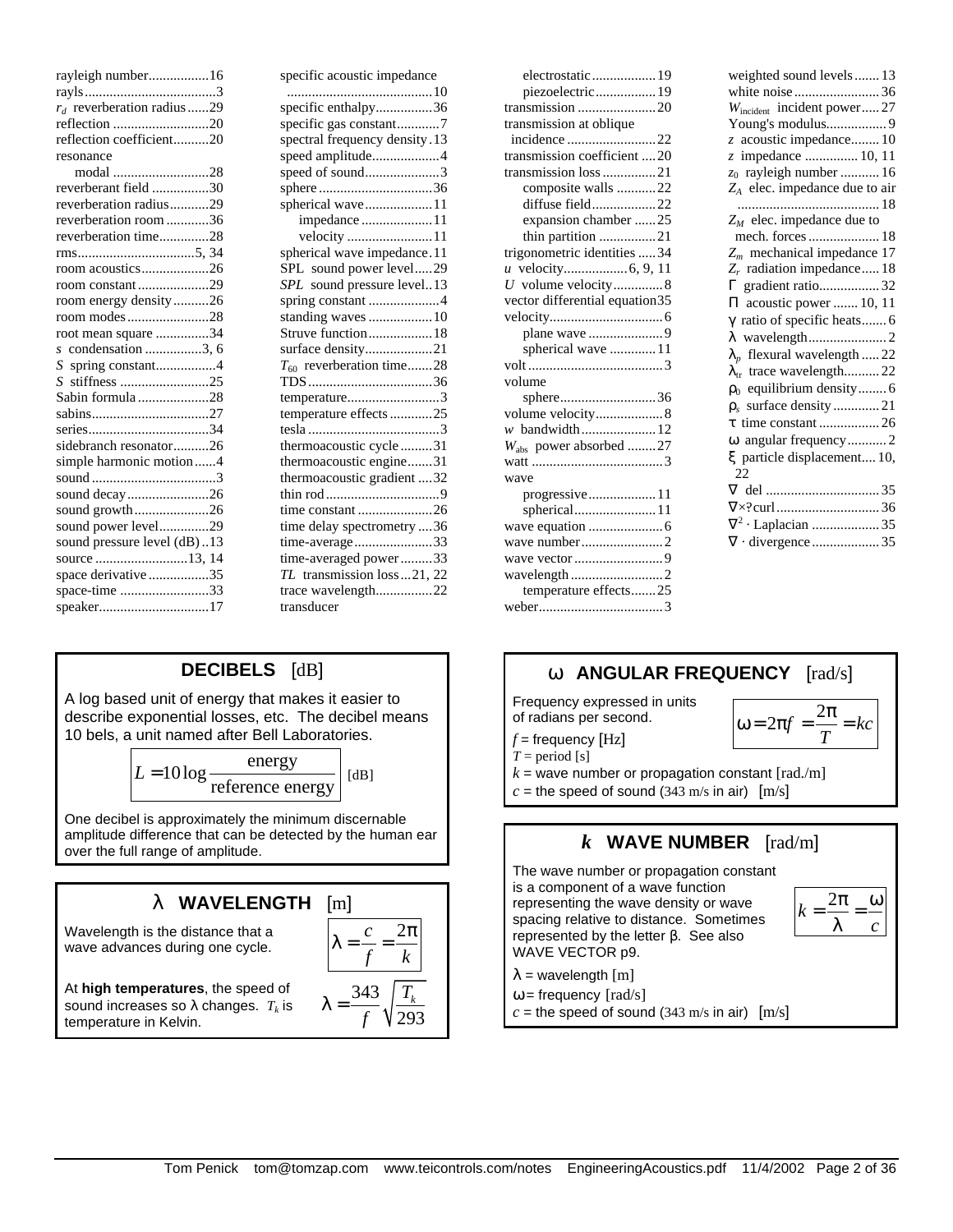rayleigh number.................16
rayls.....................................3
$r_d$ reverberation radius......29
reflection ...........................20
reflection coefficient..........20
resonance
  modal ...........................28
reverberant field ................30
reverberation radius...........29
reverberation room ............36
reverberation time..............28
rms.................................5, 34
room acoustics...................26
room constant ....................29
room energy density ..........26
room modes.......................28
root mean square ...............34
$s$ condensation ................3, 6
$S$ spring constant.................4
$S$ stiffness .........................25
Sabin formula ....................28
sabins.................................27
series..................................34
sidebranch resonator..........26
simple harmonic motion......4
sound ...................................3
sound decay.......................26
sound growth.....................26
sound power level.............29
sound pressure level (dB)..13
source .........................13, 14
space derivative .................35
space-time .........................33
speaker...............................17

specific acoustic impedance
 ........................................10
specific enthalpy................36
specific gas constant............7
spectral frequency density.13
speed amplitude...................4
speed of sound.....................3
sphere ................................36
spherical wave...................11
  impedance ...................11
  velocity ........................11
spherical wave impedance.11
SPL sound power level.....29
*SPL* sound pressure level..13
spring constant ....................4
standing waves ..................10
Struve function..................18
surface density...................21
$T_{60}$ reverberation time.......28
TDS...................................36
temperature..........................3
temperature effects ............25
tesla .....................................3
thermoacoustic cycle .........31
thermoacoustic engine.......31
thermoacoustic gradient ....32
thin rod................................9
time constant .....................26
time delay spectrometry ....36
time-average......................33
time-averaged power .........33
*TL* transmission loss...21, 22
trace wavelength................22
transducer

  electrostatic ..................19
  piezoelectric.................19
transmission ......................20
transmission at oblique
 incidence .........................22
transmission coefficient ....20
transmission loss ...............21
  composite walls ...........22
  diffuse field..................22
  expansion chamber ......25
  thin partition ................21
trigonometric identities .....34
$u$ velocity..................6, 9, 11
$U$ volume velocity.............8
vector differential equation35
velocity................................6
  plane wave ....................9
  spherical wave .............11
volt ......................................3
volume
  sphere...........................36
volume velocity...................8
$w$ bandwidth.....................12
$W_{abs}$ power absorbed ........27
watt .....................................3
wave
  progressive...................11
  spherical.......................11
wave equation .....................6
wave number.......................2
wave vector .........................9
wavelength ..........................2
  temperature effects.......25
weber...................................3

weighted sound levels.......13
white noise........................36
$W_{incident}$ incident power.....27
Young's modulus.................9
$z$ acoustic impedance........10
$z$ impedance ...............10, 11
$z_0$ rayleigh number ...........16
$Z_A$ elec. impedance due to air
 ........................................18
$Z_M$ elec. impedance due to
 mech. forces....................18
$Z_m$ mechanical impedance 17
$Z_r$ radiation impedance.....18
$\Gamma$ gradient ratio.................32
$\Pi$ acoustic power .......10, 11
$\gamma$ ratio of specific heats.......6
$\lambda$ wavelength......................2
$\lambda_p$ flexural wavelength .....22
$\lambda_{tr}$ trace wavelength..........22
$\rho_0$ equilibrium density........6
$\rho_s$ surface density .............21
$\tau$ time constant .................26
$\omega$ angular frequency...........2
$\xi$ particle displacement....10, 22
$\nabla$ del ...............................35
$\nabla\times$?curl.............................36
$\nabla^2 \cdot$ Laplacian ...................35
$\nabla \cdot$ divergence ...................35

## DECIBELS [dB]

A log based unit of energy that makes it easier to describe exponential losses, etc. The decibel means 10 bels, a unit named after Bell Laboratories.

$$L = 10\log\frac{\text{energy}}{\text{reference energy}} \quad \text{[dB]}$$

One decibel is approximately the minimum discernable amplitude difference that can be detected by the human ear over the full range of amplitude.

## $\lambda$ WAVELENGTH [m]

Wavelength is the distance that a wave advances during one cycle.

$$\lambda = \frac{c}{f} = \frac{2\pi}{k}$$

At **high temperatures**, the speed of sound increases so $\lambda$ changes. $T_k$ is temperature in Kelvin.

$$\lambda = \frac{343}{f}\sqrt{\frac{T_k}{293}}$$

## $\omega$ ANGULAR FREQUENCY [rad/s]

Frequency expressed in units of radians per second.

$$\omega = 2\pi f = \frac{2\pi}{T} = kc$$

$f$ = frequency [Hz]
$T$ = period [s]
$k$ = wave number or propagation constant [rad./m]
$c$ = the speed of sound (343 m/s in air) [m/s]

## $k$ WAVE NUMBER [rad/m]

The wave number or propagation constant is a component of a wave function representing the wave density or wave spacing relative to distance. Sometimes represented by the letter $\beta$. See also WAVE VECTOR p9.

$$k = \frac{2\pi}{\lambda} = \frac{\omega}{c}$$

$\lambda$ = wavelength [m]
$\omega$ = frequency [rad/s]
$c$ = the speed of sound (343 m/s in air) [m/s]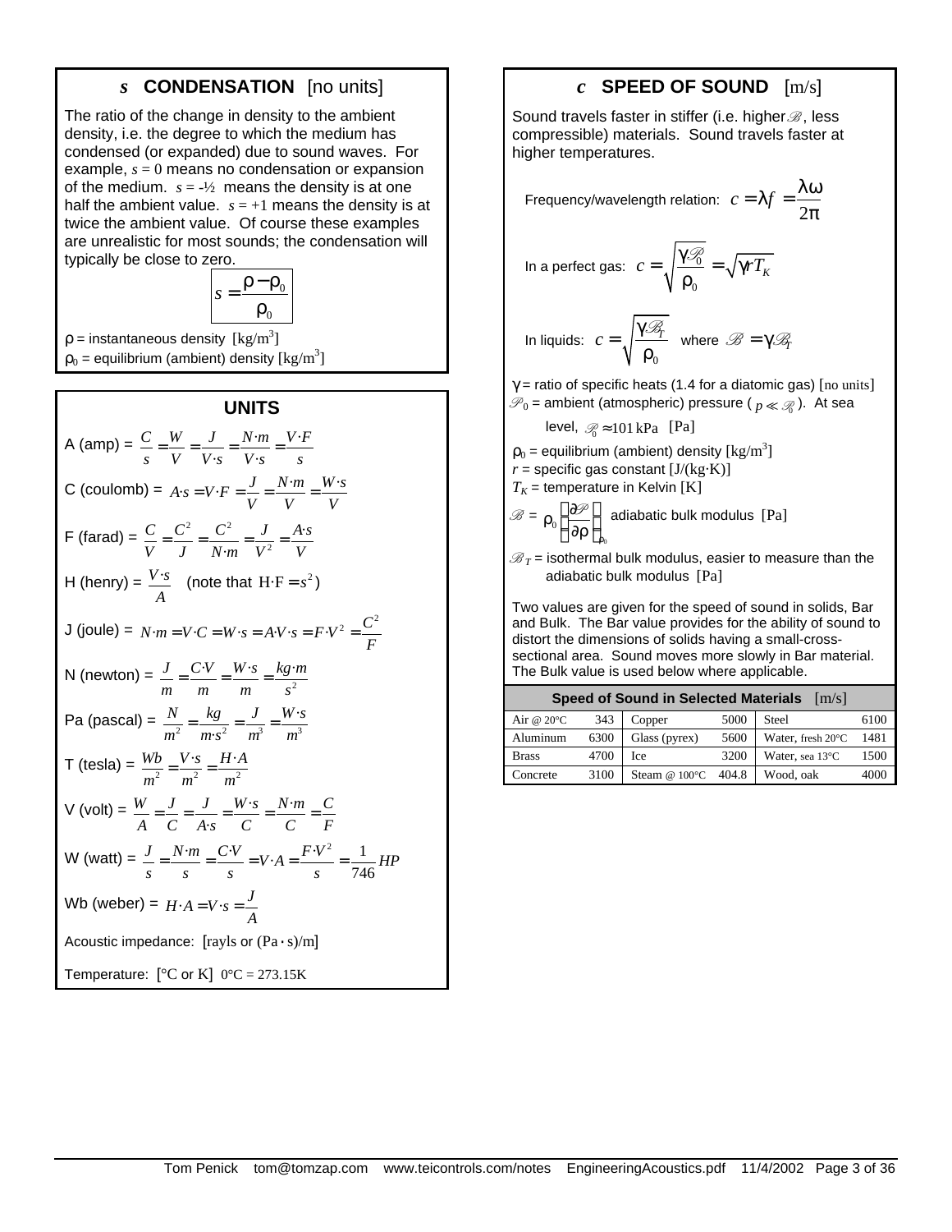## $s$ CONDENSATION [no units]

The ratio of the change in density to the ambient density, i.e. the degree to which the medium has condensed (or expanded) due to sound waves. For example, $s = 0$ means no condensation or expansion of the medium. $s = -½$ means the density is at one half the ambient value. $s = +1$ means the density is at twice the ambient value. Of course these examples are unrealistic for most sounds; the condensation will typically be close to zero.

$$s = \frac{\rho - \rho_0}{\rho_0}$$

$\rho$ = instantaneous density [kg/m³]
$\rho_0$ = equilibrium (ambient) density [kg/m³]

## UNITS

A (amp) = $\frac{C}{s} = \frac{W}{V} = \frac{J}{V \cdot s} = \frac{N \cdot m}{V \cdot s} = \frac{V \cdot F}{s}$

C (coulomb) = $A \cdot s = V \cdot F = \frac{J}{V} = \frac{N \cdot m}{V} = \frac{W \cdot s}{V}$

F (farad) = $\frac{C}{V} = \frac{C^2}{J} = \frac{C^2}{N \cdot m} = \frac{J}{V^2} = \frac{A \cdot s}{V}$

H (henry) = $\frac{V \cdot s}{A}$ (note that $\mathrm{H} \cdot \mathrm{F} = s^2$)

J (joule) = $N \cdot m = V \cdot C = W \cdot s = A \cdot V \cdot s = F \cdot V^2 = \frac{C^2}{F}$

N (newton) = $\frac{J}{m} = \frac{C \cdot V}{m} = \frac{W \cdot s}{m} = \frac{kg \cdot m}{s^2}$

Pa (pascal) = $\frac{N}{m^2} = \frac{kg}{m \cdot s^2} = \frac{J}{m^3} = \frac{W \cdot s}{m^3}$

T (tesla) = $\frac{Wb}{m^2} = \frac{V \cdot s}{m^2} = \frac{H \cdot A}{m^2}$

V (volt) = $\frac{W}{A} = \frac{J}{C} = \frac{J}{A \cdot s} = \frac{W \cdot s}{C} = \frac{N \cdot m}{C} = \frac{C}{F}$

W (watt) = $\frac{J}{s} = \frac{N \cdot m}{s} = \frac{C \cdot V}{s} = V \cdot A = \frac{F \cdot V^2}{s} = \frac{1}{746} HP$

Wb (weber) = $H \cdot A = V \cdot s = \frac{J}{A}$

Acoustic impedance: [rayls or (Pa · s)/m]

Temperature: [°C or K] 0°C = 273.15K

## $c$ SPEED OF SOUND [m/s]

Sound travels faster in stiffer (i.e. higher $\mathscr{B}$, less compressible) materials. Sound travels faster at higher temperatures.

Frequency/wavelength relation: $c = \lambda f = \frac{\lambda \omega}{2\pi}$

In a perfect gas: $c = \sqrt{\frac{\gamma \mathscr{P}_0}{\rho_0}} = \sqrt{\gamma r T_K}$

In liquids: $c = \sqrt{\frac{\gamma \mathscr{B}_T}{\rho_0}}$ where $\mathscr{B} = \gamma \mathscr{B}_T$

$\gamma$ = ratio of specific heats (1.4 for a diatomic gas) [no units]
$\mathscr{P}_0$ = ambient (atmospheric) pressure ($p \ll \mathscr{P}_0$). At sea level, $\mathscr{P}_0 \approx 101\,\mathrm{kPa}$ [Pa]
$\rho_0$ = equilibrium (ambient) density [kg/m³]
$r$ = specific gas constant [J/(kg·K)]
$T_K$ = temperature in Kelvin [K]
$\mathscr{B} = \rho_0 \left( \frac{\partial \mathscr{P}}{\partial \rho} \right)_{\rho_0}$ adiabatic bulk modulus [Pa]
$\mathscr{B}_T$ = isothermal bulk modulus, easier to measure than the adiabatic bulk modulus [Pa]

Two values are given for the speed of sound in solids, Bar and Bulk. The Bar value provides for the ability of sound to distort the dimensions of solids having a small-cross-sectional area. Sound moves more slowly in Bar material. The Bulk value is used below where applicable.

**Speed of Sound in Selected Materials** [m/s]

| Material | m/s | Material | m/s | Material | m/s |
|---|---|---|---|---|---|
| Air @ 20°C | 343 | Copper | 5000 | Steel | 6100 |
| Aluminum | 6300 | Glass (pyrex) | 5600 | Water, fresh 20°C | 1481 |
| Brass | 4700 | Ice | 3200 | Water, sea 13°C | 1500 |
| Concrete | 3100 | Steam @ 100°C | 404.8 | Wood, oak | 4000 |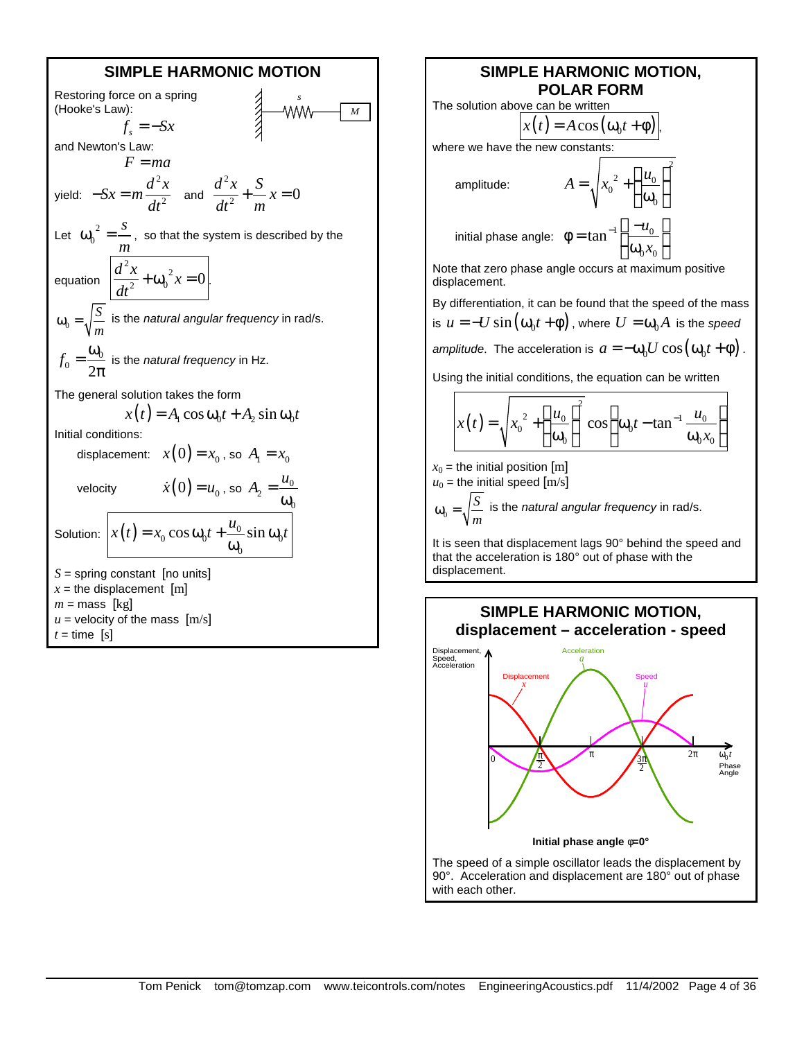## SIMPLE HARMONIC MOTION

Restoring force on a spring (Hooke's Law):

$$f_s = -Sx$$

and Newton's Law:

$$F = ma$$

yield: $-Sx = m\dfrac{d^2x}{dt^2}$ and $\dfrac{d^2x}{dt^2} + \dfrac{S}{m}x = 0$

Let $\omega_0^{\ 2} = \dfrac{S}{m}$, so that the system is described by the equation $\boxed{\dfrac{d^2x}{dt^2} + \omega_0^{\ 2}x = 0}$.

$\omega_0 = \sqrt{\dfrac{S}{m}}$ is the *natural angular frequency* in rad/s.

$f_0 = \dfrac{\omega_0}{2\pi}$ is the *natural frequency* in Hz.

The general solution takes the form

$$x(t) = A_1 \cos \omega_0 t + A_2 \sin \omega_0 t$$

Initial conditions:

displacement: $x(0) = x_0$, so $A_1 = x_0$

velocity $\dot{x}(0) = u_0$, so $A_2 = \dfrac{u_0}{\omega_0}$

Solution: $\boxed{x(t) = x_0 \cos \omega_0 t + \dfrac{u_0}{\omega_0} \sin \omega_0 t}$

$S$ = spring constant [no units]
$x$ = the displacement [m]
$m$ = mass [kg]
$u$ = velocity of the mass [m/s]
$t$ = time [s]

## SIMPLE HARMONIC MOTION, POLAR FORM

The solution above can be written

$$\boxed{x(t) = A\cos(\omega_0 t + \phi)},$$

where we have the new constants:

amplitude: $A = \sqrt{x_0^{\ 2} + \left(\dfrac{u_0}{\omega_0}\right)^2}$

initial phase angle: $\phi = \tan^{-1}\left(\dfrac{-u_0}{\omega_0 x_0}\right)$

Note that zero phase angle occurs at maximum positive displacement.

By differentiation, it can be found that the speed of the mass is $u = -U \sin(\omega_0 t + \phi)$, where $U = \omega_0 A$ is the *speed amplitude*. The acceleration is $a = -\omega_0 U \cos(\omega_0 t + \phi)$.

Using the initial conditions, the equation can be written

$$\boxed{x(t) = \sqrt{x_0^{\ 2} + \left(\dfrac{u_0}{\omega_0}\right)^2} \cos\left(\omega_0 t - \tan^{-1}\dfrac{u_0}{\omega_0 x_0}\right)}$$

$x_0$ = the initial position [m]
$u_0$ = the initial speed [m/s]
$\omega_0 = \sqrt{\dfrac{S}{m}}$ is the *natural angular frequency* in rad/s.

It is seen that displacement lags 90° behind the speed and that the acceleration is 180° out of phase with the displacement.

## SIMPLE HARMONIC MOTION, displacement – acceleration - speed

**Initial phase angle $\phi$=0°**

The speed of a simple oscillator leads the displacement by 90°. Acceleration and displacement are 180° out of phase with each other.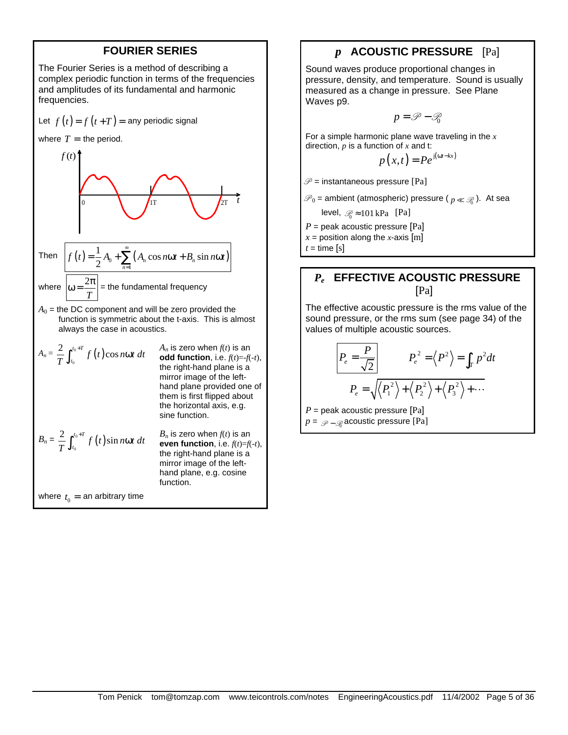## FOURIER SERIES

The Fourier Series is a method of describing a complex periodic function in terms of the frequencies and amplitudes of its fundamental and harmonic frequencies.

Let $f(t) = f(t+T) =$ any periodic signal

where $T =$ the period.

Then
$$f(t) = \frac{1}{2}A_0 + \sum_{n=1}^{\infty}\left(A_n \cos n\omega t + B_n \sin n\omega t\right)$$

where $\omega = \frac{2\pi}{T}$ = the fundamental frequency

$A_0$ = the DC component and will be zero provided the function is symmetric about the t-axis. This is almost always the case in acoustics.

$$A_n = \frac{2}{T}\int_{t_0}^{t_0+T} f(t)\cos n\omega t \, dt$$

$A_n$ is zero when $f(t)$ is an **odd function**, i.e. $f(t)=-f(-t)$, the right-hand plane is a mirror image of the left-hand plane provided one of them is first flipped about the horizontal axis, e.g. sine function.

$$B_n = \frac{2}{T}\int_{t_0}^{t_0+T} f(t)\sin n\omega t \, dt$$

$B_n$ is zero when $f(t)$ is an **even function**, i.e. $f(t)=f(-t)$, the right-hand plane is a mirror image of the left-hand plane, e.g. cosine function.

where $t_0 =$ an arbitrary time

## *p* ACOUSTIC PRESSURE [Pa]

Sound waves produce proportional changes in pressure, density, and temperature. Sound is usually measured as a change in pressure. See Plane Waves p9.

$$p = \mathscr{P} - \mathscr{P}_0$$

For a simple harmonic plane wave traveling in the $x$ direction, $p$ is a function of $x$ and t:

$$p(x,t) = Pe^{j(\omega t - kx)}$$

$\mathscr{P}$ = instantaneous pressure [Pa]

$\mathscr{P}_0$ = ambient (atmospheric) pressure ($p \ll \mathscr{P}_0$). At sea level, $\mathscr{P}_0 \approx 101\,\text{kPa}$ [Pa]

$P$ = peak acoustic pressure [Pa]

$x$ = position along the $x$-axis [m]

$t$ = time [s]

## $P_e$ EFFECTIVE ACOUSTIC PRESSURE [Pa]

The effective acoustic pressure is the rms value of the sound pressure, or the rms sum (see page 34) of the values of multiple acoustic sources.

$$P_e = \frac{P}{\sqrt{2}} \qquad P_e^2 = \left\langle P^2 \right\rangle = \int_T p^2 dt$$

$$P_e = \sqrt{\left\langle P_1^2 \right\rangle + \left\langle P_2^2 \right\rangle + \left\langle P_3^2 \right\rangle + \cdots}$$

$P$ = peak acoustic pressure [Pa]

$p = \mathscr{P} - \mathscr{P}_0$ acoustic pressure [Pa]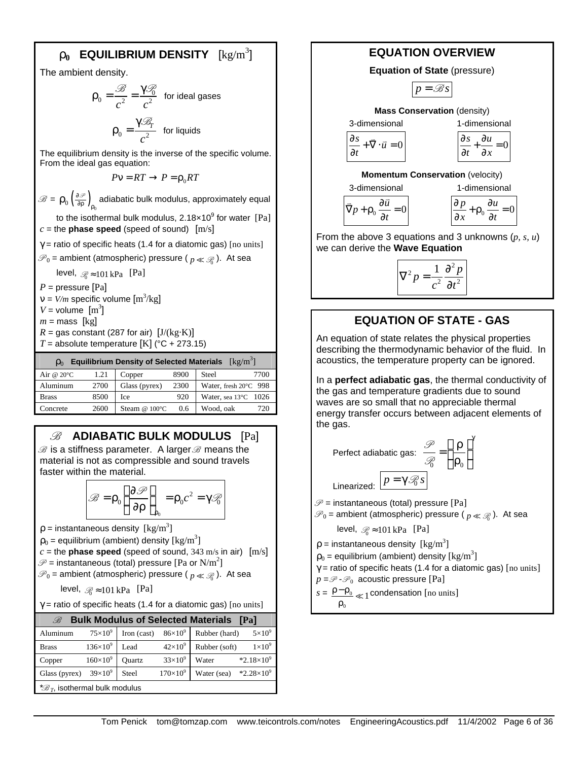## $\rho_0$ EQUILIBRIUM DENSITY [kg/m$^3$]

The ambient density.

$$\rho_0 = \frac{\mathscr{B}}{c^2} = \frac{\gamma \mathscr{P}_0}{c^2} \quad \text{for ideal gases}$$

$$\rho_0 = \frac{\gamma \mathscr{B}_T}{c^2} \quad \text{for liquids}$$

The equilibrium density is the inverse of the specific volume. From the ideal gas equation:

$$P\nu = RT \rightarrow P = \rho_0 RT$$

$\mathscr{B} = \rho_0 \left(\frac{\partial \mathscr{P}}{\partial \rho}\right)_{\rho_0}$ adiabatic bulk modulus, approximately equal to the isothermal bulk modulus, $2.18\times10^9$ for water [Pa]

$c$ = the **phase speed** (speed of sound) [m/s]

$\gamma$ = ratio of specific heats (1.4 for a diatomic gas) [no units]

$\mathscr{P}_0$ = ambient (atmospheric) pressure ($p \ll \mathscr{P}_0$). At sea level, $\mathscr{P}_0 \approx 101$ kPa [Pa]

$P$ = pressure [Pa]

$\nu = V/m$ specific volume [m$^3$/kg]

$V$ = volume [m$^3$]

$m$ = mass [kg]

$R$ = gas constant (287 for air) [J/(kg·K)]

$T$ = absolute temperature [K] (°C + 273.15)

| $\rho_0$ Equilibrium Density of Selected Materials [kg/m$^3$] | | | | | |
|---|---|---|---|---|---|
| Air @ 20°C | 1.21 | Copper | 8900 | Steel | 7700 |
| Aluminum | 2700 | Glass (pyrex) | 2300 | Water, fresh 20°C | 998 |
| Brass | 8500 | Ice | 920 | Water, sea 13°C | 1026 |
| Concrete | 2600 | Steam @ 100°C | 0.6 | Wood, oak | 720 |

## $\mathscr{B}$ ADIABATIC BULK MODULUS [Pa]

$\mathscr{B}$ is a stiffness parameter. A larger $\mathscr{B}$ means the material is not as compressible and sound travels faster within the material.

$$\mathscr{B} = \rho_0 \left(\frac{\partial \mathscr{P}}{\partial \rho}\right)_{\rho_0} = \rho_0 c^2 = \gamma \mathscr{P}_0$$

$\rho$ = instantaneous density [kg/m$^3$]

$\rho_0$ = equilibrium (ambient) density [kg/m$^3$]

$c$ = the **phase speed** (speed of sound, 343 m/s in air) [m/s]

$\mathscr{P}$ = instantaneous (total) pressure [Pa or N/m$^2$]

$\mathscr{P}_0$ = ambient (atmospheric) pressure ($p \ll \mathscr{P}_0$). At sea level, $\mathscr{P}_0 \approx 101$ kPa [Pa]

$\gamma$ = ratio of specific heats (1.4 for a diatomic gas) [no units]

| $\mathscr{B}$ Bulk Modulus of Selected Materials [Pa] | | | | | |
|---|---|---|---|---|---|
| Aluminum | $75\times10^9$ | Iron (cast) | $86\times10^9$ | Rubber (hard) | $5\times10^9$ |
| Brass | $136\times10^9$ | Lead | $42\times10^9$ | Rubber (soft) | $1\times10^9$ |
| Copper | $160\times10^9$ | Quartz | $33\times10^9$ | Water | *$2.18\times10^9$ |
| Glass (pyrex) | $39\times10^9$ | Steel | $170\times10^9$ | Water (sea) | *$2.28\times10^9$ |

*$\mathscr{B}_T$, isothermal bulk modulus

## EQUATION OVERVIEW

**Equation of State** (pressure)

$$p = \mathscr{B} s$$

**Mass Conservation** (density)

3-dimensional:
$$\frac{\partial s}{\partial t} + \vec{\nabla} \cdot \vec{u} = 0$$

1-dimensional:
$$\frac{\partial s}{\partial t} + \frac{\partial u}{\partial x} = 0$$

**Momentum Conservation** (velocity)

3-dimensional:
$$\vec{\nabla} p + \rho_0 \frac{\partial \vec{u}}{\partial t} = 0$$

1-dimensional:
$$\frac{\partial p}{\partial x} + \rho_0 \frac{\partial u}{\partial t} = 0$$

From the above 3 equations and 3 unknowns ($p, s, u$) we can derive the **Wave Equation**

$$\nabla^2 p = \frac{1}{c^2} \frac{\partial^2 p}{\partial t^2}$$

## EQUATION OF STATE - GAS

An equation of state relates the physical properties describing the thermodynamic behavior of the fluid. In acoustics, the temperature property can be ignored.

In a **perfect adiabatic gas**, the thermal conductivity of the gas and temperature gradients due to sound waves are so small that no appreciable thermal energy transfer occurs between adjacent elements of the gas.

Perfect adiabatic gas:
$$\frac{\mathscr{P}}{\mathscr{P}_0} = \left(\frac{\rho}{\rho_0}\right)^\gamma$$

Linearized:
$$p = \gamma \mathscr{P}_0 s$$

$\mathscr{P}$ = instantaneous (total) pressure [Pa]

$\mathscr{P}_0$ = ambient (atmospheric) pressure ($p \ll \mathscr{P}_0$). At sea level, $\mathscr{P}_0 \approx 101$ kPa [Pa]

$\rho$ = instantaneous density [kg/m$^3$]

$\rho_0$ = equilibrium (ambient) density [kg/m$^3$]

$\gamma$ = ratio of specific heats (1.4 for a diatomic gas) [no units]

$p = \mathscr{P} - \mathscr{P}_0$ acoustic pressure [Pa]

$s = \dfrac{\rho - \rho_0}{\rho_0} \ll 1$ condensation [no units]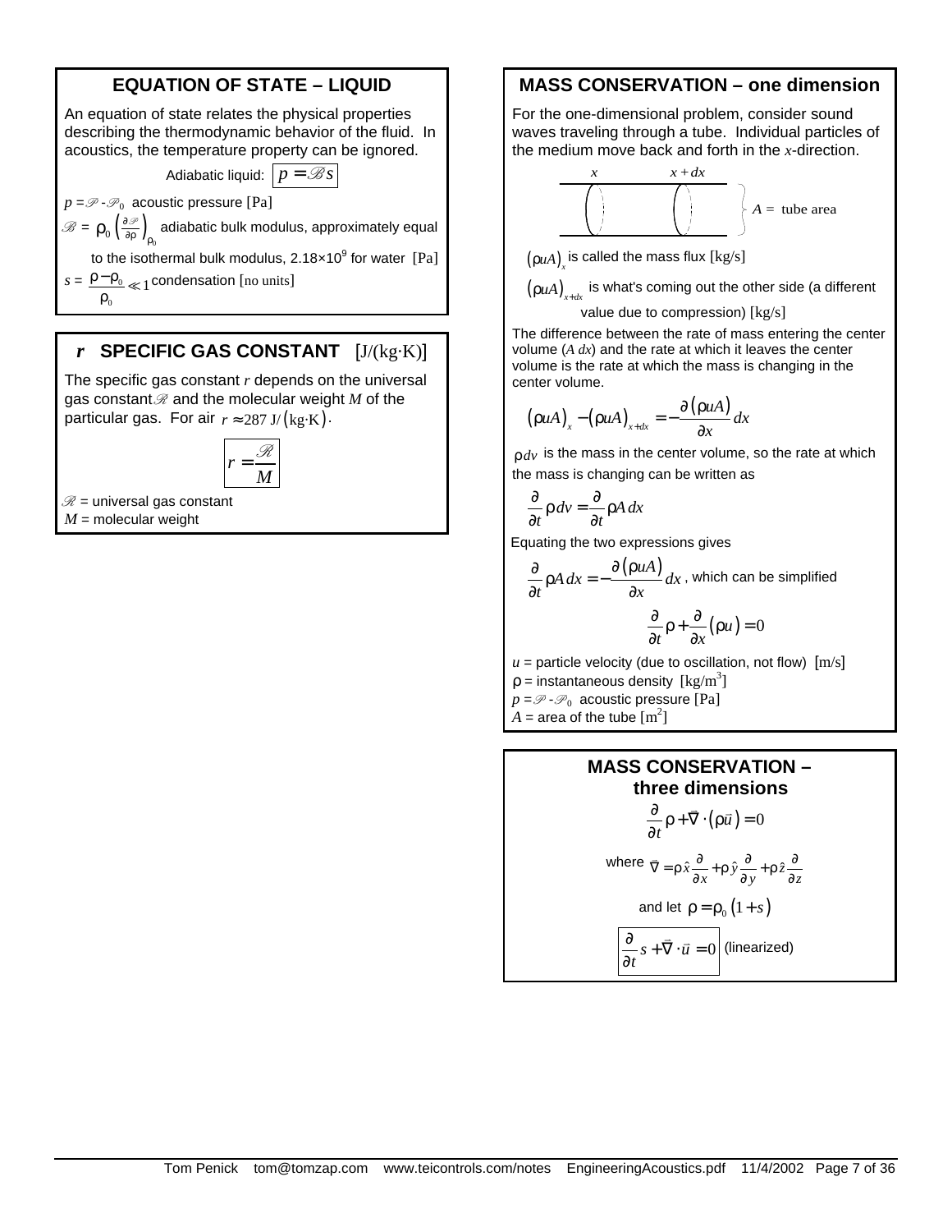## EQUATION OF STATE – LIQUID

An equation of state relates the physical properties describing the thermodynamic behavior of the fluid. In acoustics, the temperature property can be ignored.

Adiabatic liquid: $p = \mathscr{B} s$

$p = \mathscr{P} - \mathscr{P}_0$ acoustic pressure [Pa]

$\mathscr{B} = \rho_0 \left( \frac{\partial \mathscr{P}}{\partial \rho} \right)_{\rho_0}$ adiabatic bulk modulus, approximately equal to the isothermal bulk modulus, $2.18 \times 10^9$ for water [Pa]

$s = \frac{\rho - \rho_0}{\rho_0} \ll 1$ condensation [no units]

## *r* SPECIFIC GAS CONSTANT [J/(kg·K)]

The specific gas constant $r$ depends on the universal gas constant $\mathscr{R}$ and the molecular weight $M$ of the particular gas. For air $r \approx 287 \text{ J}/(\text{kg}\cdot\text{K})$.

$$r = \frac{\mathscr{R}}{M}$$

$\mathscr{R}$ = universal gas constant
$M$ = molecular weight

## MASS CONSERVATION – one dimension

For the one-dimensional problem, consider sound waves traveling through a tube. Individual particles of the medium move back and forth in the $x$-direction.

$x$ $\quad x + dx \quad$ $A$ = tube area

$(\rho u A)_x$ is called the mass flux [kg/s]

$(\rho u A)_{x+dx}$ is what's coming out the other side (a different value due to compression) [kg/s]

The difference between the rate of mass entering the center volume ($A\,dx$) and the rate at which it leaves the center volume is the rate at which the mass is changing in the center volume.

$$(\rho u A)_x - (\rho u A)_{x+dx} = -\frac{\partial(\rho u A)}{\partial x} dx$$

$\rho\, dv$ is the mass in the center volume, so the rate at which the mass is changing can be written as

$$\frac{\partial}{\partial t} \rho\, dv = \frac{\partial}{\partial t} \rho A\, dx$$

Equating the two expressions gives

$$\frac{\partial}{\partial t} \rho A\, dx = -\frac{\partial(\rho u A)}{\partial x} dx \text{, which can be simplified}$$

$$\frac{\partial}{\partial t} \rho + \frac{\partial}{\partial x}(\rho u) = 0$$

$u$ = particle velocity (due to oscillation, not flow) [m/s]
$\rho$ = instantaneous density [kg/m$^3$]
$p = \mathscr{P} - \mathscr{P}_0$ acoustic pressure [Pa]
$A$ = area of the tube [m$^2$]

## MASS CONSERVATION – three dimensions

$$\frac{\partial}{\partial t} \rho + \vec{\nabla} \cdot (\rho \vec{u}) = 0$$

where $\vec{\nabla} = \rho \hat{x} \frac{\partial}{\partial x} + \rho \hat{y} \frac{\partial}{\partial y} + \rho \hat{z} \frac{\partial}{\partial z}$

and let $\rho = \rho_0 (1 + s)$

$$\frac{\partial}{\partial t} s + \vec{\nabla} \cdot \vec{u} = 0 \text{ (linearized)}$$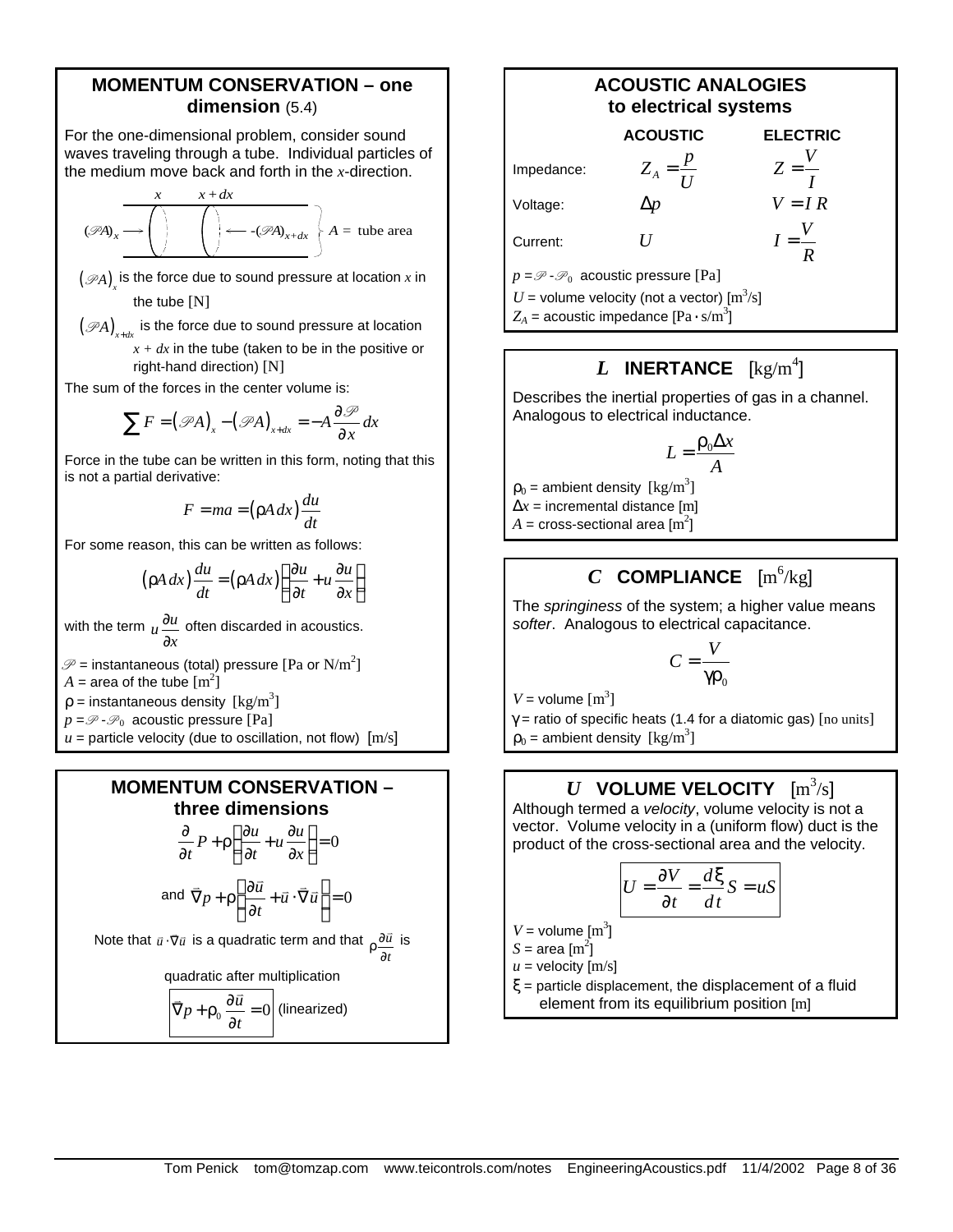## MOMENTUM CONSERVATION – one dimension (5.4)

For the one-dimensional problem, consider sound waves traveling through a tube. Individual particles of the medium move back and forth in the *x*-direction.

$$(\mathscr{P}A)_x \longrightarrow \quad x \quad x+dx \quad \longleftarrow -(\mathscr{P}A)_{x+dx} \qquad A = \text{ tube area}$$

$(\mathscr{P}A)_x$ is the force due to sound pressure at location $x$ in the tube [N]

$(\mathscr{P}A)_{x+dx}$ is the force due to sound pressure at location $x + dx$ in the tube (taken to be in the positive or right-hand direction) [N]

The sum of the forces in the center volume is:

$$\sum F = (\mathscr{P}A)_x - (\mathscr{P}A)_{x+dx} = -A\frac{\partial \mathscr{P}}{\partial x}dx$$

Force in the tube can be written in this form, noting that this is not a partial derivative:

$$F = ma = (\rho A\,dx)\frac{du}{dt}$$

For some reason, this can be written as follows:

$$(\rho A\,dx)\frac{du}{dt} = (\rho A\,dx)\left(\frac{\partial u}{\partial t} + u\frac{\partial u}{\partial x}\right)$$

with the term $u\frac{\partial u}{\partial x}$ often discarded in acoustics.

$\mathscr{P}$ = instantaneous (total) pressure [Pa or N/m$^2$]
$A$ = area of the tube [m$^2$]
$\rho$ = instantaneous density [kg/m$^3$]
$p = \mathscr{P} - \mathscr{P}_0$ acoustic pressure [Pa]
$u$ = particle velocity (due to oscillation, not flow) [m/s]

## MOMENTUM CONSERVATION – three dimensions

$$\frac{\partial}{\partial t}P + \rho\left(\frac{\partial u}{\partial t} + u\frac{\partial u}{\partial x}\right) = 0$$

and

$$\vec{\nabla}p + \rho\left(\frac{\partial \vec{u}}{\partial t} + \vec{u}\cdot\vec{\nabla}\vec{u}\right) = 0$$

Note that $\vec{u}\cdot\nabla\vec{u}$ is a quadratic term and that $\rho\frac{\partial \vec{u}}{\partial t}$ is quadratic after multiplication

$$\boxed{\vec{\nabla}p + \rho_0\frac{\partial \vec{u}}{\partial t} = 0} \text{ (linearized)}$$

## ACOUSTIC ANALOGIES to electrical systems

| | ACOUSTIC | ELECTRIC |
|---|---|---|
| Impedance: | $Z_A = \frac{p}{U}$ | $Z = \frac{V}{I}$ |
| Voltage: | $\Delta p$ | $V = IR$ |
| Current: | $U$ | $I = \frac{V}{R}$ |

$p = \mathscr{P} - \mathscr{P}_0$ acoustic pressure [Pa]
$U$ = volume velocity (not a vector) [m$^3$/s]
$Z_A$ = acoustic impedance [Pa·s/m$^3$]

## $L$ INERTANCE [kg/m$^4$]

Describes the inertial properties of gas in a channel. Analogous to electrical inductance.

$$L = \frac{\rho_0 \Delta x}{A}$$

$\rho_0$ = ambient density [kg/m$^3$]
$\Delta x$ = incremental distance [m]
$A$ = cross-sectional area [m$^2$]

## $C$ COMPLIANCE [m$^6$/kg]

The *springiness* of the system; a higher value means *softer*. Analogous to electrical capacitance.

$$C = \frac{V}{\gamma \rho_0}$$

$V$ = volume [m$^3$]
$\gamma$ = ratio of specific heats (1.4 for a diatomic gas) [no units]
$\rho_0$ = ambient density [kg/m$^3$]

## $U$ VOLUME VELOCITY [m$^3$/s]

Although termed a *velocity*, volume velocity is not a vector. Volume velocity in a (uniform flow) duct is the product of the cross-sectional area and the velocity.

$$\boxed{U = \frac{\partial V}{\partial t} = \frac{d\xi}{dt}S = uS}$$

$V$ = volume [m$^3$]
$S$ = area [m$^2$]
$u$ = velocity [m/s]
$\xi$ = particle displacement, the displacement of a fluid element from its equilibrium position [m]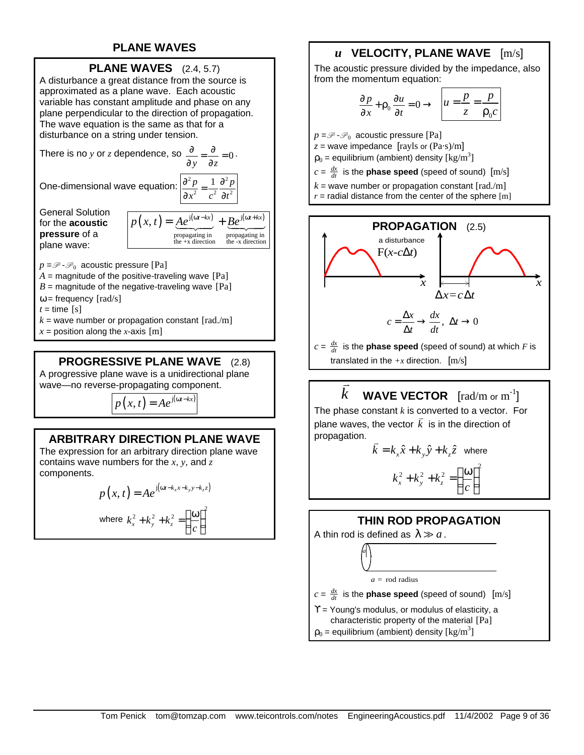# PLANE WAVES

## PLANE WAVES (2.4, 5.7)

A disturbance a great distance from the source is approximated as a plane wave. Each acoustic variable has constant amplitude and phase on any plane perpendicular to the direction of propagation. The wave equation is the same as that for a disturbance on a string under tension.

There is no $y$ or $z$ dependence, so $\frac{\partial}{\partial y} = \frac{\partial}{\partial z} = 0$.

One-dimensional wave equation: $$\frac{\partial^2 p}{\partial x^2} = \frac{1}{c^2}\frac{\partial^2 p}{\partial t^2}$$

General Solution for the **acoustic pressure** of a plane wave:

$$p(x,t) = \underbrace{Ae^{j(\omega t - kx)}}_{\text{propagating in the +x direction}} + \underbrace{Be^{j(\omega t + kx)}}_{\text{propagating in the -x direction}}$$

$p = \mathscr{P} - \mathscr{P}_0$ acoustic pressure [Pa]
$A$ = magnitude of the positive-traveling wave [Pa]
$B$ = magnitude of the negative-traveling wave [Pa]
$\omega$ = frequency [rad/s]
$t$ = time [s]
$k$ = wave number or propagation constant [rad./m]
$x$ = position along the $x$-axis [m]

## PROGRESSIVE PLANE WAVE (2.8)

A progressive plane wave is a unidirectional plane wave—no reverse-propagating component.

$$p(x,t) = Ae^{j(\omega t - kx)}$$

## ARBITRARY DIRECTION PLANE WAVE

The expression for an arbitrary direction plane wave contains wave numbers for the $x$, $y$, and $z$ components.

$$p(x,t) = Ae^{j(\omega t - k_x x - k_y y - k_z z)}$$

where $k_x^2 + k_y^2 + k_z^2 = \left(\frac{\omega}{c}\right)^2$

## $u$ VELOCITY, PLANE WAVE [m/s]

The acoustic pressure divided by the impedance, also from the momentum equation:

$$\frac{\partial p}{\partial x} + \rho_0 \frac{\partial u}{\partial t} = 0 \rightarrow \quad u = \frac{p}{z} = \frac{p}{\rho_0 c}$$

$p = \mathscr{P} - \mathscr{P}_0$ acoustic pressure [Pa]
$z$ = wave impedance [rayls or (Pa·s)/m]
$\rho_0$ = equilibrium (ambient) density [kg/m$^3$]
$c = \frac{dx}{dt}$ is the **phase speed** (speed of sound) [m/s]
$k$ = wave number or propagation constant [rad./m]
$r$ = radial distance from the center of the sphere [m]

## PROPAGATION (2.5)

a disturbance $F(x - c\Delta t)$

$\Delta x = c\Delta t$

$$c = \frac{\Delta x}{\Delta t} \rightarrow \frac{dx}{dt}, \; \Delta t \rightarrow 0$$

$c = \frac{dx}{dt}$ is the **phase speed** (speed of sound) at which $F$ is translated in the $+x$ direction. [m/s]

## $\vec{k}$ WAVE VECTOR [rad/m or m$^{-1}$]

The phase constant $k$ is converted to a vector. For plane waves, the vector $\vec{k}$ is in the direction of propagation.

$$\vec{k} = k_x\hat{x} + k_y\hat{y} + k_z\hat{z} \quad \text{where}$$

$$k_x^2 + k_y^2 + k_z^2 = \left(\frac{\omega}{c}\right)^2$$

## THIN ROD PROPAGATION

A thin rod is defined as $\lambda \gg a$.

$a$ = rod radius

$c = \frac{dx}{dt}$ is the **phase speed** (speed of sound) [m/s]
$\Upsilon$ = Young's modulus, or modulus of elasticity, a characteristic property of the material [Pa]
$\rho_0$ = equilibrium (ambient) density [kg/m$^3$]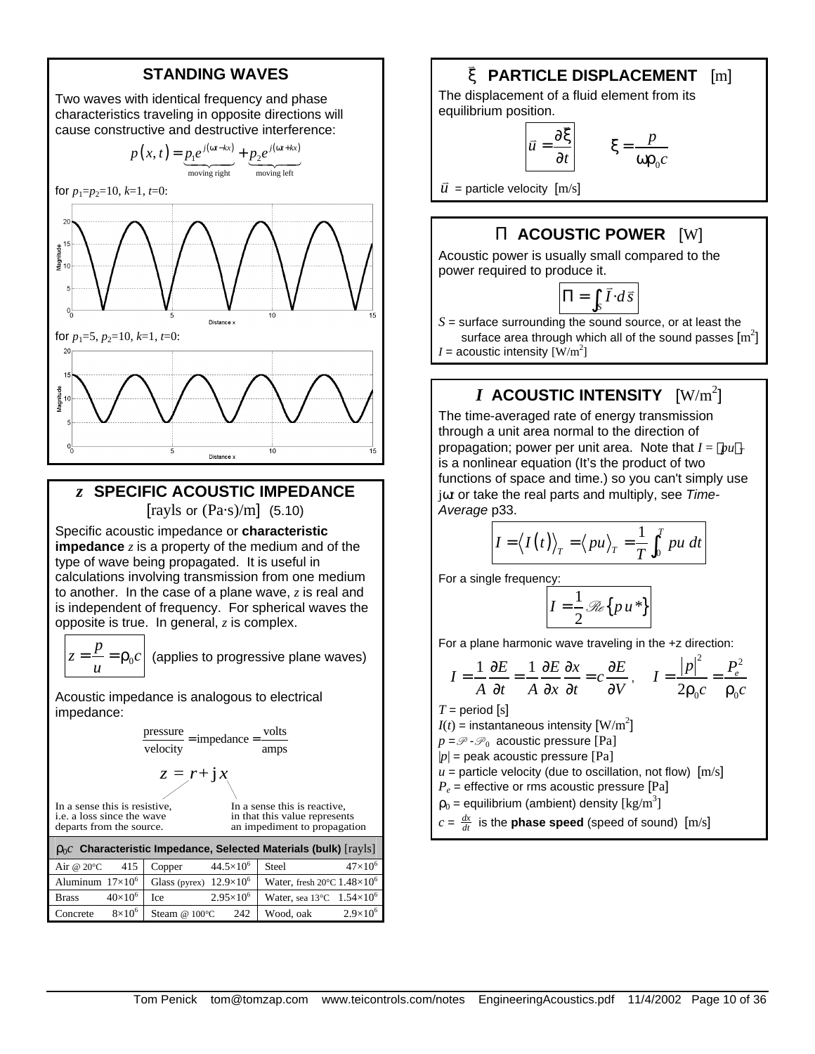## STANDING WAVES

Two waves with identical frequency and phase characteristics traveling in opposite directions will cause constructive and destructive interference:

$$p(x,t) = \underbrace{p_1 e^{j(\omega t - kx)}}_{\text{moving right}} + \underbrace{p_2 e^{j(\omega t + kx)}}_{\text{moving left}}$$

for $p_1$=$p_2$=10, $k$=1, $t$=0:

for $p_1$=5, $p_2$=10, $k$=1, $t$=0:

## $z$ SPECIFIC ACOUSTIC IMPEDANCE

[rayls or (Pa·s)/m] (5.10)

Specific acoustic impedance or **characteristic impedance** $z$ is a property of the medium and of the type of wave being propagated. It is useful in calculations involving transmission from one medium to another. In the case of a plane wave, $z$ is real and is independent of frequency. For spherical waves the opposite is true. In general, $z$ is complex.

$$z = \frac{p}{u} = \rho_0 c$$ (applies to progressive plane waves)

Acoustic impedance is analogous to electrical impedance:

$$\frac{\text{pressure}}{\text{velocity}} = \text{impedance} = \frac{\text{volts}}{\text{amps}}$$

$$z = r + \mathrm{j}\,x$$

- $r$: In a sense this is resistive, i.e. a loss since the wave departs from the source.
- $x$: In a sense this is reactive, in that this value represents an impediment to propagation

**$\rho_0 c$ Characteristic Impedance, Selected Materials (bulk)** [rayls]

| Material | Value | Material | Value | Material | Value |
|---|---|---|---|---|---|
| Air @ 20°C | 415 | Copper | $44.5\times10^6$ | Steel | $47\times10^6$ |
| Aluminum | $17\times10^6$ | Glass (pyrex) | $12.9\times10^6$ | Water, fresh 20°C | $1.48\times10^6$ |
| Brass | $40\times10^6$ | Ice | $2.95\times10^6$ | Water, sea 13°C | $1.54\times10^6$ |
| Concrete | $8\times10^6$ | Steam @ 100°C | 242 | Wood, oak | $2.9\times10^6$ |

## $\vec{\xi}$ PARTICLE DISPLACEMENT [m]

The displacement of a fluid element from its equilibrium position.

$$\vec{u} = \frac{\partial \vec{\xi}}{\partial t} \qquad \xi = \frac{p}{\omega \rho_0 c}$$

$\vec{u}$ = particle velocity [m/s]

## $\Pi$ ACOUSTIC POWER [W]

Acoustic power is usually small compared to the power required to produce it.

$$\Pi = \int_S \vec{I} \cdot d\vec{s}$$

$S$ = surface surrounding the sound source, or at least the surface area through which all of the sound passes [m$^2$]
$I$ = acoustic intensity [W/m$^2$]

## $I$ ACOUSTIC INTENSITY [W/m$^2$]

The time-averaged rate of energy transmission through a unit area normal to the direction of propagation; power per unit area. Note that $I = \langle pu \rangle_T$ is a nonlinear equation (It's the product of two functions of space and time.) so you can't simply use j$\omega t$ or take the real parts and multiply, see *Time-Average* p33.

$$I = \langle I(t) \rangle_T = \langle pu \rangle_T = \frac{1}{T}\int_0^T pu\; dt$$

For a single frequency:

$$I = \frac{1}{2}\,\mathcal{R}e\{p\,u^*\}$$

For a plane harmonic wave traveling in the +z direction:

$$I = \frac{1}{A}\frac{\partial E}{\partial t} = \frac{1}{A}\frac{\partial E}{\partial x}\frac{\partial x}{\partial t} = c\frac{\partial E}{\partial V}, \quad I = \frac{|p|^2}{2\rho_0 c} = \frac{P_e^2}{\rho_0 c}$$

$T$ = period [s]
$I(t)$ = instantaneous intensity [W/m$^2$]
$p = \mathscr{P} - \mathscr{P}_0$ acoustic pressure [Pa]
$|p|$ = peak acoustic pressure [Pa]
$u$ = particle velocity (due to oscillation, not flow) [m/s]
$P_e$ = effective or rms acoustic pressure [Pa]
$\rho_0$ = equilibrium (ambient) density [kg/m$^3$]
$c = \frac{dx}{dt}$ is the **phase speed** (speed of sound) [m/s]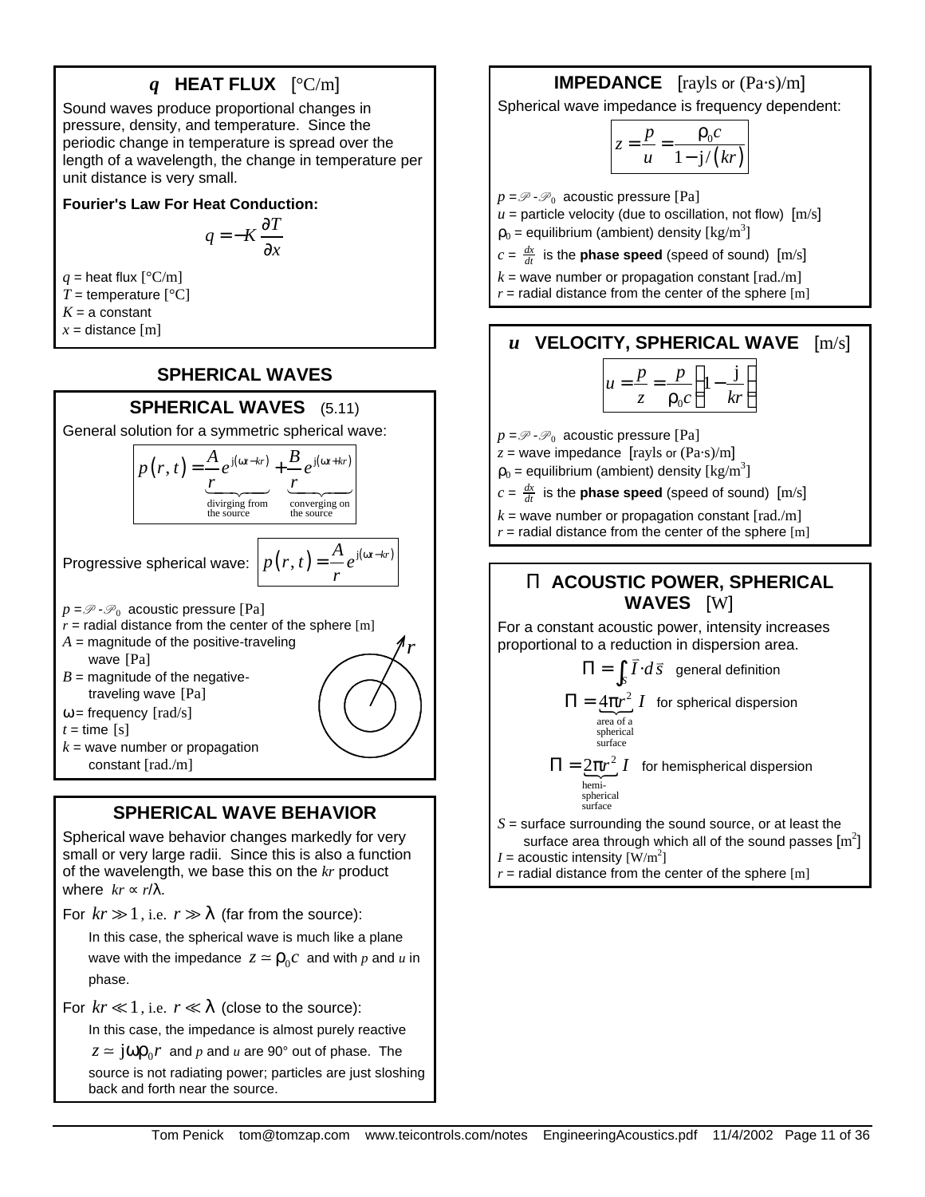## $q$ HEAT FLUX [°C/m]

Sound waves produce proportional changes in pressure, density, and temperature. Since the periodic change in temperature is spread over the length of a wavelength, the change in temperature per unit distance is very small.

**Fourier's Law For Heat Conduction:**

$$q = -K \frac{\partial T}{\partial x}$$

$q$ = heat flux [°C/m]
$T$ = temperature [°C]
$K$ = a constant
$x$ = distance [m]

# SPHERICAL WAVES

## SPHERICAL WAVES (5.11)

General solution for a symmetric spherical wave:

$$p(r,t) = \underbrace{\frac{A}{r} e^{j(\omega t - kr)}}_{\text{divirging from the source}} + \underbrace{\frac{B}{r} e^{j(\omega t + kr)}}_{\text{converging on the source}}$$

Progressive spherical wave: $p(r,t) = \dfrac{A}{r} e^{j(\omega t - kr)}$

$p = \mathscr{P} - \mathscr{P}_0$ acoustic pressure [Pa]
$r$ = radial distance from the center of the sphere [m]
$A$ = magnitude of the positive-traveling wave [Pa]
$B$ = magnitude of the negative-traveling wave [Pa]
$\omega$ = frequency [rad/s]
$t$ = time [s]
$k$ = wave number or propagation constant [rad./m]

## SPHERICAL WAVE BEHAVIOR

Spherical wave behavior changes markedly for very small or very large radii. Since this is also a function of the wavelength, we base this on the $kr$ product where $kr \propto r/\lambda$.

For $kr \gg 1$, i.e. $r \gg \lambda$ (far from the source):

In this case, the spherical wave is much like a plane wave with the impedance $z \simeq \rho_0 c$ and with $p$ and $u$ in phase.

For $kr \ll 1$, i.e. $r \ll \lambda$ (close to the source):

In this case, the impedance is almost purely reactive $z \simeq j\omega\rho_0 r$ and $p$ and $u$ are 90° out of phase. The source is not radiating power; particles are just sloshing back and forth near the source.

## IMPEDANCE [rayls or (Pa·s)/m]

Spherical wave impedance is frequency dependent:

$$z = \frac{p}{u} = \frac{\rho_0 c}{1 - j/(kr)}$$

$p = \mathscr{P} - \mathscr{P}_0$ acoustic pressure [Pa]
$u$ = particle velocity (due to oscillation, not flow) [m/s]
$\rho_0$ = equilibrium (ambient) density [kg/m$^3$]
$c = \frac{dx}{dt}$ is the **phase speed** (speed of sound) [m/s]
$k$ = wave number or propagation constant [rad./m]
$r$ = radial distance from the center of the sphere [m]

## $u$ VELOCITY, SPHERICAL WAVE [m/s]

$$u = \frac{p}{z} = \frac{p}{\rho_0 c}\left(1 - \frac{j}{kr}\right)$$

$p = \mathscr{P} - \mathscr{P}_0$ acoustic pressure [Pa]
$z$ = wave impedance [rayls or (Pa·s)/m]
$\rho_0$ = equilibrium (ambient) density [kg/m$^3$]
$c = \frac{dx}{dt}$ is the **phase speed** (speed of sound) [m/s]
$k$ = wave number or propagation constant [rad./m]
$r$ = radial distance from the center of the sphere [m]

## $\Pi$ ACOUSTIC POWER, SPHERICAL WAVES [W]

For a constant acoustic power, intensity increases proportional to a reduction in dispersion area.

$$\Pi = \int_S \vec{I} \cdot d\vec{s} \quad \text{general definition}$$

$$\Pi = \underbrace{4\pi r^2}_{\text{area of a spherical surface}} I \quad \text{for spherical dispersion}$$

$$\Pi = \underbrace{2\pi r^2}_{\text{hemi-spherical surface}} I \quad \text{for hemispherical dispersion}$$

$S$ = surface surrounding the sound source, or at least the surface area through which all of the sound passes [m$^2$]
$I$ = acoustic intensity [W/m$^2$]
$r$ = radial distance from the center of the sphere [m]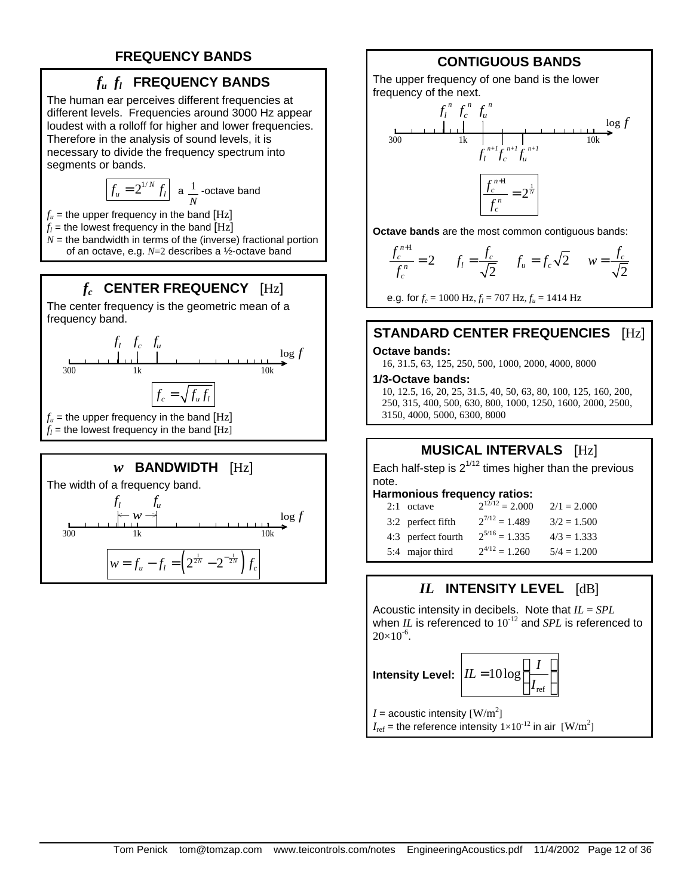# FREQUENCY BANDS

## $f_u$ $f_l$ FREQUENCY BANDS

The human ear perceives different frequencies at different levels. Frequencies around 3000 Hz appear loudest with a rolloff for higher and lower frequencies. Therefore in the analysis of sound levels, it is necessary to divide the frequency spectrum into segments or bands.

$$f_u = 2^{1/N} f_l \quad \text{a } \frac{1}{N} \text{-octave band}$$

$f_u$ = the upper frequency in the band [Hz]
$f_l$ = the lowest frequency in the band [Hz]
$N$ = the bandwidth in terms of the (inverse) fractional portion of an octave, e.g. $N=2$ describes a ½-octave band

## $f_c$ CENTER FREQUENCY [Hz]

The center frequency is the geometric mean of a frequency band.

$$f_c = \sqrt{f_u f_l}$$

$f_u$ = the upper frequency in the band [Hz]
$f_l$ = the lowest frequency in the band [Hz]

## $w$ BANDWIDTH [Hz]

The width of a frequency band.

$$w = f_u - f_l = \left(2^{\frac{1}{2N}} - 2^{-\frac{1}{2N}}\right) f_c$$

## CONTIGUOUS BANDS

The upper frequency of one band is the lower frequency of the next.

$$\frac{f_c^{n+1}}{f_c^n} = 2^{\frac{1}{N}}$$

**Octave bands** are the most common contiguous bands:

$$\frac{f_c^{n+1}}{f_c^n} = 2 \qquad f_l = \frac{f_c}{\sqrt{2}} \qquad f_u = f_c\sqrt{2} \qquad w = \frac{f_c}{\sqrt{2}}$$

e.g. for $f_c = 1000$ Hz, $f_l = 707$ Hz, $f_u = 1414$ Hz

## STANDARD CENTER FREQUENCIES [Hz]

**Octave bands:**

16, 31.5, 63, 125, 250, 500, 1000, 2000, 4000, 8000

**1/3-Octave bands:**

10, 12.5, 16, 20, 25, 31.5, 40, 50, 63, 80, 100, 125, 160, 200, 250, 315, 400, 500, 630, 800, 1000, 1250, 1600, 2000, 2500, 3150, 4000, 5000, 6300, 8000

## MUSICAL INTERVALS [Hz]

Each half-step is $2^{1/12}$ times higher than the previous note.

**Harmonious frequency ratios:**

| Ratio | Interval | Equal temperament | Exact |
|---|---|---|---|
| 2:1 | octave | $2^{12/12} = 2.000$ | $2/1 = 2.000$ |
| 3:2 | perfect fifth | $2^{7/12} = 1.489$ | $3/2 = 1.500$ |
| 4:3 | perfect fourth | $2^{5/16} = 1.335$ | $4/3 = 1.333$ |
| 5:4 | major third | $2^{4/12} = 1.260$ | $5/4 = 1.200$ |

## $IL$ INTENSITY LEVEL [dB]

Acoustic intensity in decibels. Note that $IL = SPL$ when $IL$ is referenced to $10^{-12}$ and $SPL$ is referenced to $20\times10^{-6}$.

**Intensity Level:**

$$IL = 10\log\left(\frac{I}{I_{\text{ref}}}\right)$$

$I$ = acoustic intensity [W/m$^2$]
$I_{\text{ref}}$ = the reference intensity $1\times10^{-12}$ in air [W/m$^2$]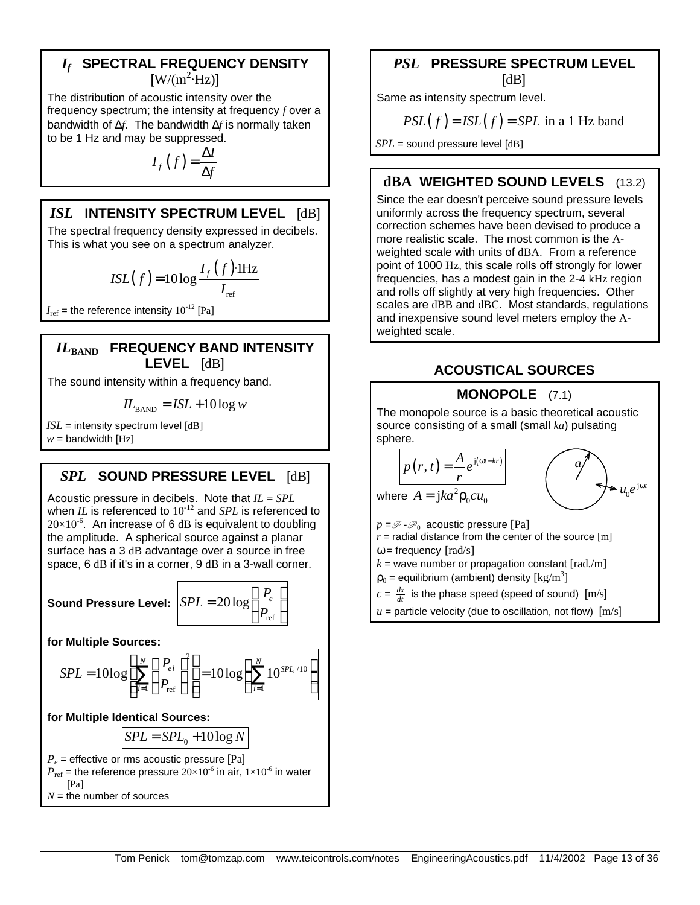## $I_f$ SPECTRAL FREQUENCY DENSITY

$[\text{W}/(\text{m}^2\cdot\text{Hz})]$

The distribution of acoustic intensity over the frequency spectrum; the intensity at frequency $f$ over a bandwidth of $\Delta f$. The bandwidth $\Delta f$ is normally taken to be 1 Hz and may be suppressed.

$$I_f(f) = \frac{\Delta I}{\Delta f}$$

## $ISL$ INTENSITY SPECTRUM LEVEL [dB]

The spectral frequency density expressed in decibels. This is what you see on a spectrum analyzer.

$$ISL(f) = 10\log\frac{I_f(f)\cdot 1\text{Hz}}{I_{\text{ref}}}$$

$I_{\text{ref}}$ = the reference intensity $10^{-12}$ [Pa]

## $IL_{\text{BAND}}$ FREQUENCY BAND INTENSITY LEVEL [dB]

The sound intensity within a frequency band.

$$IL_{\text{BAND}} = ISL + 10\log w$$

$ISL$ = intensity spectrum level [dB]
$w$ = bandwidth [Hz]

## $SPL$ SOUND PRESSURE LEVEL [dB]

Acoustic pressure in decibels. Note that $IL = SPL$ when $IL$ is referenced to $10^{-12}$ and $SPL$ is referenced to $20\times10^{-6}$. An increase of 6 dB is equivalent to doubling the amplitude. A spherical source against a planar surface has a 3 dB advantage over a source in free space, 6 dB if it's in a corner, 9 dB in a 3-wall corner.

**Sound Pressure Level:**

$$SPL = 20\log\left(\frac{P_e}{P_{\text{ref}}}\right)$$

**for Multiple Sources:**

$$SPL = 10\log\left[\sum_{i=1}^{N}\left(\frac{P_{ei}}{P_{\text{ref}}}\right)^2\right] = 10\log\left(\sum_{i=1}^{N}10^{SPL_i/10}\right)$$

**for Multiple Identical Sources:**

$$SPL = SPL_0 + 10\log N$$

$P_e$ = effective or rms acoustic pressure [Pa]
$P_{\text{ref}}$ = the reference pressure $20\times10^{-6}$ in air, $1\times10^{-6}$ in water [Pa]
$N$ = the number of sources

## $PSL$ PRESSURE SPECTRUM LEVEL

[dB]

Same as intensity spectrum level.

$$PSL(f) = ISL(f) = SPL \text{ in a 1 Hz band}$$

$SPL$ = sound pressure level [dB]

## dBA WEIGHTED SOUND LEVELS (13.2)

Since the ear doesn't perceive sound pressure levels uniformly across the frequency spectrum, several correction schemes have been devised to produce a more realistic scale. The most common is the A-weighted scale with units of dBA. From a reference point of 1000 Hz, this scale rolls off strongly for lower frequencies, has a modest gain in the 2-4 kHz region and rolls off slightly at very high frequencies. Other scales are dBB and dBC. Most standards, regulations and inexpensive sound level meters employ the A-weighted scale.

# ACOUSTICAL SOURCES

## MONOPOLE (7.1)

The monopole source is a basic theoretical acoustic source consisting of a small (small $ka$) pulsating sphere.

$$p(r,t) = \frac{A}{r}e^{j(\omega t - kr)}$$

where $A = jka^2\rho_0 c u_0$

$p = \mathscr{P} - \mathscr{P}_0$ acoustic pressure [Pa]
$r$ = radial distance from the center of the source [m]
$\omega$ = frequency [rad/s]
$k$ = wave number or propagation constant [rad./m]
$\rho_0$ = equilibrium (ambient) density [kg/m$^3$]
$c = \frac{dx}{dt}$ is the phase speed (speed of sound) [m/s]
$u$ = particle velocity (due to oscillation, not flow) [m/s]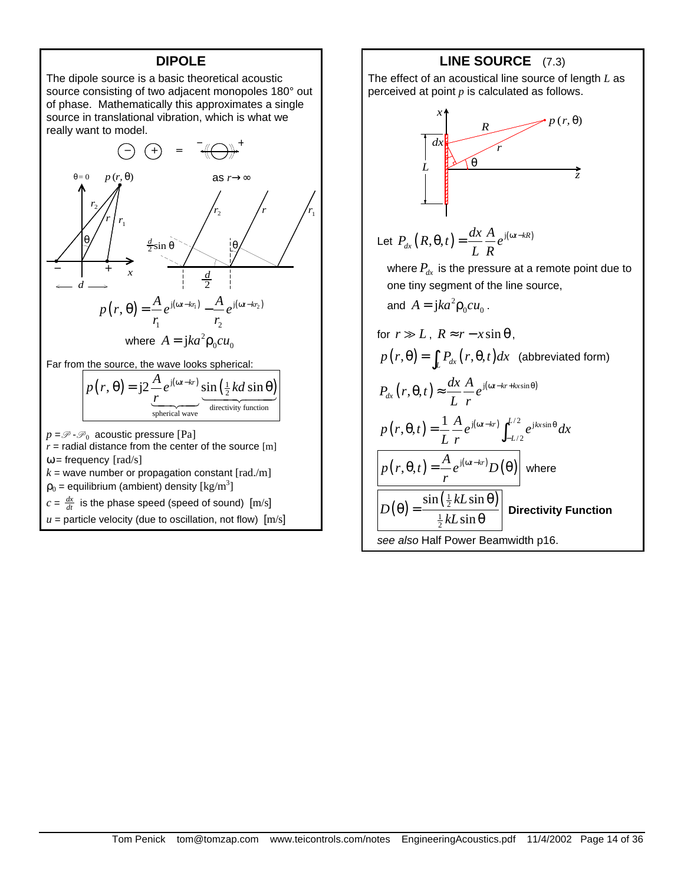## DIPOLE

The dipole source is a basic theoretical acoustic source consisting of two adjacent monopoles 180° out of phase. Mathematically this approximates a single source in translational vibration, which is what we really want to model.

$$p(r,\theta) = \frac{A}{r_1}e^{j(\omega t - kr_1)} - \frac{A}{r_2}e^{j(\omega t - kr_2)}$$

where $A = jka^2\rho_0 c u_0$

Far from the source, the wave looks spherical:

$$p(r,\theta) = j2\underbrace{\frac{A}{r}e^{j(\omega t - kr)}}_{\text{spherical wave}}\underbrace{\sin\left(\tfrac{1}{2}kd\sin\theta\right)}_{\text{directivity function}}$$

$p = \mathscr{P} - \mathscr{P}_0$ acoustic pressure [Pa]

$r$ = radial distance from the center of the source [m]

$\omega$ = frequency [rad/s]

$k$ = wave number or propagation constant [rad./m]

$\rho_0$ = equilibrium (ambient) density [kg/m$^3$]

$c = \frac{dx}{dt}$ is the phase speed (speed of sound) [m/s]

$u$ = particle velocity (due to oscillation, not flow) [m/s]

## LINE SOURCE (7.3)

The effect of an acoustical line source of length $L$ as perceived at point $p$ is calculated as follows.

Let $P_{dx}(R,\theta,t) = \dfrac{dx}{L}\dfrac{A}{R}e^{j(\omega t - kR)}$

where $P_{dx}$ is the pressure at a remote point due to one tiny segment of the line source,

and $A = jka^2\rho_0 c u_0$.

for $r \gg L$, $R \approx r - x\sin\theta$,

$p(r,\theta) = \int_L P_{dx}(r,\theta,t)\,dx$ (abbreviated form)

$$P_{dx}(r,\theta,t) \approx \frac{dx}{L}\frac{A}{r}e^{j(\omega t - kr + kx\sin\theta)}$$

$$p(r,\theta,t) = \frac{1}{L}\frac{A}{r}e^{j(\omega t - kr)}\int_{-L/2}^{L/2} e^{jkx\sin\theta}\,dx$$

$$p(r,\theta,t) = \frac{A}{r}e^{j(\omega t - kr)}D(\theta)$$ where

$$D(\theta) = \frac{\sin\left(\frac{1}{2}kL\sin\theta\right)}{\frac{1}{2}kL\sin\theta}$$ **Directivity Function**

*see also* Half Power Beamwidth p16.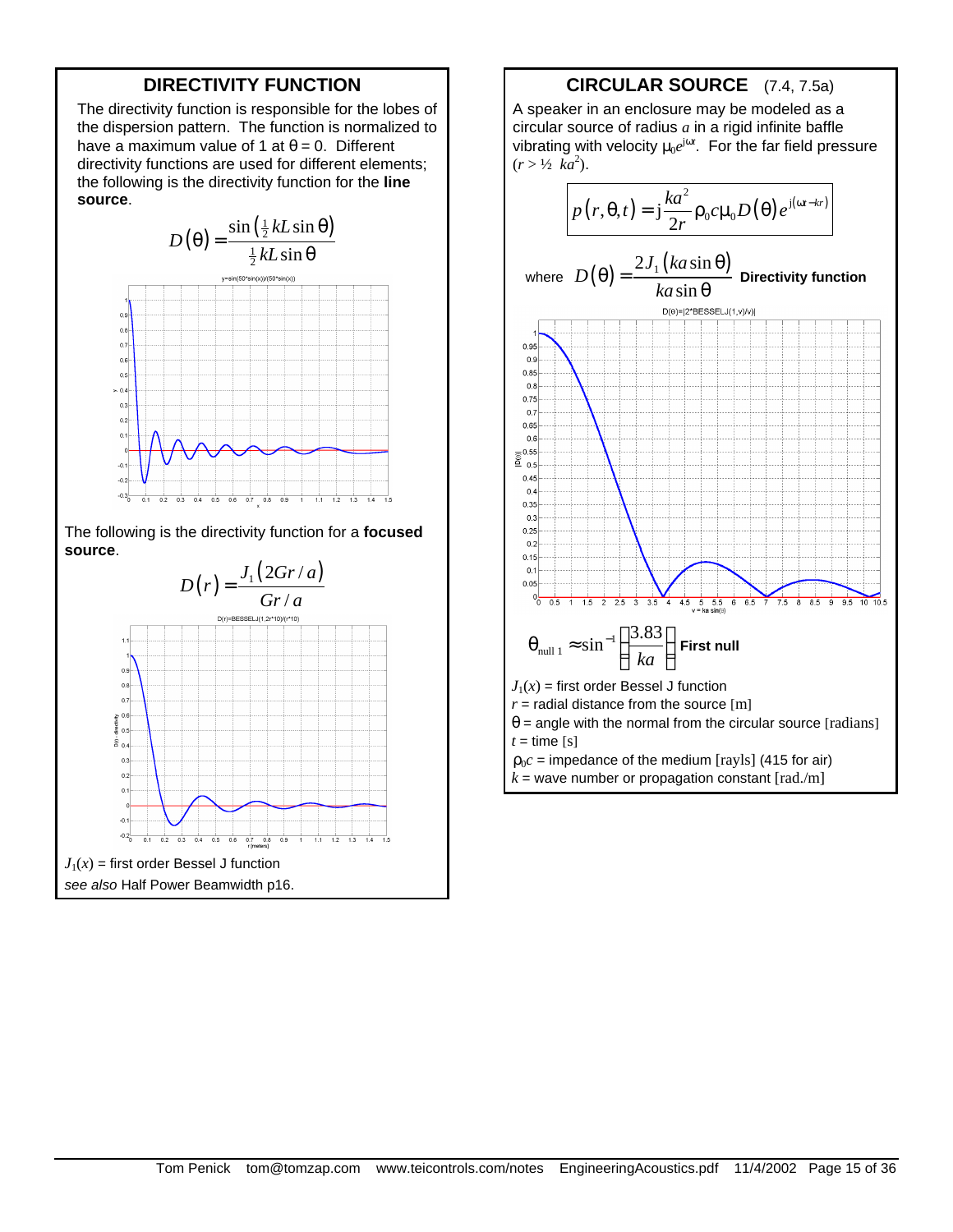## DIRECTIVITY FUNCTION

The directivity function is responsible for the lobes of the dispersion pattern. The function is normalized to have a maximum value of 1 at $\theta = 0$. Different directivity functions are used for different elements; the following is the directivity function for the **line source**.

$$D(\theta) = \frac{\sin\left(\frac{1}{2}kL\sin\theta\right)}{\frac{1}{2}kL\sin\theta}$$

The following is the directivity function for a **focused source**.

$$D(r) = \frac{J_1(2Gr/a)}{Gr/a}$$

$J_1(x)$ = first order Bessel J function

*see also* Half Power Beamwidth p16.

## CIRCULAR SOURCE (7.4, 7.5a)

A speaker in an enclosure may be modeled as a circular source of radius $a$ in a rigid infinite baffle vibrating with velocity $\mu_0 e^{j\omega t}$. For the far field pressure ($r > \frac{1}{2}\ ka^2$).

$$p(r,\theta,t) = j\frac{ka^2}{2r}\rho_0 c\mu_0 D(\theta)e^{j(\omega t - kr)}$$

where $D(\theta) = \dfrac{2J_1(ka\sin\theta)}{ka\sin\theta}$ **Directivity function**

$$\theta_{\text{null }1} \approx \sin^{-1}\left[\frac{3.83}{ka}\right]$$ **First null**

$J_1(x)$ = first order Bessel J function

$r$ = radial distance from the source [m]

$\theta$ = angle with the normal from the circular source [radians]

$t$ = time [s]

$\rho_0 c$ = impedance of the medium [rayls] (415 for air)

$k$ = wave number or propagation constant [rad./m]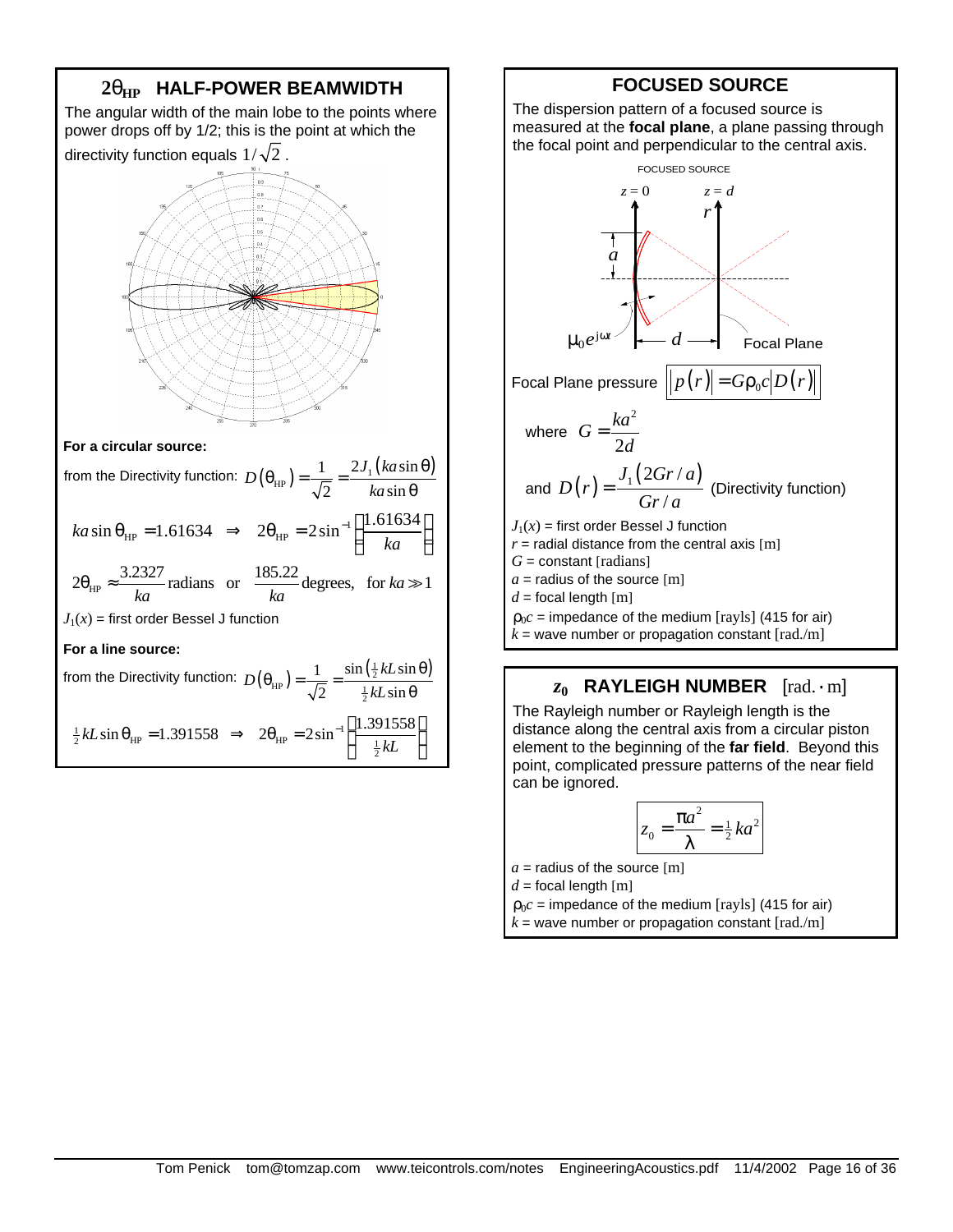## $2\theta_{HP}$ HALF-POWER BEAMWIDTH

The angular width of the main lobe to the points where power drops off by 1/2; this is the point at which the directivity function equals $1/\sqrt{2}$.

**For a circular source:**

from the Directivity function: $D(\theta_{HP}) = \frac{1}{\sqrt{2}} = \frac{2J_1(ka\sin\theta)}{ka\sin\theta}$

$$ka\sin\theta_{HP} = 1.61634 \quad \Rightarrow \quad 2\theta_{HP} = 2\sin^{-1}\left(\frac{1.61634}{ka}\right)$$

$$2\theta_{HP} \approx \frac{3.2327}{ka} \text{ radians} \quad \text{or} \quad \frac{185.22}{ka} \text{ degrees,} \quad \text{for } ka \gg 1$$

$J_1(x)$ = first order Bessel J function

**For a line source:**

from the Directivity function: $D(\theta_{HP}) = \frac{1}{\sqrt{2}} = \frac{\sin\left(\frac{1}{2}kL\sin\theta\right)}{\frac{1}{2}kL\sin\theta}$

$$\tfrac{1}{2}kL\sin\theta_{HP} = 1.391558 \quad \Rightarrow \quad 2\theta_{HP} = 2\sin^{-1}\left(\frac{1.391558}{\frac{1}{2}kL}\right)$$

## FOCUSED SOURCE

The dispersion pattern of a focused source is measured at the **focal plane**, a plane passing through the focal point and perpendicular to the central axis.

Focal Plane pressure $\boxed{|p(r)| = G\rho_0 c|D(r)|}$

where $G = \frac{ka^2}{2d}$

and $D(r) = \frac{J_1(2Gr/a)}{Gr/a}$ (Directivity function)

$J_1(x)$ = first order Bessel J function
$r$ = radial distance from the central axis [m]
$G$ = constant [radians]
$a$ = radius of the source [m]
$d$ = focal length [m]
$\rho_0 c$ = impedance of the medium [rayls] (415 for air)
$k$ = wave number or propagation constant [rad./m]

## $z_0$ RAYLEIGH NUMBER [rad.·m]

The Rayleigh number or Rayleigh length is the distance along the central axis from a circular piston element to the beginning of the **far field**. Beyond this point, complicated pressure patterns of the near field can be ignored.

$$\boxed{z_0 = \frac{\pi a^2}{\lambda} = \tfrac{1}{2}ka^2}$$

$a$ = radius of the source [m]
$d$ = focal length [m]
$\rho_0 c$ = impedance of the medium [rayls] (415 for air)
$k$ = wave number or propagation constant [rad./m]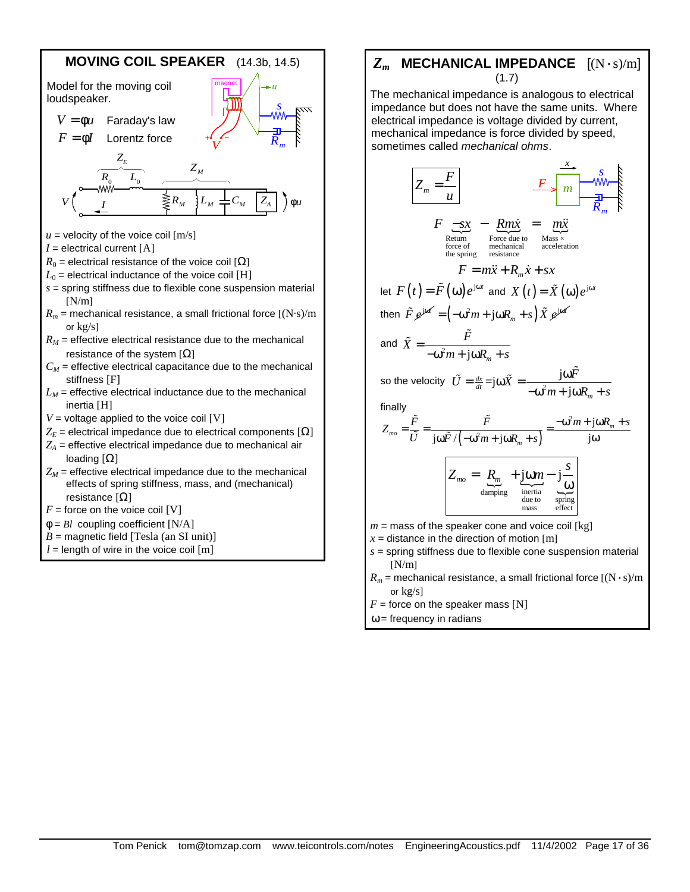## MOVING COIL SPEAKER (14.3b, 14.5)

Model for the moving coil loudspeaker.

$V = \phi u$ Faraday's law

$F = \phi I$ Lorentz force

$u$ = velocity of the voice coil [m/s]
$I$ = electrical current [A]
$R_0$ = electrical resistance of the voice coil [Ω]
$L_0$ = electrical inductance of the voice coil [H]
$s$ = spring stiffness due to flexible cone suspension material [N/m]
$R_m$ = mechanical resistance, a small frictional force [(N·s)/m or kg/s]
$R_M$ = effective electrical resistance due to the mechanical resistance of the system [Ω]
$C_M$ = effective electrical capacitance due to the mechanical stiffness [F]
$L_M$ = effective electrical inductance due to the mechanical inertia [H]
$V$ = voltage applied to the voice coil [V]
$Z_E$ = electrical impedance due to electrical components [Ω]
$Z_A$ = effective electrical impedance due to mechanical air loading [Ω]
$Z_M$ = effective electrical impedance due to the mechanical effects of spring stiffness, mass, and (mechanical) resistance [Ω]
$F$ = force on the voice coil [V]
$\phi = Bl$ coupling coefficient [N/A]
$B$ = magnetic field [Tesla (an SI unit)]
$l$ = length of wire in the voice coil [m]

## $Z_m$ MECHANICAL IMPEDANCE [(N·s)/m] (1.7)

The mechanical impedance is analogous to electrical impedance but does not have the same units. Where electrical impedance is voltage divided by current, mechanical impedance is force divided by speed, sometimes called *mechanical ohms*.

$$Z_m = \frac{F}{u}$$

$$F \underbrace{-sx}_{\text{Return force of the spring}} - \underbrace{R_m\dot{x}}_{\text{Force due to mechanical resistance}} = \underbrace{m\ddot{x}}_{\text{Mass}\times\text{acceleration}}$$

$$F = m\ddot{x} + R_m\dot{x} + sx$$

let $F(t) = \tilde{F}(\omega)e^{j\omega t}$ and $X(t) = \tilde{X}(\omega)e^{j\omega t}$

then $\tilde{F}e^{j\omega t} = \left(-\omega^2 m + j\omega R_m + s\right)\tilde{X}e^{j\omega t}$

and $\tilde{X} = \dfrac{\tilde{F}}{-\omega^2 m + j\omega R_m + s}$

so the velocity $\tilde{U} = \frac{dx}{dt} = j\omega\tilde{X} = \dfrac{j\omega\tilde{F}}{-\omega^2 m + j\omega R_m + s}$

finally

$$Z_{mo} = \frac{\tilde{F}}{\tilde{U}} = \frac{\tilde{F}}{j\omega\tilde{F}/\left(-\omega^2 m + j\omega R_m + s\right)} = \frac{-\omega^2 m + j\omega R_m + s}{j\omega}$$

$$Z_{mo} = \underbrace{R_m}_{\text{damping}} + \underbrace{j\omega m}_{\text{inertia due to mass}} - \underbrace{j\frac{s}{\omega}}_{\text{spring effect}}$$

$m$ = mass of the speaker cone and voice coil [kg]
$x$ = distance in the direction of motion [m]
$s$ = spring stiffness due to flexible cone suspension material [N/m]
$R_m$ = mechanical resistance, a small frictional force [(N·s)/m or kg/s]
$F$ = force on the speaker mass [N]
$\omega$ = frequency in radians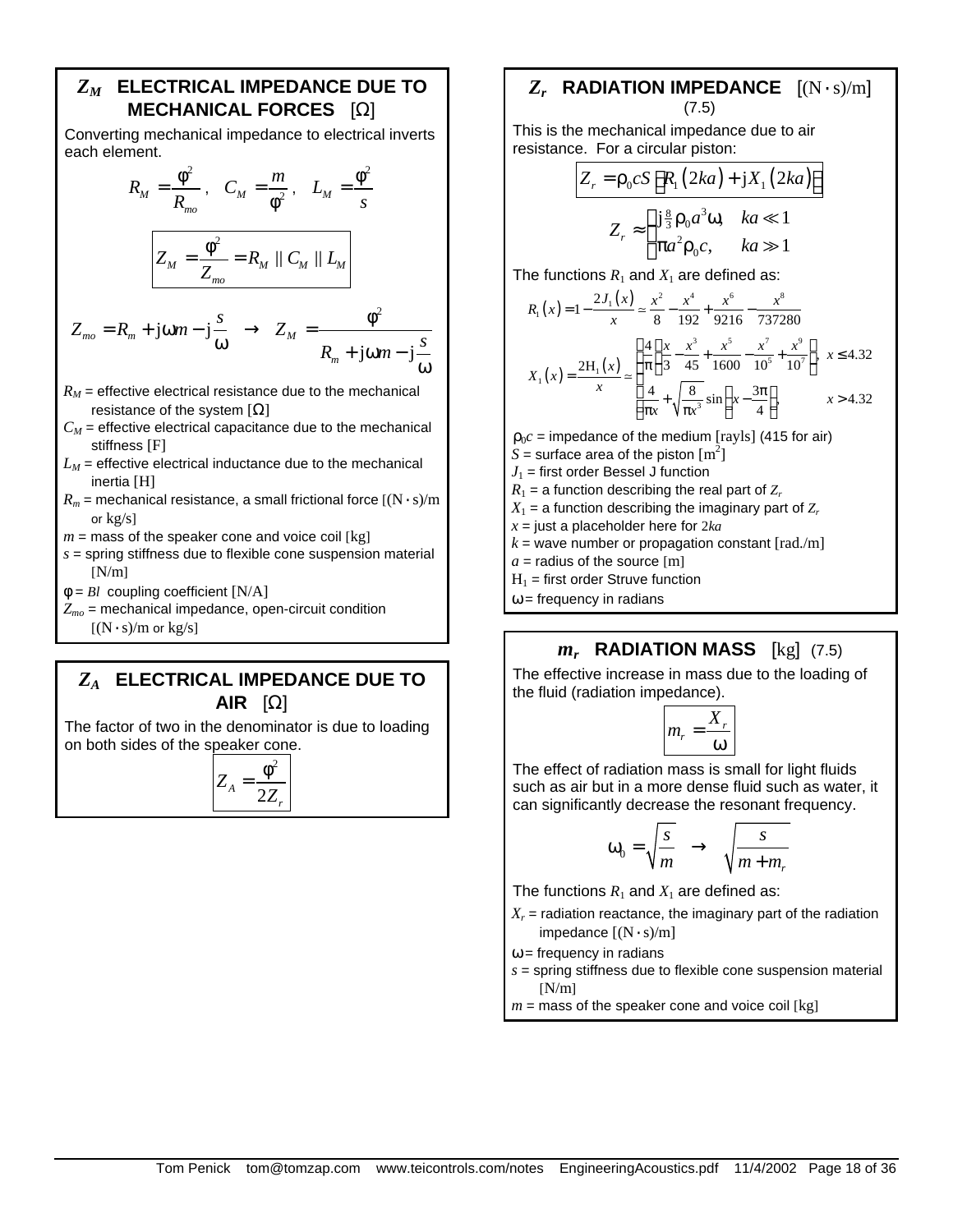## $Z_M$ ELECTRICAL IMPEDANCE DUE TO MECHANICAL FORCES [Ω]

Converting mechanical impedance to electrical inverts each element.

$$R_M = \frac{\phi^2}{R_{mo}}, \quad C_M = \frac{m}{\phi^2}, \quad L_M = \frac{\phi^2}{s}$$

$$Z_M = \frac{\phi^2}{Z_{mo}} = R_M \,||\, C_M \,||\, L_M$$

$$Z_{mo} = R_m + \mathrm{j}\omega m - \mathrm{j}\frac{s}{\omega} \quad \rightarrow \quad Z_M = \frac{\phi^2}{R_m + \mathrm{j}\omega m - \mathrm{j}\frac{s}{\omega}}$$

$R_M$ = effective electrical resistance due to the mechanical resistance of the system [Ω]
$C_M$ = effective electrical capacitance due to the mechanical stiffness [F]
$L_M$ = effective electrical inductance due to the mechanical inertia [H]
$R_m$ = mechanical resistance, a small frictional force [(N·s)/m or kg/s]
$m$ = mass of the speaker cone and voice coil [kg]
$s$ = spring stiffness due to flexible cone suspension material [N/m]
$\phi = Bl$ coupling coefficient [N/A]
$Z_{mo}$ = mechanical impedance, open-circuit condition [(N·s)/m or kg/s]

## $Z_A$ ELECTRICAL IMPEDANCE DUE TO AIR [Ω]

The factor of two in the denominator is due to loading on both sides of the speaker cone.

$$Z_A = \frac{\phi^2}{2Z_r}$$

## $Z_r$ RADIATION IMPEDANCE [(N·s)/m] (7.5)

This is the mechanical impedance due to air resistance. For a circular piston:

$$Z_r = \rho_0 cS\left[R_1(2ka) + \mathrm{j}X_1(2ka)\right]$$

$$Z_r \approx \begin{cases} \mathrm{j}\frac{8}{3}\rho_0 a^3\omega, & ka \ll 1 \\ \pi a^2 \rho_0 c, & ka \gg 1 \end{cases}$$

The functions $R_1$ and $X_1$ are defined as:

$$R_1(x) = 1 - \frac{2J_1(x)}{x} \simeq \frac{x^2}{8} - \frac{x^4}{192} + \frac{x^6}{9216} - \frac{x^8}{737280}$$

$$X_1(x) = \frac{2\mathrm{H}_1(x)}{x} \simeq \begin{cases} \frac{4}{\pi}\left(\frac{x}{3} - \frac{x^3}{45} + \frac{x^5}{1600} - \frac{x^7}{10^5} + \frac{x^9}{10^7}\right), & x \le 4.32 \\ \frac{4}{\pi x} + \sqrt{\frac{8}{\pi x^3}}\sin\left(x - \frac{3\pi}{4}\right), & x > 4.32 \end{cases}$$

$\rho_0 c$ = impedance of the medium [rayls] (415 for air)
$S$ = surface area of the piston [m$^2$]
$J_1$ = first order Bessel J function
$R_1$ = a function describing the real part of $Z_r$
$X_1$ = a function describing the imaginary part of $Z_r$
$x$ = just a placeholder here for $2ka$
$k$ = wave number or propagation constant [rad./m]
$a$ = radius of the source [m]
$\mathrm{H}_1$ = first order Struve function
$\omega$ = frequency in radians

## $m_r$ RADIATION MASS [kg] (7.5)

The effective increase in mass due to the loading of the fluid (radiation impedance).

$$m_r = \frac{X_r}{\omega}$$

The effect of radiation mass is small for light fluids such as air but in a more dense fluid such as water, it can significantly decrease the resonant frequency.

$$\omega_0 = \sqrt{\frac{s}{m}} \quad \rightarrow \quad \sqrt{\frac{s}{m + m_r}}$$

The functions $R_1$ and $X_1$ are defined as:

$X_r$ = radiation reactance, the imaginary part of the radiation impedance [(N·s)/m]
$\omega$ = frequency in radians
$s$ = spring stiffness due to flexible cone suspension material [N/m]
$m$ = mass of the speaker cone and voice coil [kg]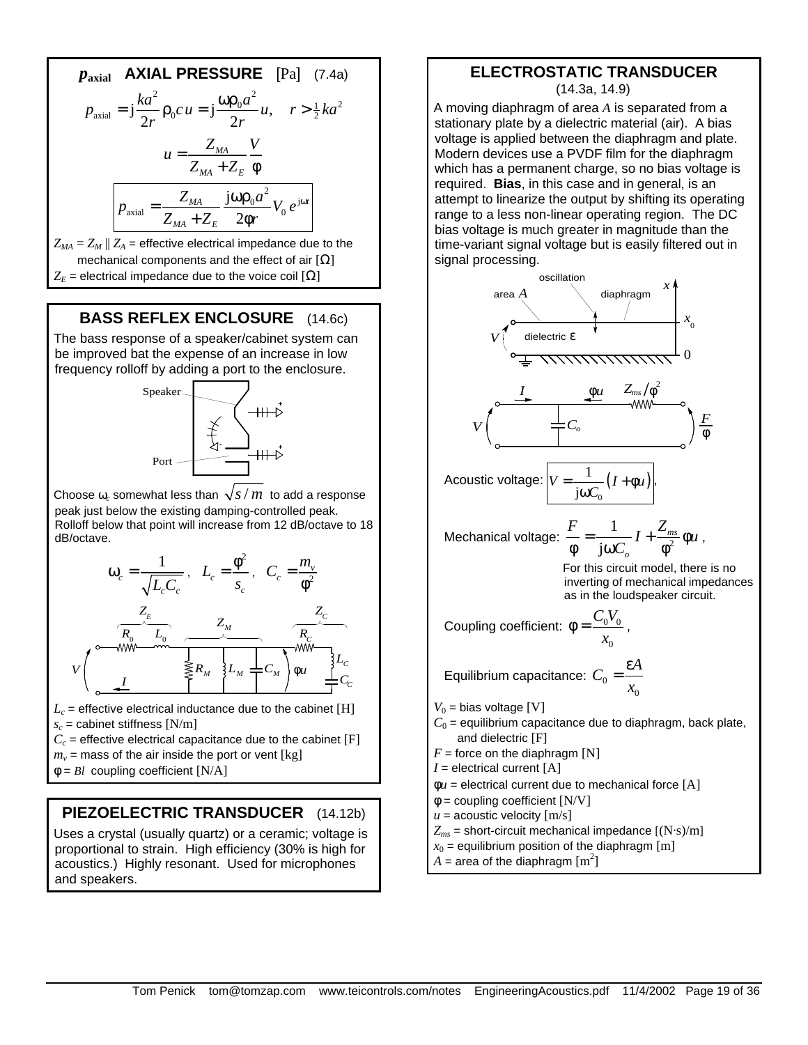## $p_{\text{axial}}$ AXIAL PRESSURE [Pa] (7.4a)

$$p_{\text{axial}} = \text{j}\frac{ka^2}{2r}\rho_0 c\, u = \text{j}\frac{\omega\rho_0 a^2}{2r}u, \quad r > \tfrac{1}{2}ka^2$$

$$u = \frac{Z_{MA}}{Z_{MA} + Z_E}\frac{V}{\phi}$$

$$p_{\text{axial}} = \frac{Z_{MA}}{Z_{MA} + Z_E}\frac{\text{j}\omega\rho_0 a^2}{2\phi r}V_0\, e^{\text{j}\omega t}$$

$Z_{MA} = Z_M \parallel Z_A$ = effective electrical impedance due to the mechanical components and the effect of air [Ω]

$Z_E$ = electrical impedance due to the voice coil [Ω]

## BASS REFLEX ENCLOSURE (14.6c)

The bass response of a speaker/cabinet system can be improved bat the expense of an increase in low frequency rolloff by adding a port to the enclosure.

Speaker

Port

Choose $\omega_c$ somewhat less than $\sqrt{s/m}$ to add a response peak just below the existing damping-controlled peak. Rolloff below that point will increase from 12 dB/octave to 18 dB/octave.

$$\omega_c = \frac{1}{\sqrt{L_c C_c}}, \quad L_c = \frac{\phi^2}{s_c}, \quad C_c = \frac{m_v}{\phi^2}$$

$L_c$ = effective electrical inductance due to the cabinet [H]

$s_c$ = cabinet stiffness [N/m]

$C_c$ = effective electrical capacitance due to the cabinet [F]

$m_v$ = mass of the air inside the port or vent [kg]

$\phi = Bl$ coupling coefficient [N/A]

## PIEZOELECTRIC TRANSDUCER (14.12b)

Uses a crystal (usually quartz) or a ceramic; voltage is proportional to strain. High efficiency (30% is high for acoustics.) Highly resonant. Used for microphones and speakers.

## ELECTROSTATIC TRANSDUCER

(14.3a, 14.9)

A moving diaphragm of area $A$ is separated from a stationary plate by a dielectric material (air). A bias voltage is applied between the diaphragm and plate. Modern devices use a PVDF film for the diaphragm which has a permanent charge, so no bias voltage is required. **Bias**, in this case and in general, is an attempt to linearize the output by shifting its operating range to a less non-linear operating region. The DC bias voltage is much greater in magnitude than the time-variant signal voltage but is easily filtered out in signal processing.

Acoustic voltage: $V = \dfrac{1}{\text{j}\omega C_0}\left(I + \phi u\right)$,

Mechanical voltage: $\dfrac{F}{\phi} = \dfrac{1}{\text{j}\omega C_o}I + \dfrac{Z_{ms}}{\phi^2}\phi u$,

For this circuit model, there is no inverting of mechanical impedances as in the loudspeaker circuit.

Coupling coefficient: $\phi = \dfrac{C_0 V_0}{x_0}$,

Equilibrium capacitance: $C_0 = \dfrac{\varepsilon A}{x_0}$

$V_0$ = bias voltage [V]

$C_0$ = equilibrium capacitance due to diaphragm, back plate, and dielectric [F]

$F$ = force on the diaphragm [N]

$I$ = electrical current [A]

$\phi u$ = electrical current due to mechanical force [A]

$\phi$ = coupling coefficient [N/V]

$u$ = acoustic velocity [m/s]

$Z_{ms}$ = short-circuit mechanical impedance [(N·s)/m]

$x_0$ = equilibrium position of the diaphragm [m]

$A$ = area of the diaphragm [m$^2$]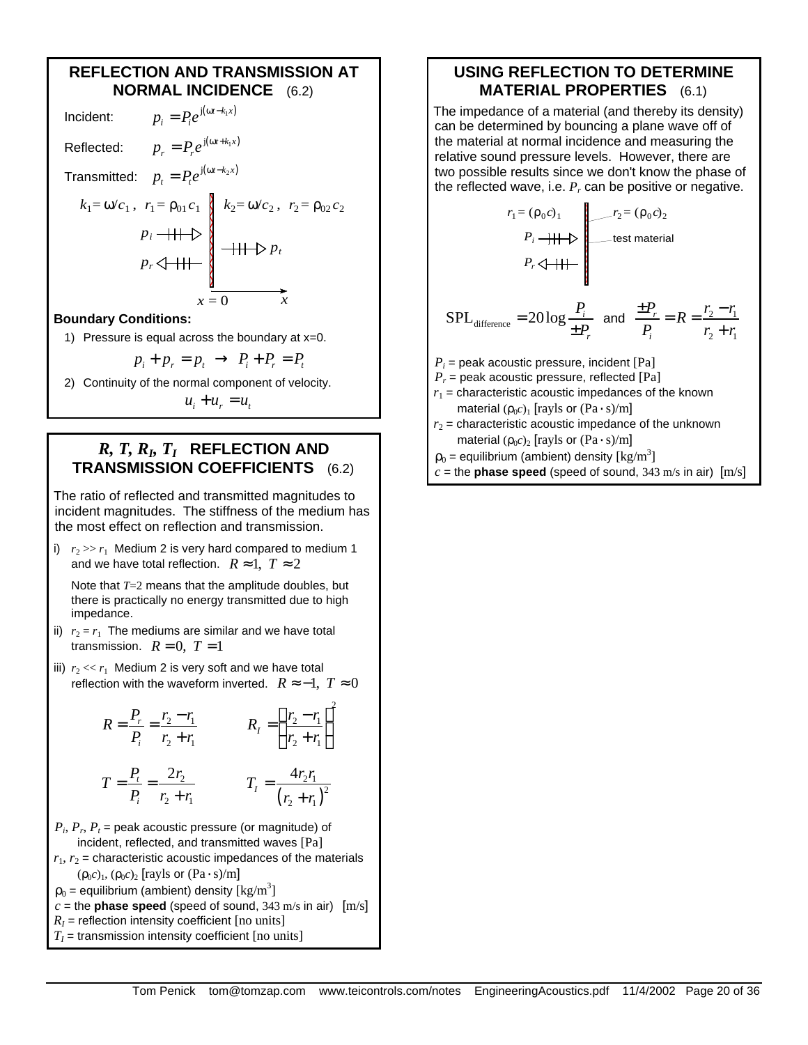## REFLECTION AND TRANSMISSION AT NORMAL INCIDENCE (6.2)

Incident: $p_i = P_i e^{j(\omega t - k_1 x)}$

Reflected: $p_r = P_r e^{j(\omega t + k_1 x)}$

Transmitted: $p_t = P_t e^{j(\omega t - k_2 x)}$

$k_1 = \omega / c_1$, $r_1 = \rho_{01} c_1$ $\quad$ $k_2 = \omega / c_2$, $r_2 = \rho_{02} c_2$

$p_i$ → $\quad$ → $p_t$

$p_r$ ←

$x = 0$ $\quad$ $x$

**Boundary Conditions:**

1) Pressure is equal across the boundary at x=0.

$$p_i + p_r = p_t \;\rightarrow\; P_i + P_r = P_t$$

2) Continuity of the normal component of velocity.

$$u_i + u_r = u_t$$

## *R, T, $R_I$, $T_I$* REFLECTION AND TRANSMISSION COEFFICIENTS (6.2)

The ratio of reflected and transmitted magnitudes to incident magnitudes. The stiffness of the medium has the most effect on reflection and transmission.

i) $r_2 >> r_1$ Medium 2 is very hard compared to medium 1 and we have total reflection. $R \approx 1,\ T \approx 2$

   Note that $T$=2 means that the amplitude doubles, but there is practically no energy transmitted due to high impedance.

ii) $r_2 = r_1$ The mediums are similar and we have total transmission. $R = 0,\ T = 1$

iii) $r_2 << r_1$ Medium 2 is very soft and we have total reflection with the waveform inverted. $R \approx -1,\ T \approx 0$

$$R = \frac{P_r}{P_i} = \frac{r_2 - r_1}{r_2 + r_1} \qquad R_I = \left(\frac{r_2 - r_1}{r_2 + r_1}\right)^2$$

$$T = \frac{P_t}{P_i} = \frac{2r_2}{r_2 + r_1} \qquad T_I = \frac{4r_2 r_1}{\left(r_2 + r_1\right)^2}$$

$P_i$, $P_r$, $P_t$ = peak acoustic pressure (or magnitude) of incident, reflected, and transmitted waves [Pa]
$r_1$, $r_2$ = characteristic acoustic impedances of the materials $(\rho_0 c)_1$, $(\rho_0 c)_2$ [rayls or (Pa·s)/m]
$\rho_0$ = equilibrium (ambient) density [kg/m$^3$]
$c$ = the **phase speed** (speed of sound, 343 m/s in air) [m/s]
$R_I$ = reflection intensity coefficient [no units]
$T_I$ = transmission intensity coefficient [no units]

## USING REFLECTION TO DETERMINE MATERIAL PROPERTIES (6.1)

The impedance of a material (and thereby its density) can be determined by bouncing a plane wave off of the material at normal incidence and measuring the relative sound pressure levels. However, there are two possible results since we don't know the phase of the reflected wave, i.e. $P_r$ can be positive or negative.

$r_1 = (\rho_0 c)_1$ $\quad$ $r_2 = (\rho_0 c)_2$

$P_i$ → $\quad$ test material

$P_r$ ←

$$\text{SPL}_{\text{difference}} = 20\log\frac{P_i}{\pm P_r} \quad \text{and} \quad \frac{\pm P_r}{P_i} = R = \frac{r_2 - r_1}{r_2 + r_1}$$

$P_i$ = peak acoustic pressure, incident [Pa]
$P_r$ = peak acoustic pressure, reflected [Pa]
$r_1$ = characteristic acoustic impedances of the known material $(\rho_0 c)_1$ [rayls or (Pa·s)/m]
$r_2$ = characteristic acoustic impedance of the unknown material $(\rho_0 c)_2$ [rayls or (Pa·s)/m]
$\rho_0$ = equilibrium (ambient) density [kg/m$^3$]
$c$ = the **phase speed** (speed of sound, 343 m/s in air) [m/s]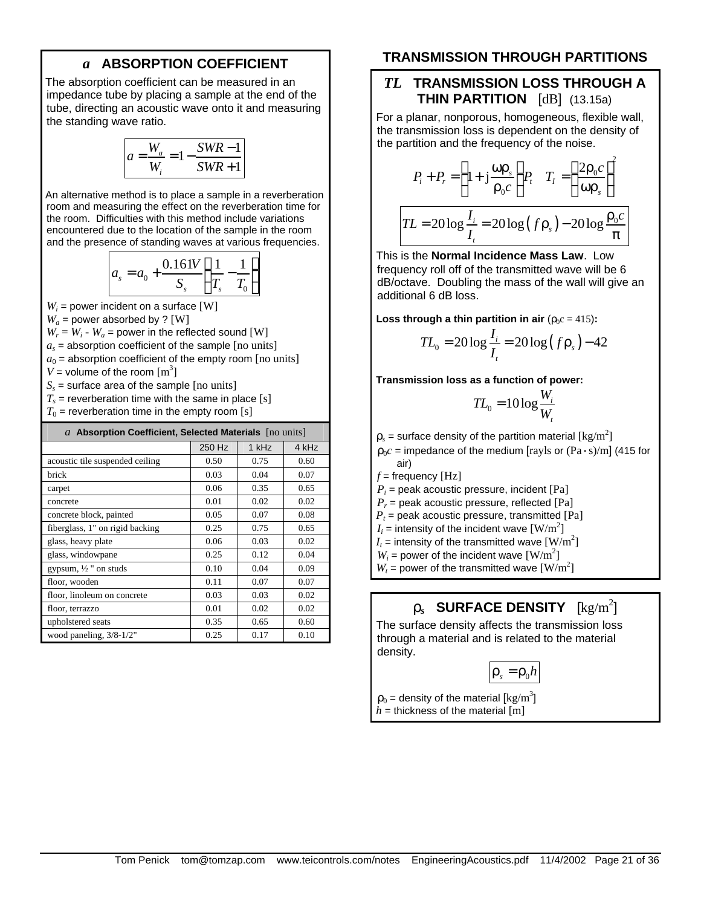## $a$ ABSORPTION COEFFICIENT

The absorption coefficient can be measured in an impedance tube by placing a sample at the end of the tube, directing an acoustic wave onto it and measuring the standing wave ratio.

$$a = \frac{W_a}{W_i} = 1 - \frac{SWR - 1}{SWR + 1}$$

An alternative method is to place a sample in a reverberation room and measuring the effect on the reverberation time for the room. Difficulties with this method include variations encountered due to the location of the sample in the room and the presence of standing waves at various frequencies.

$$a_s = a_0 + \frac{0.161V}{S_s}\left(\frac{1}{T_s} - \frac{1}{T_0}\right)$$

$W_i$ = power incident on a surface [W]
$W_a$ = power absorbed by ? [W]
$W_r = W_i - W_a$ = power in the reflected sound [W]
$a_s$ = absorption coefficient of the sample [no units]
$a_0$ = absorption coefficient of the empty room [no units]
$V$ = volume of the room [m$^3$]
$S_s$ = surface area of the sample [no units]
$T_s$ = reverberation time with the same in place [s]
$T_0$ = reverberation time in the empty room [s]

**$a$ Absorption Coefficient, Selected Materials** [no units]

| | 250 Hz | 1 kHz | 4 kHz |
|---|---|---|---|
| acoustic tile suspended ceiling | 0.50 | 0.75 | 0.60 |
| brick | 0.03 | 0.04 | 0.07 |
| carpet | 0.06 | 0.35 | 0.65 |
| concrete | 0.01 | 0.02 | 0.02 |
| concrete block, painted | 0.05 | 0.07 | 0.08 |
| fiberglass, 1" on rigid backing | 0.25 | 0.75 | 0.65 |
| glass, heavy plate | 0.06 | 0.03 | 0.02 |
| glass, windowpane | 0.25 | 0.12 | 0.04 |
| gypsum, ½ " on studs | 0.10 | 0.04 | 0.09 |
| floor, wooden | 0.11 | 0.07 | 0.07 |
| floor, linoleum on concrete | 0.03 | 0.03 | 0.02 |
| floor, terrazzo | 0.01 | 0.02 | 0.02 |
| upholstered seats | 0.35 | 0.65 | 0.60 |
| wood paneling, 3/8-1/2" | 0.25 | 0.17 | 0.10 |

# TRANSMISSION THROUGH PARTITIONS

## $TL$ TRANSMISSION LOSS THROUGH A THIN PARTITION [dB] (13.15a)

For a planar, nonporous, homogeneous, flexible wall, the transmission loss is dependent on the density of the partition and the frequency of the noise.

$$P_i + P_r = \left(1 + j\frac{\omega\rho_s}{\rho_0 c}\right)P_t \qquad T_I = \left(\frac{2\rho_0 c}{\omega\rho_s}\right)^2$$

$$TL = 20\log\frac{I_i}{I_t} = 20\log\left(f\rho_s\right) - 20\log\frac{\rho_0 c}{\pi}$$

This is the **Normal Incidence Mass Law**. Low frequency roll off of the transmitted wave will be 6 dB/octave. Doubling the mass of the wall will give an additional 6 dB loss.

**Loss through a thin partition in air** ($\rho_0 c$ = 415)**:**

$$TL_0 = 20\log\frac{I_i}{I_t} = 20\log\left(f\rho_s\right) - 42$$

**Transmission loss as a function of power:**

$$TL_0 = 10\log\frac{W_i}{W_t}$$

$\rho_s$ = surface density of the partition material [kg/m$^2$]
$\rho_0 c$ = impedance of the medium [rayls or (Pa·s)/m] (415 for air)
$f$ = frequency [Hz]
$P_i$ = peak acoustic pressure, incident [Pa]
$P_r$ = peak acoustic pressure, reflected [Pa]
$P_t$ = peak acoustic pressure, transmitted [Pa]
$I_i$ = intensity of the incident wave [W/m$^2$]
$I_t$ = intensity of the transmitted wave [W/m$^2$]
$W_i$ = power of the incident wave [W/m$^2$]
$W_t$ = power of the transmitted wave [W/m$^2$]

## $\rho_s$ SURFACE DENSITY [kg/m$^2$]

The surface density affects the transmission loss through a material and is related to the material density.

$$\rho_s = \rho_0 h$$

$\rho_0$ = density of the material [kg/m$^3$]
$h$ = thickness of the material [m]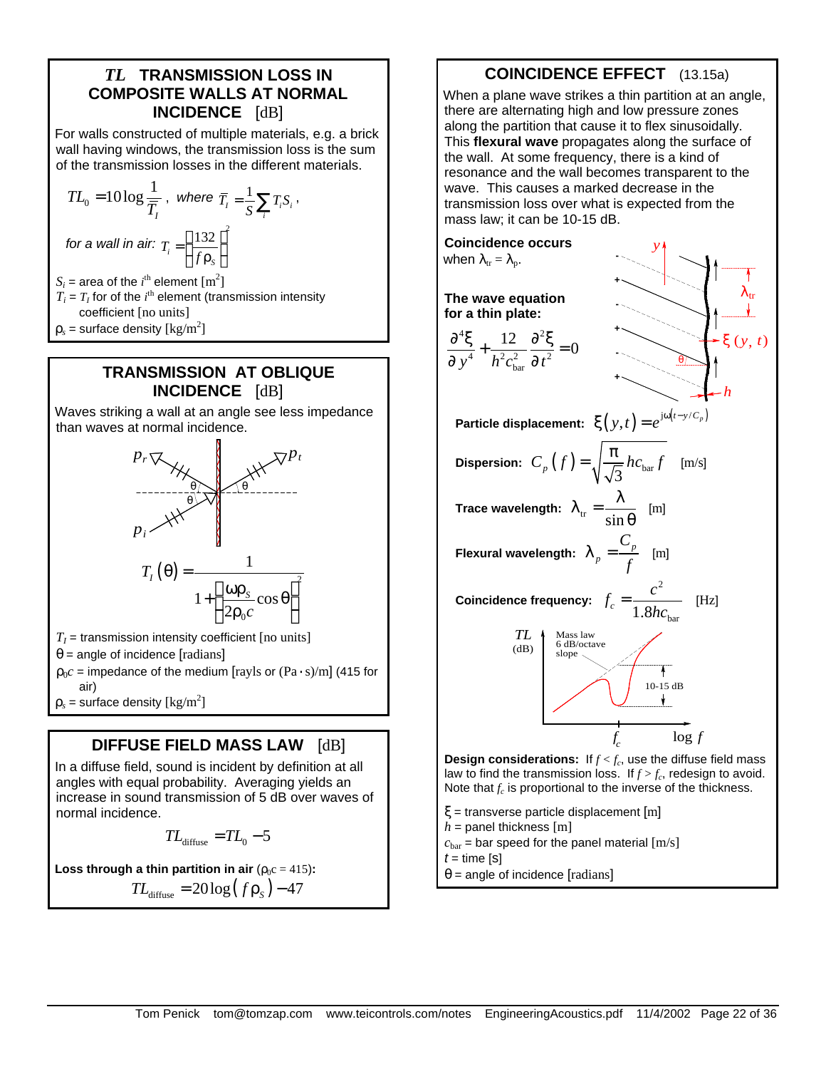## $TL$ TRANSMISSION LOSS IN COMPOSITE WALLS AT NORMAL INCIDENCE [dB]

For walls constructed of multiple materials, e.g. a brick wall having windows, the transmission loss is the sum of the transmission losses in the different materials.

$$TL_0 = 10\log\frac{1}{\overline{T}_I}\,, \quad \textit{where} \quad \overline{T}_I = \frac{1}{S}\sum_i T_i S_i\,,$$

*for a wall in air:* $T_i = \left[\dfrac{132}{f\rho_S}\right]^2$

$S_i$ = area of the $i^{th}$ element [m$^2$]
$T_i = T_I$ for of the $i^{th}$ element (transmission intensity coefficient [no units]
$\rho_s$ = surface density [kg/m$^2$]

## TRANSMISSION AT OBLIQUE INCIDENCE [dB]

Waves striking a wall at an angle see less impedance than waves at normal incidence.

$$T_I(\theta) = \frac{1}{1+\left[\dfrac{\omega\rho_S}{2\rho_0 c}\cos\theta\right]^2}$$

$T_I$ = transmission intensity coefficient [no units]
$\theta$ = angle of incidence [radians]
$\rho_0 c$ = impedance of the medium [rayls or (Pa·s)/m] (415 for air)
$\rho_s$ = surface density [kg/m$^2$]

## DIFFUSE FIELD MASS LAW [dB]

In a diffuse field, sound is incident by definition at all angles with equal probability. Averaging yields an increase in sound transmission of 5 dB over waves of normal incidence.

$$TL_{\text{diffuse}} = TL_0 - 5$$

**Loss through a thin partition in air** ($\rho_0 c = 415$)**:**

$$TL_{\text{diffuse}} = 20\log\left(f\rho_S\right) - 47$$

## COINCIDENCE EFFECT (13.15a)

When a plane wave strikes a thin partition at an angle, there are alternating high and low pressure zones along the partition that cause it to flex sinusoidally. This **flexural wave** propagates along the surface of the wall. At some frequency, there is a kind of resonance and the wall becomes transparent to the wave. This causes a marked decrease in the transmission loss over what is expected from the mass law; it can be 10-15 dB.

**Coincidence occurs** when $\lambda_{tr} = \lambda_p$.

**The wave equation for a thin plate:**

$$\frac{\partial^4\xi}{\partial y^4} + \frac{12}{h^2 c_{\text{bar}}^2}\frac{\partial^2\xi}{\partial t^2} = 0$$

**Particle displacement:** $\xi(y,t) = e^{j\omega(t - y/C_p)}$

**Dispersion:** $C_p(f) = \sqrt{\dfrac{\pi}{\sqrt{3}}hc_{\text{bar}}f}$ [m/s]

**Trace wavelength:** $\lambda_{\text{tr}} = \dfrac{\lambda}{\sin\theta}$ [m]

**Flexural wavelength:** $\lambda_p = \dfrac{C_p}{f}$ [m]

**Coincidence frequency:** $f_c = \dfrac{c^2}{1.8hc_{\text{bar}}}$ [Hz]

**Design considerations:** If $f < f_c$, use the diffuse field mass law to find the transmission loss. If $f > f_c$, redesign to avoid. Note that $f_c$ is proportional to the inverse of the thickness.

$\xi$ = transverse particle displacement [m]
$h$ = panel thickness [m]
$c_{\text{bar}}$ = bar speed for the panel material [m/s]
$t$ = time [s]
$\theta$ = angle of incidence [radians]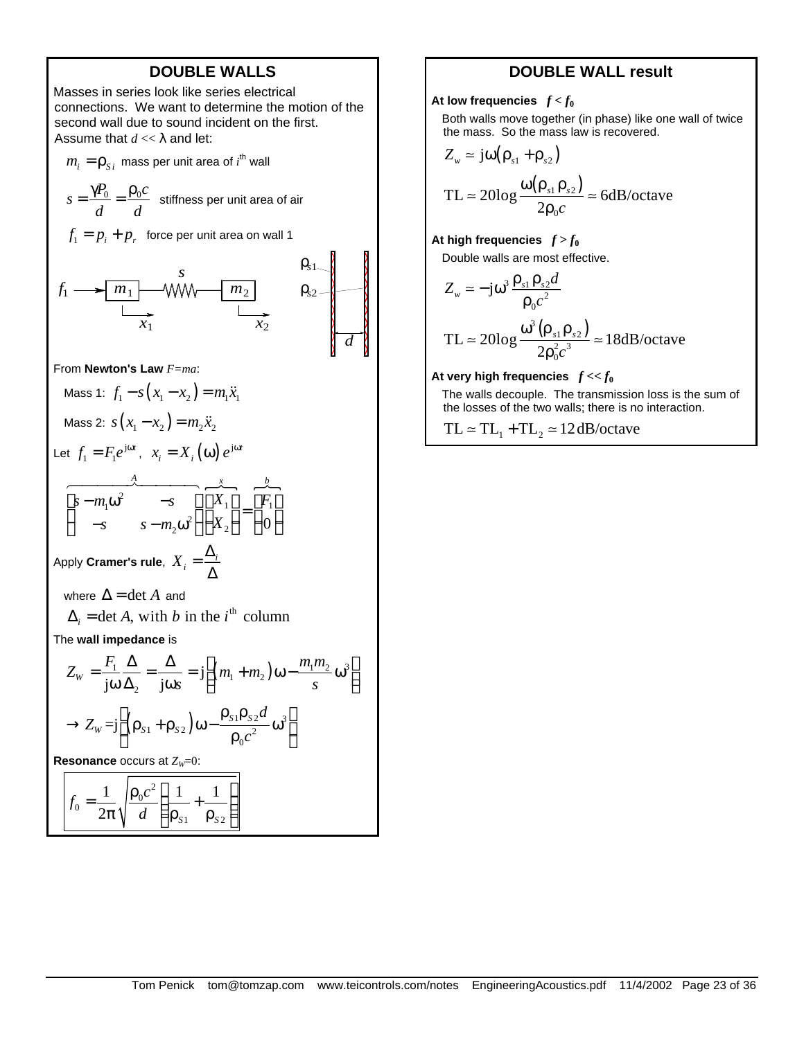## DOUBLE WALLS

Masses in series look like series electrical connections. We want to determine the motion of the second wall due to sound incident on the first. Assume that $d << \lambda$ and let:

$m_i = \rho_{Si}$ mass per unit area of $i^{\text{th}}$ wall

$s = \dfrac{\gamma P_0}{d} = \dfrac{\rho_0 c}{d}$ stiffness per unit area of air

$f_1 = p_i + p_r$ force per unit area on wall 1

From **Newton's Law** $F=ma$:

Mass 1: $f_1 - s\left(x_1 - x_2\right) = m_1 \ddot{x}_1$

Mass 2: $s\left(x_1 - x_2\right) = m_2 \ddot{x}_2$

Let $f_1 = F_1 e^{j\omega t}$, $x_i = X_i\left(\omega\right) e^{j\omega t}$

$$\overbrace{\begin{bmatrix} s - m_1\omega^2 & -s \\ -s & s - m_2\omega^2 \end{bmatrix}}^{A} \overbrace{\begin{bmatrix} X_1 \\ X_2 \end{bmatrix}}^{x} = \overbrace{\begin{bmatrix} F_1 \\ 0 \end{bmatrix}}^{b}$$

Apply **Cramer's rule**, $X_i = \dfrac{\Delta_i}{\Delta}$

where $\Delta = \det A$ and

$\Delta_i = \det A$, with $b$ in the $i^{\text{th}}$ column

The **wall impedance** is

$$Z_W = \frac{F_1}{j\omega}\frac{\Delta}{\Delta_2} = \frac{\Delta}{j\omega s} = j\left[\left(m_1 + m_2\right)\omega - \frac{m_1 m_2}{s}\omega^3\right]$$

$$\rightarrow Z_W = j\left[\left(\rho_{S1} + \rho_{S2}\right)\omega - \frac{\rho_{S1}\rho_{S2} d}{\rho_0 c^2}\omega^3\right]$$

**Resonance** occurs at $Z_W=0$:

$$f_0 = \frac{1}{2\pi}\sqrt{\frac{\rho_0 c^2}{d}\left(\frac{1}{\rho_{S1}} + \frac{1}{\rho_{S2}}\right)}$$

## DOUBLE WALL result

**At low frequencies** $f < f_0$

Both walls move together (in phase) like one wall of twice the mass. So the mass law is recovered.

$$Z_w \simeq j\omega\left(\rho_{s1} + \rho_{s2}\right)$$

$$\text{TL} \simeq 20\log\frac{\omega\left(\rho_{s1}\,\rho_{s2}\right)}{2\rho_0 c} \simeq 6\text{dB/octave}$$

**At high frequencies** $f > f_0$

Double walls are most effective.

$$Z_w \simeq -j\omega^3\frac{\rho_{s1}\,\rho_{s2} d}{\rho_0 c^2}$$

$$\text{TL} \simeq 20\log\frac{\omega^3\left(\rho_{s1}\,\rho_{s2}\right)}{2\rho_0^2 c^3} \simeq 18\text{dB/octave}$$

**At very high frequencies** $f << f_0$

The walls decouple. The transmission loss is the sum of the losses of the two walls; there is no interaction.

$$\text{TL} \simeq \text{TL}_1 + \text{TL}_2 \simeq 12\,\text{dB/octave}$$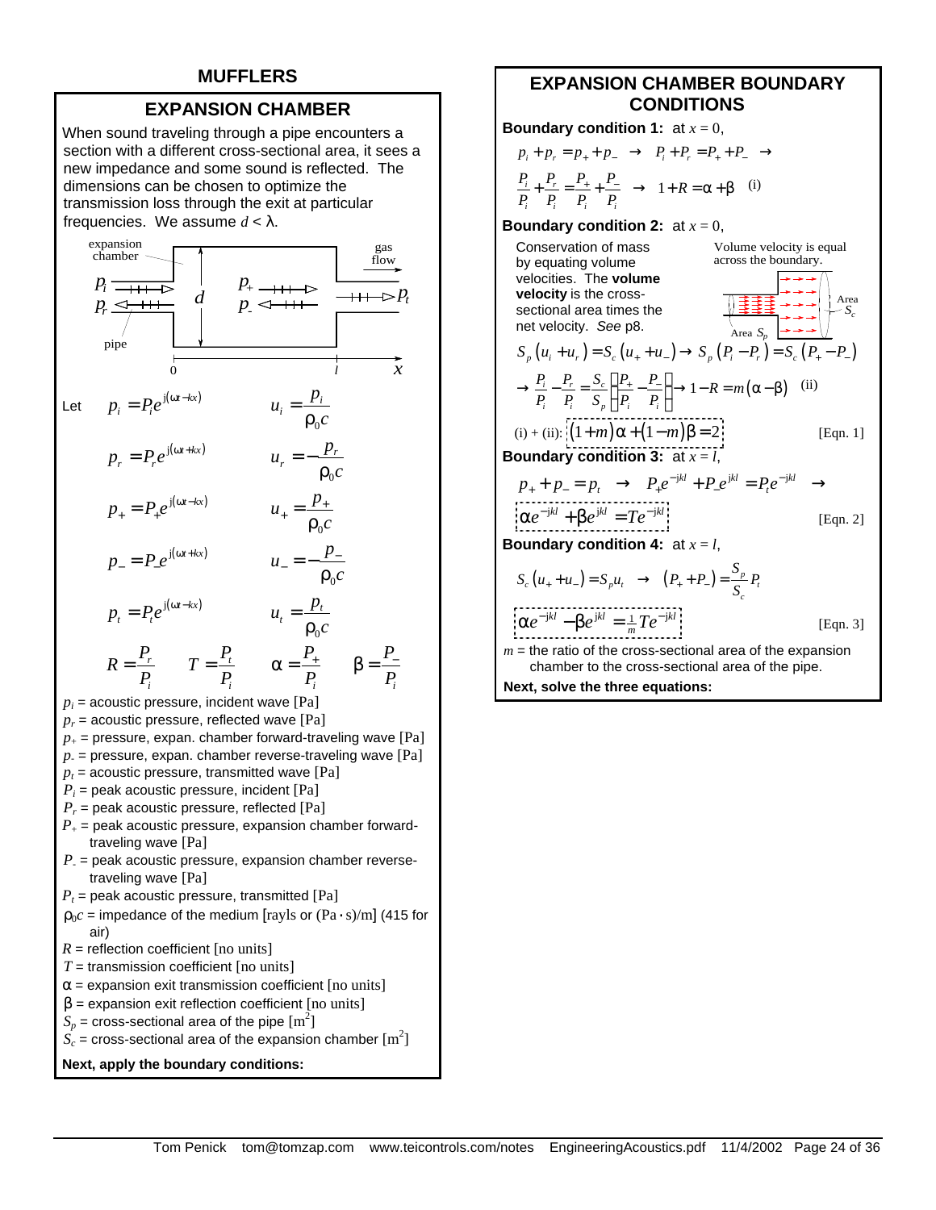# MUFFLERS

## EXPANSION CHAMBER

When sound traveling through a pipe encounters a section with a different cross-sectional area, it sees a new impedance and some sound is reflected. The dimensions can be chosen to optimize the transmission loss through the exit at particular frequencies. We assume $d < \lambda$.

Let

$$p_i = P_i e^{j(\omega t - kx)} \qquad u_i = \frac{p_i}{\rho_0 c}$$

$$p_r = P_r e^{j(\omega t + kx)} \qquad u_r = -\frac{p_r}{\rho_0 c}$$

$$p_+ = P_+ e^{j(\omega t - kx)} \qquad u_+ = \frac{p_+}{\rho_0 c}$$

$$p_- = P_- e^{j(\omega t + kx)} \qquad u_- = -\frac{p_-}{\rho_0 c}$$

$$p_t = P_t e^{j(\omega t - kx)} \qquad u_t = \frac{p_t}{\rho_0 c}$$

$$R = \frac{P_r}{P_i} \qquad T = \frac{P_t}{P_i} \qquad \alpha = \frac{P_+}{P_i} \qquad \beta = \frac{P_-}{P_i}$$

$p_i$ = acoustic pressure, incident wave [Pa]
$p_r$ = acoustic pressure, reflected wave [Pa]
$p_+$ = pressure, expan. chamber forward-traveling wave [Pa]
$p_-$ = pressure, expan. chamber reverse-traveling wave [Pa]
$p_t$ = acoustic pressure, transmitted wave [Pa]
$P_i$ = peak acoustic pressure, incident [Pa]
$P_r$ = peak acoustic pressure, reflected [Pa]
$P_+$ = peak acoustic pressure, expansion chamber forward-traveling wave [Pa]
$P_-$ = peak acoustic pressure, expansion chamber reverse-traveling wave [Pa]
$P_t$ = peak acoustic pressure, transmitted [Pa]
$\rho_0 c$ = impedance of the medium [rayls or (Pa·s)/m] (415 for air)
$R$ = reflection coefficient [no units]
$T$ = transmission coefficient [no units]
$\alpha$ = expansion exit transmission coefficient [no units]
$\beta$ = expansion exit reflection coefficient [no units]
$S_p$ = cross-sectional area of the pipe [m$^2$]
$S_c$ = cross-sectional area of the expansion chamber [m$^2$]

**Next, apply the boundary conditions:**

## EXPANSION CHAMBER BOUNDARY CONDITIONS

**Boundary condition 1:** at $x = 0$,

$$p_i + p_r = p_+ + p_- \;\rightarrow\; P_i + P_r = P_+ + P_- \;\rightarrow$$

$$\frac{P_i}{P_i} + \frac{P_r}{P_i} = \frac{P_+}{P_i} + \frac{P_-}{P_i} \;\rightarrow\; 1 + R = \alpha + \beta \quad \text{(i)}$$

**Boundary condition 2:** at $x = 0$,

Conservation of mass by equating volume velocities. The **volume velocity** is the cross-sectional area times the net velocity. *See* p8.

Volume velocity is equal across the boundary.

$$S_p(u_i + u_r) = S_c(u_+ + u_-) \rightarrow S_p(P_i - P_r) = S_c(P_+ - P_-)$$

$$\rightarrow \frac{P_i}{P_i} - \frac{P_r}{P_i} = \frac{S_c}{S_p}\left[\frac{P_+}{P_i} - \frac{P_-}{P_i}\right] \rightarrow 1 - R = m(\alpha - \beta) \quad \text{(ii)}$$

(i) + (ii): $$(1+m)\alpha + (1-m)\beta = 2 \qquad \text{[Eqn. 1]}$$

**Boundary condition 3:** at $x = l$,

$$p_+ + p_- = p_t \;\rightarrow\; P_+ e^{-jkl} + P_- e^{jkl} = P_t e^{-jkl} \;\rightarrow$$

$$\alpha e^{-jkl} + \beta e^{jkl} = T e^{-jkl} \qquad \text{[Eqn. 2]}$$

**Boundary condition 4:** at $x = l$,

$$S_c(u_+ + u_-) = S_p u_t \;\rightarrow\; (P_+ + P_-) = \frac{S_p}{S_c} P_t$$

$$\alpha e^{-jkl} - \beta e^{jkl} = \tfrac{1}{m} T e^{-jkl} \qquad \text{[Eqn. 3]}$$

$m$ = the ratio of the cross-sectional area of the expansion chamber to the cross-sectional area of the pipe.

**Next, solve the three equations:**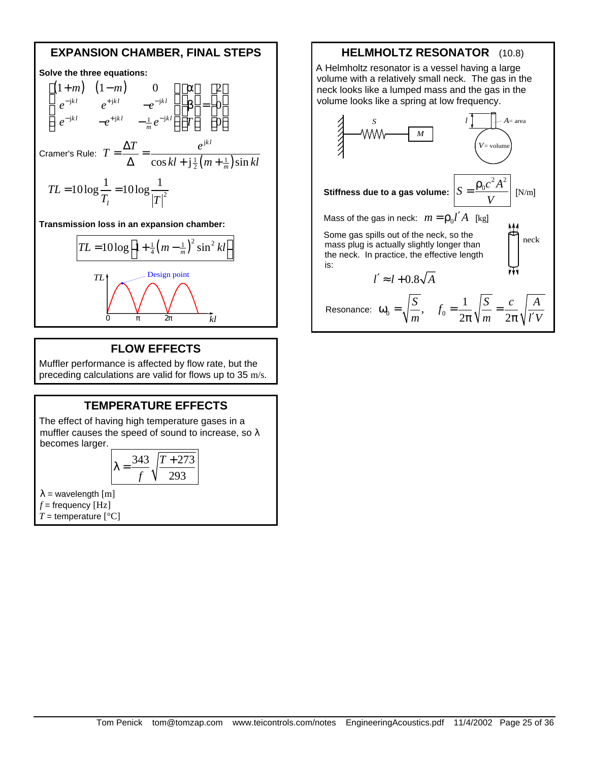## EXPANSION CHAMBER, FINAL STEPS

**Solve the three equations:**

$$\begin{bmatrix} (1+m) & (1-m) & 0 \\ e^{-jkl} & e^{+jkl} & -e^{-jkl} \\ e^{-jkl} & -e^{+jkl} & -\frac{1}{m}e^{-jkl} \end{bmatrix} \begin{bmatrix} \alpha \\ \beta \\ T \end{bmatrix} = \begin{bmatrix} 2 \\ 0 \\ 0 \end{bmatrix}$$

Cramer's Rule: $T = \dfrac{\Delta T}{\Delta} = \dfrac{e^{jkl}}{\cos kl + j\frac{1}{2}\left(m + \frac{1}{m}\right)\sin kl}$

$$TL = 10\log\frac{1}{T_I} = 10\log\frac{1}{|T|^2}$$

**Transmission loss in an expansion chamber:**

$$TL = 10\log\left[1 + \tfrac{1}{4}\left(m - \tfrac{1}{m}\right)^2 \sin^2 kl\right]$$

## FLOW EFFECTS

Muffler performance is affected by flow rate, but the preceding calculations are valid for flows up to 35 m/s.

## TEMPERATURE EFFECTS

The effect of having high temperature gases in a muffler causes the speed of sound to increase, so $\lambda$ becomes larger.

$$\lambda = \frac{343}{f}\sqrt{\frac{T+273}{293}}$$

$\lambda$ = wavelength [m]
$f$ = frequency [Hz]
$T$ = temperature [°C]

## HELMHOLTZ RESONATOR (10.8)

A Helmholtz resonator is a vessel having a large volume with a relatively small neck. The gas in the neck looks like a lumped mass and the gas in the volume looks like a spring at low frequency.

**Stiffness due to a gas volume:** $S = \dfrac{\rho_0 c^2 A^2}{V}$ [N/m]

Mass of the gas in neck: $m = \rho_0 l' A$ [kg]

Some gas spills out of the neck, so the mass plug is actually slightly longer than the neck. In practice, the effective length is:

$$l' \approx l + 0.8\sqrt{A}$$

Resonance: $\omega_0 = \sqrt{\dfrac{S}{m}}, \quad f_0 = \dfrac{1}{2\pi}\sqrt{\dfrac{S}{m}} = \dfrac{c}{2\pi}\sqrt{\dfrac{A}{l'V}}$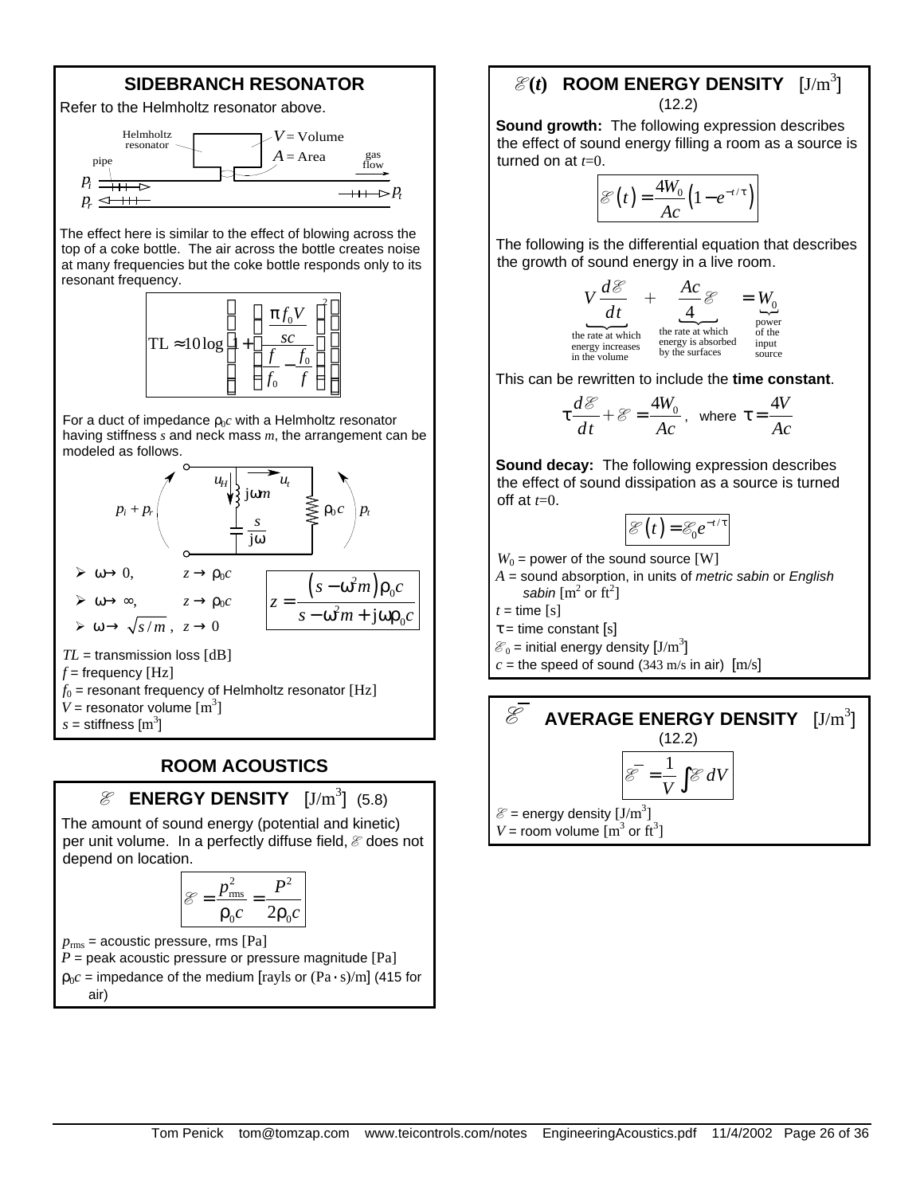## SIDEBRANCH RESONATOR

Refer to the Helmholtz resonator above.

The effect here is similar to the effect of blowing across the top of a coke bottle. The air across the bottle creates noise at many frequencies but the coke bottle responds only to its resonant frequency.

$$\mathrm{TL} \approx 10\log\left[1+\left(\frac{\frac{\pi f_0 V}{sc}}{\frac{f}{f_0}-\frac{f_0}{f}}\right)^2\right]$$

For a duct of impedance $\rho_0 c$ with a Helmholtz resonator having stiffness $s$ and neck mass $m$, the arrangement can be modeled as follows.

- $\omega \to 0$, $\quad z \to \rho_0 c$
- $\omega \to \infty$, $\quad z \to \rho_0 c$
- $\omega \to \sqrt{s/m}$, $\quad z \to 0$

$$z = \frac{\left(s-\omega^2 m\right)\rho_0 c}{s-\omega^2 m + j\omega\rho_0 c}$$

$TL$ = transmission loss [dB]
$f$ = frequency [Hz]
$f_0$ = resonant frequency of Helmholtz resonator [Hz]
$V$ = resonator volume [m$^3$]
$s$ = stiffness [m$^3$]

## ROOM ACOUSTICS

### $\mathscr{E}$ ENERGY DENSITY [J/m$^3$] (5.8)

The amount of sound energy (potential and kinetic) per unit volume. In a perfectly diffuse field, $\mathscr{E}$ does not depend on location.

$$\mathscr{E} = \frac{p_{\mathrm{rms}}^2}{\rho_0 c} = \frac{P^2}{2\rho_0 c}$$

$p_{\mathrm{rms}}$ = acoustic pressure, rms [Pa]
$P$ = peak acoustic pressure or pressure magnitude [Pa]
$\rho_0 c$ = impedance of the medium [rayls or (Pa·s)/m] (415 for air)

### $\mathscr{E}(t)$ ROOM ENERGY DENSITY [J/m$^3$] (12.2)

**Sound growth:** The following expression describes the effect of sound energy filling a room as a source is turned on at $t$=0.

$$\mathscr{E}(t) = \frac{4W_0}{Ac}\left(1-e^{-t/\tau}\right)$$

The following is the differential equation that describes the growth of sound energy in a live room.

$$\underbrace{V\frac{d\mathscr{E}}{dt}}_{\text{the rate at which energy increases in the volume}} + \underbrace{\frac{Ac}{4}\mathscr{E}}_{\text{the rate at which energy is absorbed by the surfaces}} = \underbrace{W_0}_{\text{power of the input source}}$$

This can be rewritten to include the **time constant**.

$$\tau\frac{d\mathscr{E}}{dt} + \mathscr{E} = \frac{4W_0}{Ac}, \quad \text{where } \tau = \frac{4V}{Ac}$$

**Sound decay:** The following expression describes the effect of sound dissipation as a source is turned off at $t$=0.

$$\mathscr{E}(t) = \mathscr{E}_0 e^{-t/\tau}$$

$W_0$ = power of the sound source [W]
$A$ = sound absorption, in units of *metric sabin* or *English sabin* [m$^2$ or ft$^2$]
$t$ = time [s]
$\tau$ = time constant [s]
$\mathscr{E}_0$ = initial energy density [J/m$^3$]
$c$ = the speed of sound (343 m/s in air) [m/s]

### $\overline{\mathscr{E}}$ AVERAGE ENERGY DENSITY [J/m$^3$] (12.2)

$$\overline{\mathscr{E}} = \frac{1}{V}\int \mathscr{E}\, dV$$

$\mathscr{E}$ = energy density [J/m$^3$]
$V$ = room volume [m$^3$ or ft$^3$]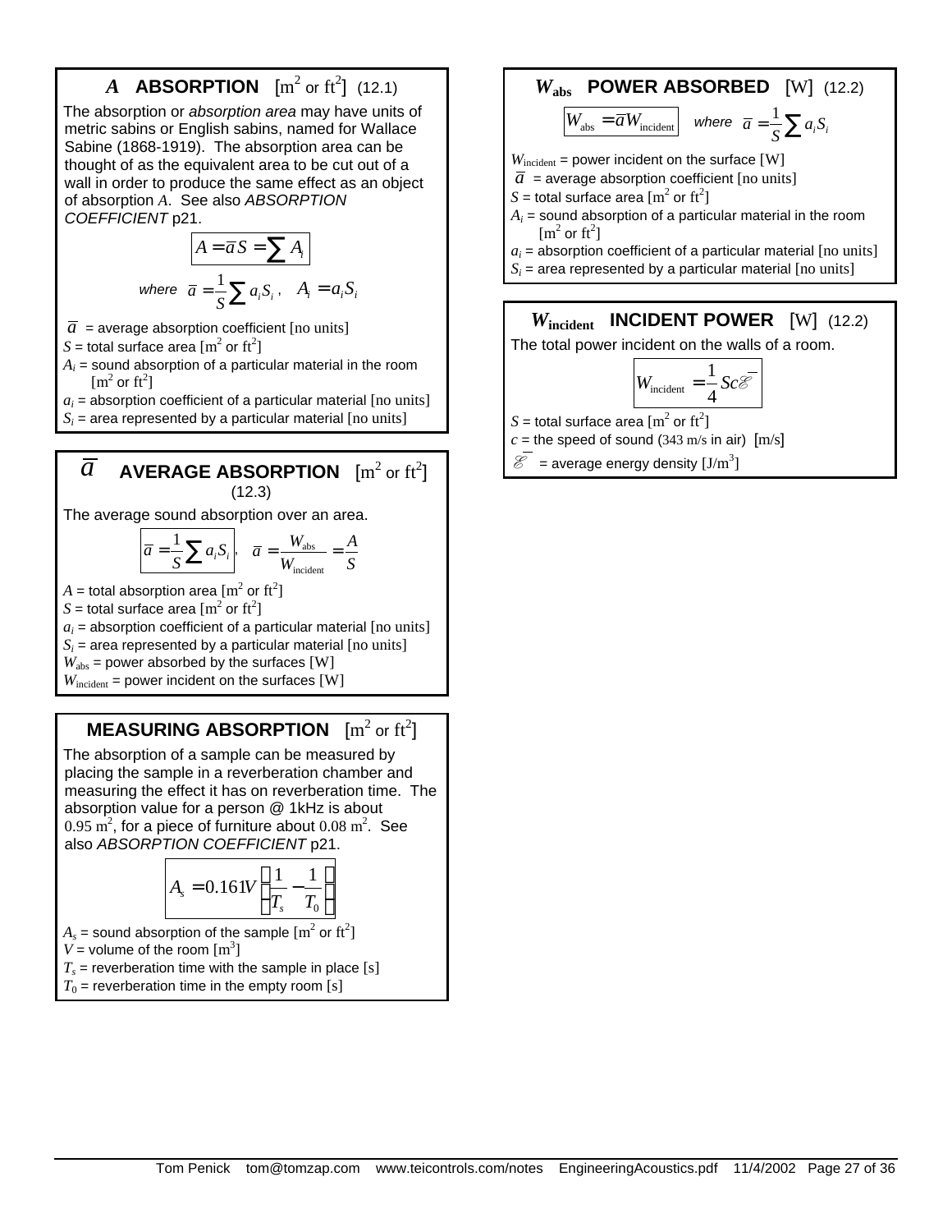## $A$ ABSORPTION [m² or ft²] (12.1)

The absorption or *absorption area* may have units of metric sabins or English sabins, named for Wallace Sabine (1868-1919). The absorption area can be thought of as the equivalent area to be cut out of a wall in order to produce the same effect as an object of absorption $A$. See also *ABSORPTION COEFFICIENT* p21.

$$A = \bar{a}S = \sum A_i$$

*where* $\bar{a} = \frac{1}{S}\sum a_i S_i$, $A_i = a_i S_i$

$\bar{a}$ = average absorption coefficient [no units]
$S$ = total surface area [m² or ft²]
$A_i$ = sound absorption of a particular material in the room [m² or ft²]
$a_i$ = absorption coefficient of a particular material [no units]
$S_i$ = area represented by a particular material [no units]

## $\bar{a}$ AVERAGE ABSORPTION [m² or ft²] (12.3)

The average sound absorption over an area.

$$\bar{a} = \frac{1}{S}\sum a_i S_i, \quad \bar{a} = \frac{W_{\text{abs}}}{W_{\text{incident}}} = \frac{A}{S}$$

$A$ = total absorption area [m² or ft²]
$S$ = total surface area [m² or ft²]
$a_i$ = absorption coefficient of a particular material [no units]
$S_i$ = area represented by a particular material [no units]
$W_{\text{abs}}$ = power absorbed by the surfaces [W]
$W_{\text{incident}}$ = power incident on the surfaces [W]

## MEASURING ABSORPTION [m² or ft²]

The absorption of a sample can be measured by placing the sample in a reverberation chamber and measuring the effect it has on reverberation time. The absorption value for a person @ 1kHz is about 0.95 m², for a piece of furniture about 0.08 m². See also *ABSORPTION COEFFICIENT* p21.

$$A_s = 0.161V\left(\frac{1}{T_s} - \frac{1}{T_0}\right)$$

$A_s$ = sound absorption of the sample [m² or ft²]
$V$ = volume of the room [m³]
$T_s$ = reverberation time with the sample in place [s]
$T_0$ = reverberation time in the empty room [s]

## $W_{\text{abs}}$ POWER ABSORBED [W] (12.2)

$$W_{\text{abs}} = \bar{a}W_{\text{incident}} \quad \textit{where} \quad \bar{a} = \frac{1}{S}\sum a_i S_i$$

$W_{\text{incident}}$ = power incident on the surface [W]
$\bar{a}$ = average absorption coefficient [no units]
$S$ = total surface area [m² or ft²]
$A_i$ = sound absorption of a particular material in the room [m² or ft²]
$a_i$ = absorption coefficient of a particular material [no units]
$S_i$ = area represented by a particular material [no units]

## $W_{\text{incident}}$ INCIDENT POWER [W] (12.2)

The total power incident on the walls of a room.

$$W_{\text{incident}} = \frac{1}{4}Sc\bar{\mathscr{E}}$$

$S$ = total surface area [m² or ft²]
$c$ = the speed of sound (343 m/s in air) [m/s]
$\bar{\mathscr{E}}$ = average energy density [J/m³]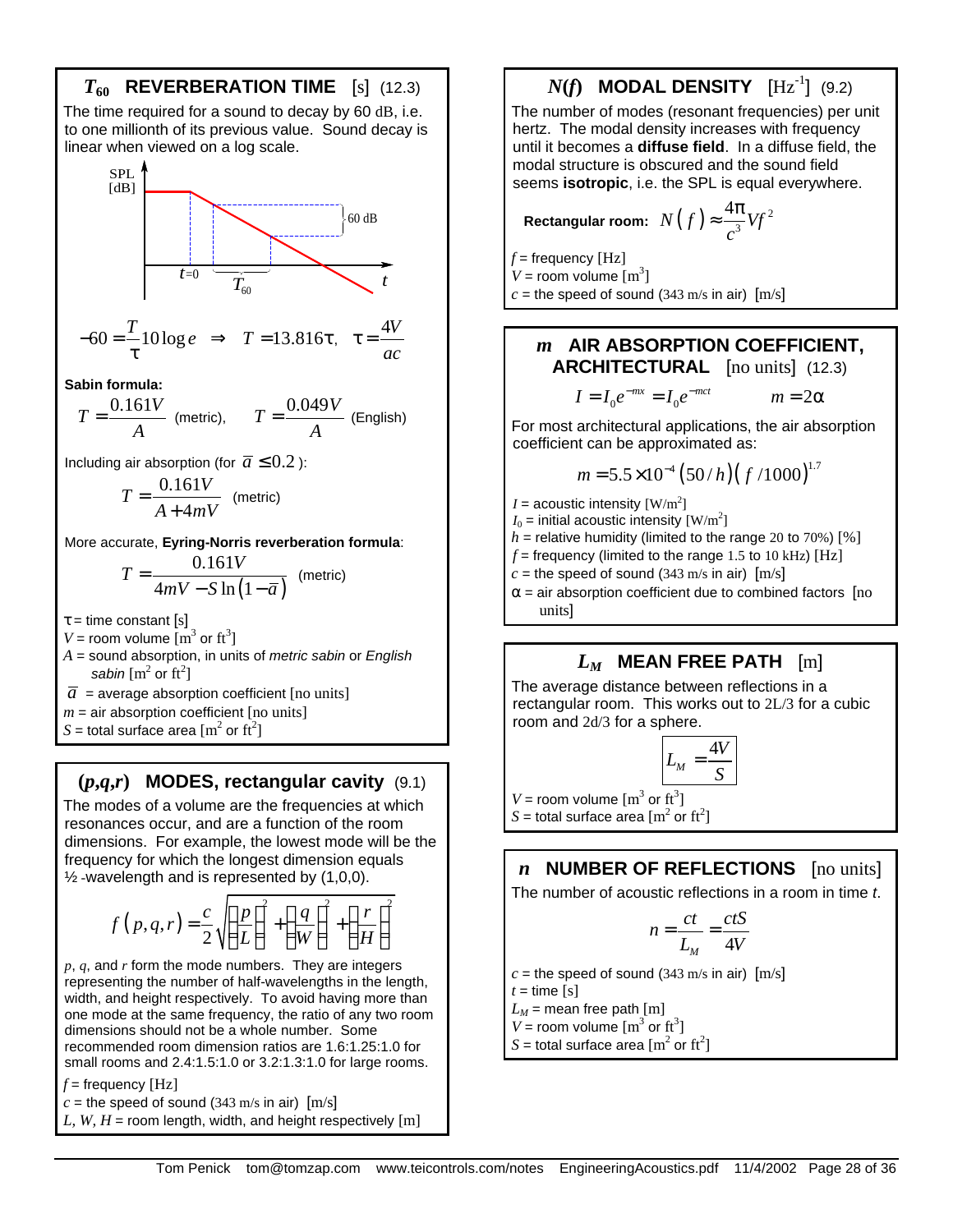## $T_{60}$ REVERBERATION TIME [s] (12.3)

The time required for a sound to decay by 60 dB, i.e. to one millionth of its previous value. Sound decay is linear when viewed on a log scale.

$$-60 = \frac{T}{\tau} 10 \log e \quad \Rightarrow \quad T = 13.816\tau, \quad \tau = \frac{4V}{ac}$$

**Sabin formula:**

$$T = \frac{0.161V}{A} \text{ (metric)}, \qquad T = \frac{0.049V}{A} \text{ (English)}$$

Including air absorption (for $\bar{a} \leq 0.2$ ):

$$T = \frac{0.161V}{A + 4mV} \text{ (metric)}$$

More accurate, **Eyring-Norris reverberation formula**:

$$T = \frac{0.161V}{4mV - S\ln\left(1-\bar{a}\right)} \text{ (metric)}$$

$\tau$ = time constant [s]
$V$ = room volume [$m^3$ or $ft^3$]
$A$ = sound absorption, in units of *metric sabin* or *English sabin* [$m^2$ or $ft^2$]
$\bar{a}$ = average absorption coefficient [no units]
$m$ = air absorption coefficient [no units]
$S$ = total surface area [$m^2$ or $ft^2$]

## $(p,q,r)$ MODES, rectangular cavity (9.1)

The modes of a volume are the frequencies at which resonances occur, and are a function of the room dimensions. For example, the lowest mode will be the frequency for which the longest dimension equals ½ -wavelength and is represented by (1,0,0).

$$f\left(p,q,r\right) = \frac{c}{2}\sqrt{\left(\frac{p}{L}\right)^2 + \left(\frac{q}{W}\right)^2 + \left(\frac{r}{H}\right)^2}$$

$p$, $q$, and $r$ form the mode numbers. They are integers representing the number of half-wavelengths in the length, width, and height respectively. To avoid having more than one mode at the same frequency, the ratio of any two room dimensions should not be a whole number. Some recommended room dimension ratios are 1.6:1.25:1.0 for small rooms and 2.4:1.5:1.0 or 3.2:1.3:1.0 for large rooms.

$f$ = frequency [Hz]
$c$ = the speed of sound (343 m/s in air) [m/s]
$L, W, H$ = room length, width, and height respectively [m]

## $N(f)$ MODAL DENSITY [$Hz^{-1}$] (9.2)

The number of modes (resonant frequencies) per unit hertz. The modal density increases with frequency until it becomes a **diffuse field**. In a diffuse field, the modal structure is obscured and the sound field seems **isotropic**, i.e. the SPL is equal everywhere.

**Rectangular room:** $N\left(f\right) \approx \frac{4\pi}{c^3} V f^2$

$f$ = frequency [Hz]
$V$ = room volume [$m^3$]
$c$ = the speed of sound (343 m/s in air) [m/s]

## $m$ AIR ABSORPTION COEFFICIENT, ARCHITECTURAL [no units] (12.3)

$$I = I_0 e^{-mx} = I_0 e^{-mct} \qquad m = 2\alpha$$

For most architectural applications, the air absorption coefficient can be approximated as:

$$m = 5.5 \times 10^{-4} \left(50/h\right)\left(f/1000\right)^{1.7}$$

$I$ = acoustic intensity [$W/m^2$]
$I_0$ = initial acoustic intensity [$W/m^2$]
$h$ = relative humidity (limited to the range 20 to 70%) [%]
$f$ = frequency (limited to the range 1.5 to 10 kHz) [Hz]
$c$ = the speed of sound (343 m/s in air) [m/s]
$\alpha$ = air absorption coefficient due to combined factors [no units]

## $L_M$ MEAN FREE PATH [m]

The average distance between reflections in a rectangular room. This works out to 2L/3 for a cubic room and 2d/3 for a sphere.

$$L_M = \frac{4V}{S}$$

$V$ = room volume [$m^3$ or $ft^3$]
$S$ = total surface area [$m^2$ or $ft^2$]

## $n$ NUMBER OF REFLECTIONS [no units]

The number of acoustic reflections in a room in time $t$.

$$n = \frac{ct}{L_M} = \frac{ctS}{4V}$$

$c$ = the speed of sound (343 m/s in air) [m/s]
$t$ = time [s]
$L_M$ = mean free path [m]
$V$ = room volume [$m^3$ or $ft^3$]
$S$ = total surface area [$m^2$ or $ft^2$]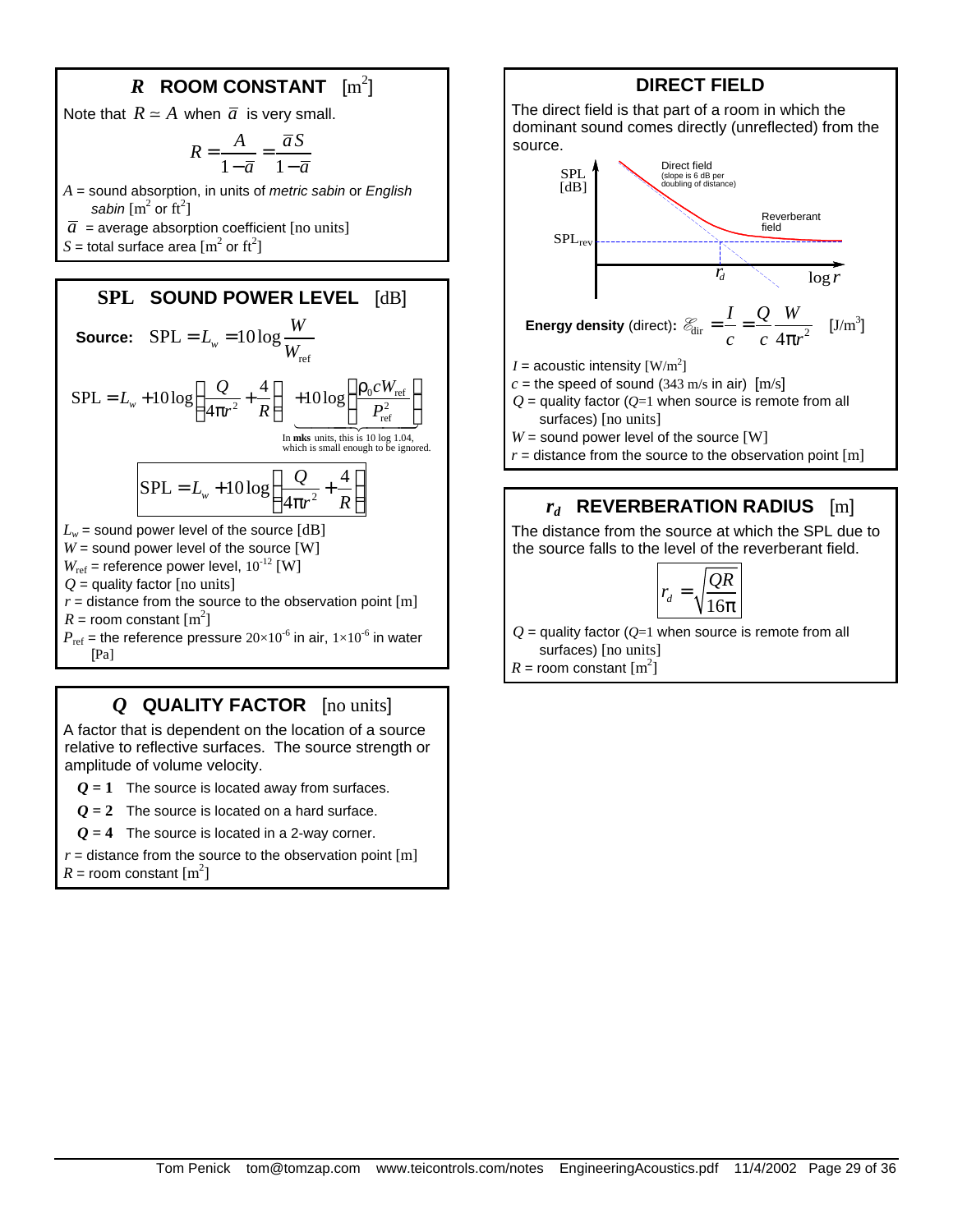## $R$ ROOM CONSTANT [m$^2$]

Note that $R \simeq A$ when $\bar{a}$ is very small.

$$R = \frac{A}{1-\bar{a}} = \frac{\bar{a}S}{1-\bar{a}}$$

$A$ = sound absorption, in units of *metric sabin* or *English sabin* [m$^2$ or ft$^2$]
$\bar{a}$ = average absorption coefficient [no units]
$S$ = total surface area [m$^2$ or ft$^2$]

## SPL SOUND POWER LEVEL [dB]

**Source:** $\text{SPL} = L_w = 10\log\frac{W}{W_{\text{ref}}}$

$$\text{SPL} = L_w + 10\log\left[\frac{Q}{4\pi r^2} + \frac{4}{R}\right] + \underbrace{10\log\left[\frac{\rho_0 c W_{\text{ref}}}{P_{\text{ref}}^2}\right]}_{\text{In mks units, this is 10 log 1.04, which is small enough to be ignored.}}$$

$$\boxed{\text{SPL} = L_w + 10\log\left[\frac{Q}{4\pi r^2} + \frac{4}{R}\right]}$$

$L_w$ = sound power level of the source [dB]
$W$ = sound power level of the source [W]
$W_{\text{ref}}$ = reference power level, $10^{-12}$ [W]
$Q$ = quality factor [no units]
$r$ = distance from the source to the observation point [m]
$R$ = room constant [m$^2$]
$P_{\text{ref}}$ = the reference pressure $20\times10^{-6}$ in air, $1\times10^{-6}$ in water [Pa]

## $Q$ QUALITY FACTOR [no units]

A factor that is dependent on the location of a source relative to reflective surfaces. The source strength or amplitude of volume velocity.

- $Q = 1$ The source is located away from surfaces.
- $Q = 2$ The source is located on a hard surface.
- $Q = 4$ The source is located in a 2-way corner.

$r$ = distance from the source to the observation point [m]
$R$ = room constant [m$^2$]

## DIRECT FIELD

The direct field is that part of a room in which the dominant sound comes directly (unreflected) from the source.

SPL [dB]; Direct field (slope is 6 dB per doubling of distance); Reverberant field; $\text{SPL}_{\text{rev}}$; $r_d$; $\log r$

**Energy density** (direct): $\mathscr{E}_{\text{dir}} = \frac{I}{c} = \frac{Q}{c}\frac{W}{4\pi r^2}$ [J/m$^3$]

$I$ = acoustic intensity [W/m$^2$]
$c$ = the speed of sound (343 m/s in air) [m/s]
$Q$ = quality factor ($Q$=1 when source is remote from all surfaces) [no units]
$W$ = sound power level of the source [W]
$r$ = distance from the source to the observation point [m]

## $r_d$ REVERBERATION RADIUS [m]

The distance from the source at which the SPL due to the source falls to the level of the reverberant field.

$$\boxed{r_d = \sqrt{\frac{QR}{16\pi}}}$$

$Q$ = quality factor ($Q$=1 when source is remote from all surfaces) [no units]
$R$ = room constant [m$^2$]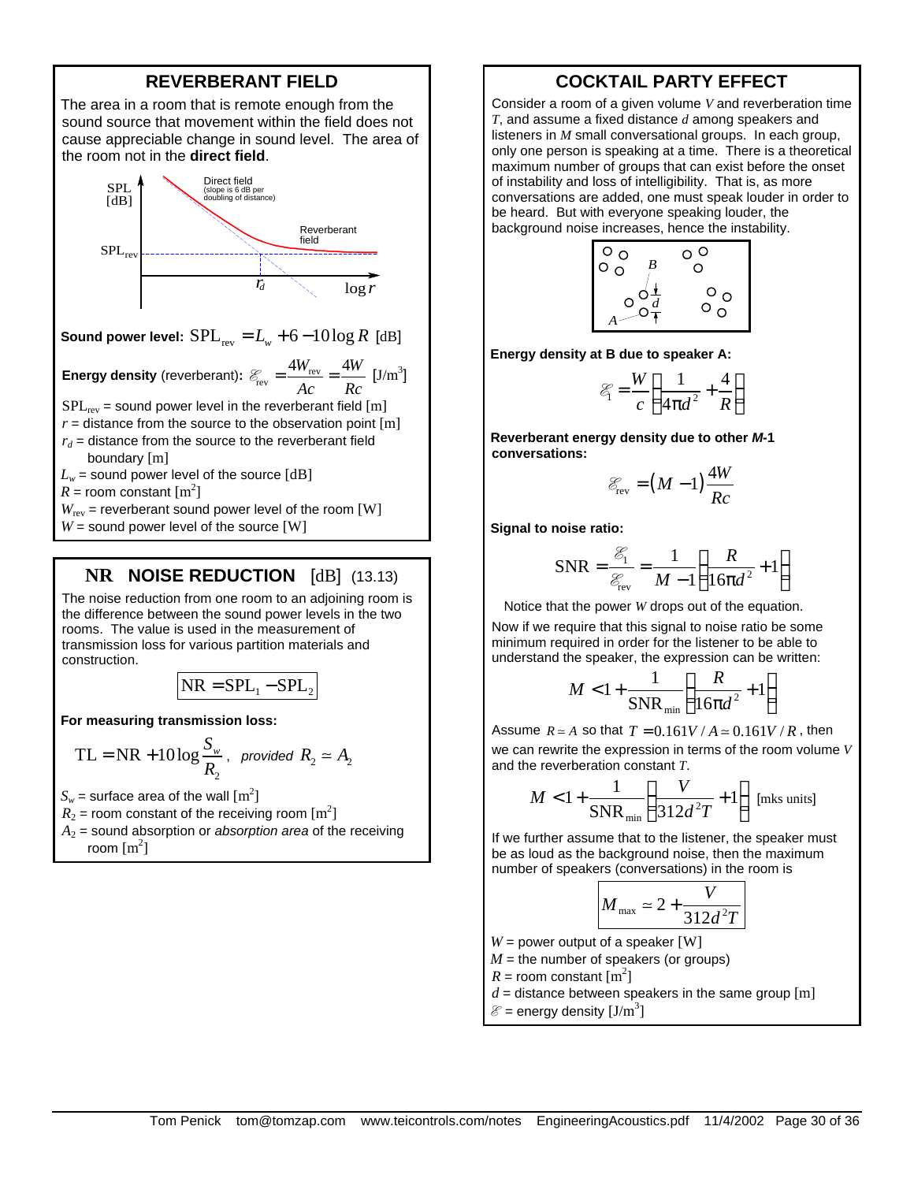## REVERBERANT FIELD

The area in a room that is remote enough from the sound source that movement within the field does not cause appreciable change in sound level. The area of the room not in the **direct field**.

**Sound power level:** $\mathrm{SPL_{rev}} = L_w + 6 - 10\log R$ [dB]

**Energy density** (reverberant)**:** $\mathscr{E}_{\mathrm{rev}} = \dfrac{4W_{\mathrm{rev}}}{Ac} = \dfrac{4W}{Rc}$ [J/m³]

$\mathrm{SPL_{rev}}$ = sound power level in the reverberant field [m]
$r$ = distance from the source to the observation point [m]
$r_d$ = distance from the source to the reverberant field boundary [m]
$L_w$ = sound power level of the source [dB]
$R$ = room constant [m²]
$W_{\mathrm{rev}}$ = reverberant sound power level of the room [W]
$W$ = sound power level of the source [W]

## NR NOISE REDUCTION [dB] (13.13)

The noise reduction from one room to an adjoining room is the difference between the sound power levels in the two rooms. The value is used in the measurement of transmission loss for various partition materials and construction.

$$\mathrm{NR} = \mathrm{SPL}_1 - \mathrm{SPL}_2$$

**For measuring transmission loss:**

$$\mathrm{TL} = \mathrm{NR} + 10\log\frac{S_w}{R_2}, \quad \textit{provided } R_2 \simeq A_2$$

$S_w$ = surface area of the wall [m²]
$R_2$ = room constant of the receiving room [m²]
$A_2$ = sound absorption or *absorption area* of the receiving room [m²]

## COCKTAIL PARTY EFFECT

Consider a room of a given volume $V$ and reverberation time $T$, and assume a fixed distance $d$ among speakers and listeners in $M$ small conversational groups. In each group, only one person is speaking at a time. There is a theoretical maximum number of groups that can exist before the onset of instability and loss of intelligibility. That is, as more conversations are added, one must speak louder in order to be heard. But with everyone speaking louder, the background noise increases, hence the instability.

**Energy density at B due to speaker A:**

$$\mathscr{E}_1 = \frac{W}{c}\left(\frac{1}{4\pi d^2} + \frac{4}{R}\right)$$

**Reverberant energy density due to other *M*-1 conversations:**

$$\mathscr{E}_{\mathrm{rev}} = (M-1)\frac{4W}{Rc}$$

**Signal to noise ratio:**

$$\mathrm{SNR} = \frac{\mathscr{E}_1}{\mathscr{E}_{\mathrm{rev}}} = \frac{1}{M-1}\left(\frac{R}{16\pi d^2} + 1\right)$$

Notice that the power $W$ drops out of the equation.

Now if we require that this signal to noise ratio be some minimum required in order for the listener to be able to understand the speaker, the expression can be written:

$$M < 1 + \frac{1}{\mathrm{SNR_{min}}}\left(\frac{R}{16\pi d^2} + 1\right)$$

Assume $R \simeq A$ so that $T = 0.161V/A \simeq 0.161V/R$, then we can rewrite the expression in terms of the room volume $V$ and the reverberation constant $T$.

$$M < 1 + \frac{1}{\mathrm{SNR_{min}}}\left(\frac{V}{312d^2T} + 1\right) \text{ [mks units]}$$

If we further assume that to the listener, the speaker must be as loud as the background noise, then the maximum number of speakers (conversations) in the room is

$$M_{\max} \simeq 2 + \frac{V}{312d^2T}$$

$W$ = power output of a speaker [W]
$M$ = the number of speakers (or groups)
$R$ = room constant [m²]
$d$ = distance between speakers in the same group [m]
$\mathscr{E}$ = energy density [J/m³]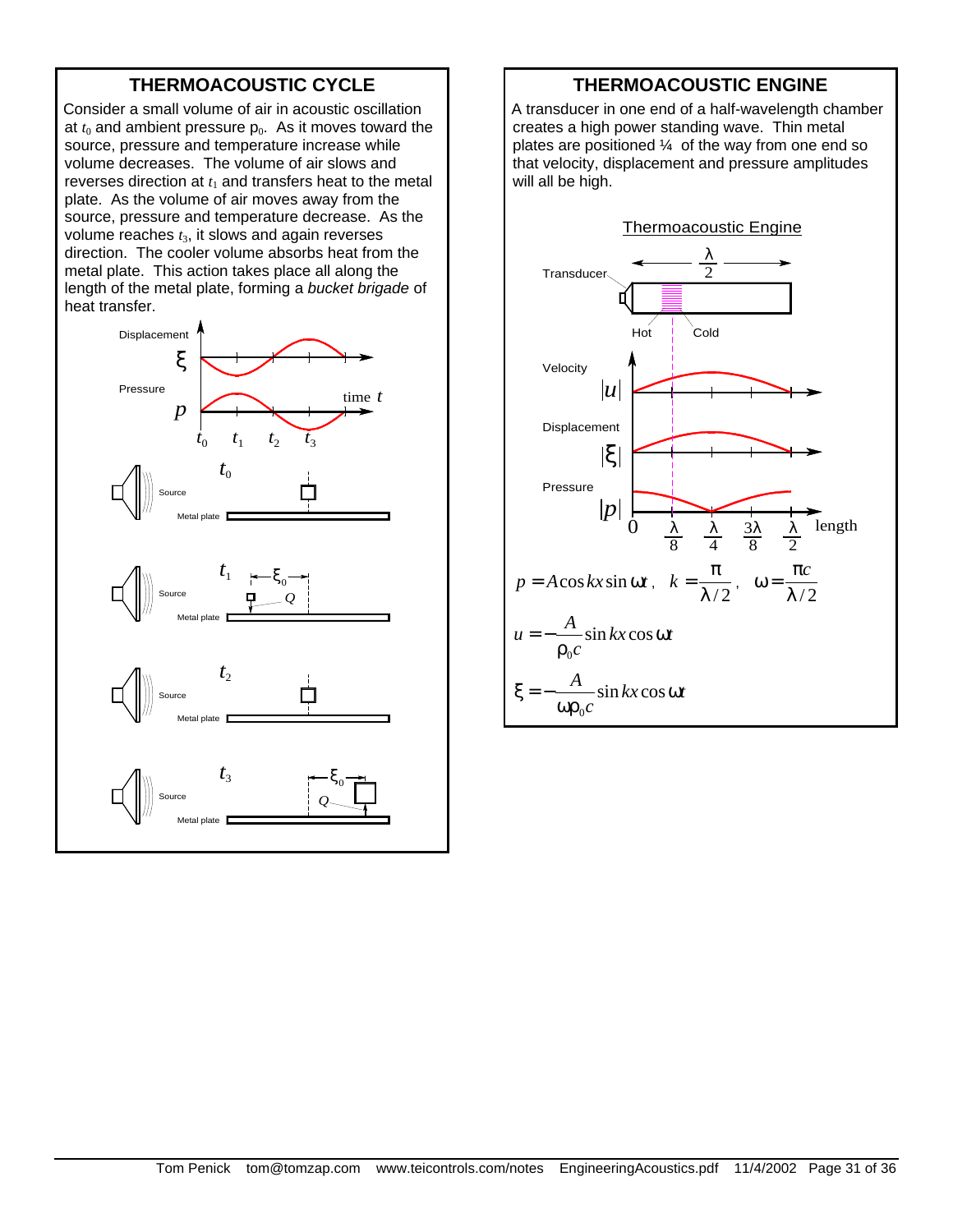## THERMOACOUSTIC CYCLE

Consider a small volume of air in acoustic oscillation at $t_0$ and ambient pressure $p_0$. As it moves toward the source, pressure and temperature increase while volume decreases. The volume of air slows and reverses direction at $t_1$ and transfers heat to the metal plate. As the volume of air moves away from the source, pressure and temperature decrease. As the volume reaches $t_3$, it slows and again reverses direction. The cooler volume absorbs heat from the metal plate. This action takes place all along the length of the metal plate, forming a *bucket brigade* of heat transfer.

## THERMOACOUSTIC ENGINE

A transducer in one end of a half-wavelength chamber creates a high power standing wave. Thin metal plates are positioned ¼ of the way from one end so that velocity, displacement and pressure amplitudes will all be high.

$$p = A\cos kx \sin \omega t\,, \quad k = \frac{\pi}{\lambda/2}\,, \quad \omega = \frac{\pi c}{\lambda/2}$$

$$u = -\frac{A}{\rho_0 c}\sin kx \cos \omega t$$

$$\xi = -\frac{A}{\omega \rho_0 c}\sin kx \cos \omega t$$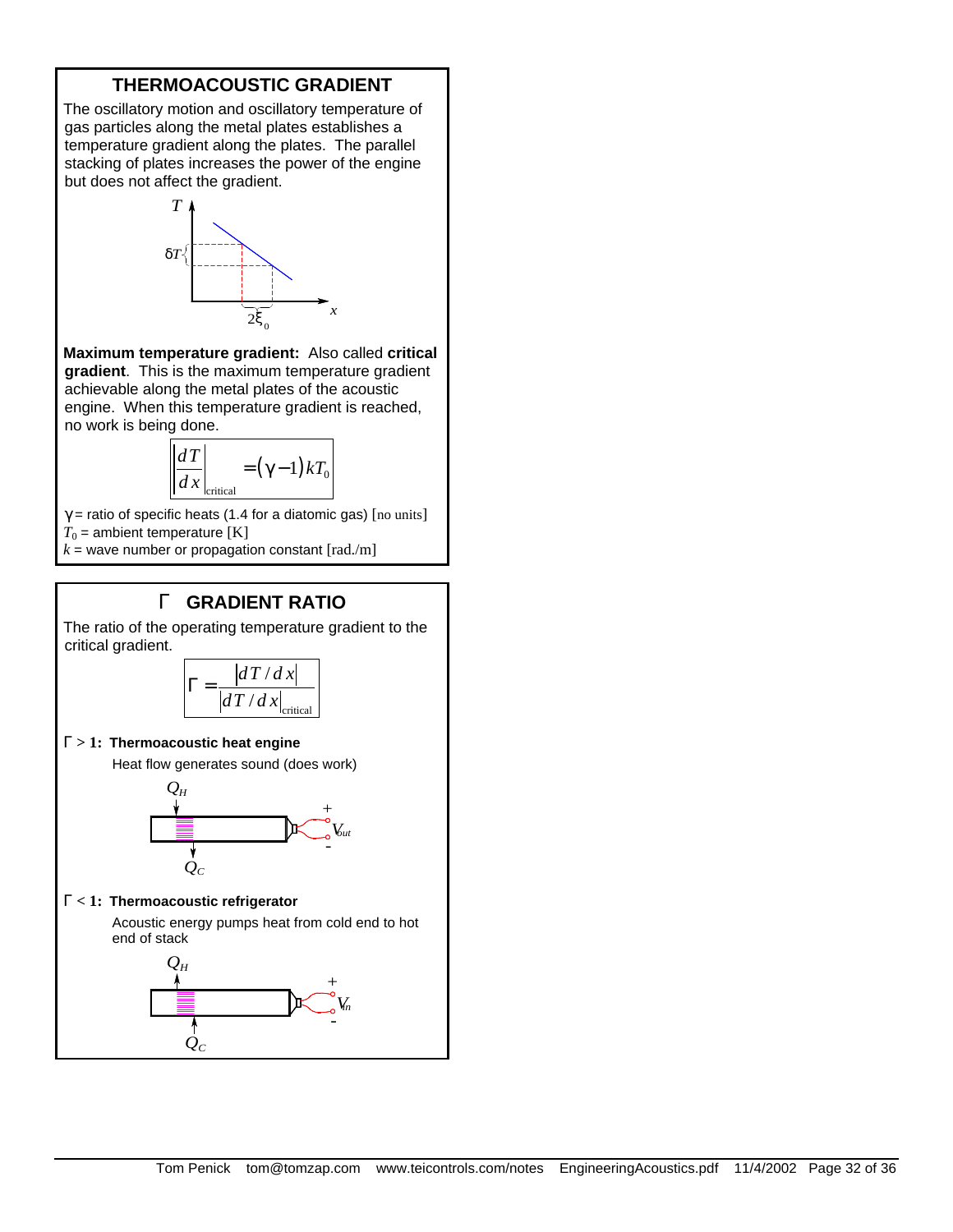## THERMOACOUSTIC GRADIENT

The oscillatory motion and oscillatory temperature of gas particles along the metal plates establishes a temperature gradient along the plates. The parallel stacking of plates increases the power of the engine but does not affect the gradient.

**Maximum temperature gradient:** Also called **critical gradient**. This is the maximum temperature gradient achievable along the metal plates of the acoustic engine. When this temperature gradient is reached, no work is being done.

$$\left|\frac{dT}{dx}\right|_{\text{critical}} = (\gamma - 1) k T_0$$

$\gamma$ = ratio of specific heats (1.4 for a diatomic gas) [no units]
$T_0$ = ambient temperature [K]
$k$ = wave number or propagation constant [rad./m]

## $\Gamma$ GRADIENT RATIO

The ratio of the operating temperature gradient to the critical gradient.

$$\Gamma = \frac{|dT/dx|}{|dT/dx|_{\text{critical}}}$$

$\Gamma > 1$**: Thermoacoustic heat engine**

Heat flow generates sound (does work)

$\Gamma < 1$**: Thermoacoustic refrigerator**

Acoustic energy pumps heat from cold end to hot end of stack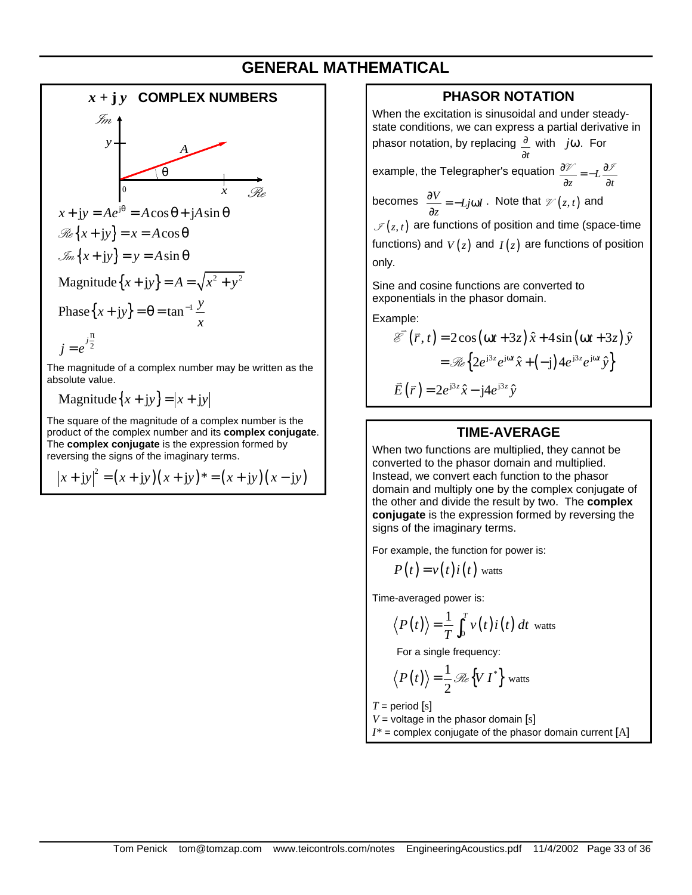# GENERAL MATHEMATICAL

## $x + \mathbf{j}\,y$ COMPLEX NUMBERS

$$x + \mathrm{j}y = Ae^{\mathrm{j}\theta} = A\cos\theta + \mathrm{j}A\sin\theta$$

$$\mathcal{Re}\{x + \mathrm{j}y\} = x = A\cos\theta$$

$$\mathcal{Im}\{x + \mathrm{j}y\} = y = A\sin\theta$$

$$\text{Magnitude}\{x + \mathrm{j}y\} = A = \sqrt{x^2 + y^2}$$

$$\text{Phase}\{x + \mathrm{j}y\} = \theta = \tan^{-1}\frac{y}{x}$$

$$j = e^{j\frac{\pi}{2}}$$

The magnitude of a complex number may be written as the absolute value.

$$\text{Magnitude}\{x + \mathrm{j}y\} = |x + \mathrm{j}y|$$

The square of the magnitude of a complex number is the product of the complex number and its **complex conjugate**. The **complex conjugate** is the expression formed by reversing the signs of the imaginary terms.

$$|x + \mathrm{j}y|^2 = (x + \mathrm{j}y)(x + \mathrm{j}y)^* = (x + \mathrm{j}y)(x - \mathrm{j}y)$$

## PHASOR NOTATION

When the excitation is sinusoidal and under steady-state conditions, we can express a partial derivative in phasor notation, by replacing $\frac{\partial}{\partial t}$ with $j\omega$. For example, the Telegrapher's equation $\frac{\partial \mathscr{V}}{\partial z} = -L\frac{\partial \mathscr{I}}{\partial t}$ becomes $\frac{\partial V}{\partial z} = -Lj\omega I$. Note that $\mathscr{V}(z,t)$ and $\mathscr{I}(z,t)$ are functions of position and time (space-time functions) and $V(z)$ and $I(z)$ are functions of position only.

Sine and cosine functions are converted to exponentials in the phasor domain.

Example:

$$\vec{\mathscr{E}}(\vec{r},t) = 2\cos(\omega t + 3z)\,\hat{x} + 4\sin(\omega t + 3z)\,\hat{y}$$

$$= \mathcal{Re}\left\{2e^{\mathrm{j}3z}e^{\mathrm{j}\omega t}\hat{x} + (-\mathrm{j})4e^{\mathrm{j}3z}e^{\mathrm{j}\omega t}\hat{y}\right\}$$

$$\vec{E}(\vec{r}) = 2e^{\mathrm{j}3z}\hat{x} - \mathrm{j}4e^{\mathrm{j}3z}\hat{y}$$

## TIME-AVERAGE

When two functions are multiplied, they cannot be converted to the phasor domain and multiplied. Instead, we convert each function to the phasor domain and multiply one by the complex conjugate of the other and divide the result by two. The **complex conjugate** is the expression formed by reversing the signs of the imaginary terms.

For example, the function for power is:

$$P(t) = v(t)\,i(t) \text{ watts}$$

Time-averaged power is:

$$\langle P(t)\rangle = \frac{1}{T}\int_0^T v(t)\,i(t)\,dt \text{ watts}$$

For a single frequency:

$$\langle P(t)\rangle = \frac{1}{2}\mathcal{Re}\{V\,I^*\} \text{ watts}$$

$T$ = period [s]
$V$ = voltage in the phasor domain [s]
$I^*$ = complex conjugate of the phasor domain current [A]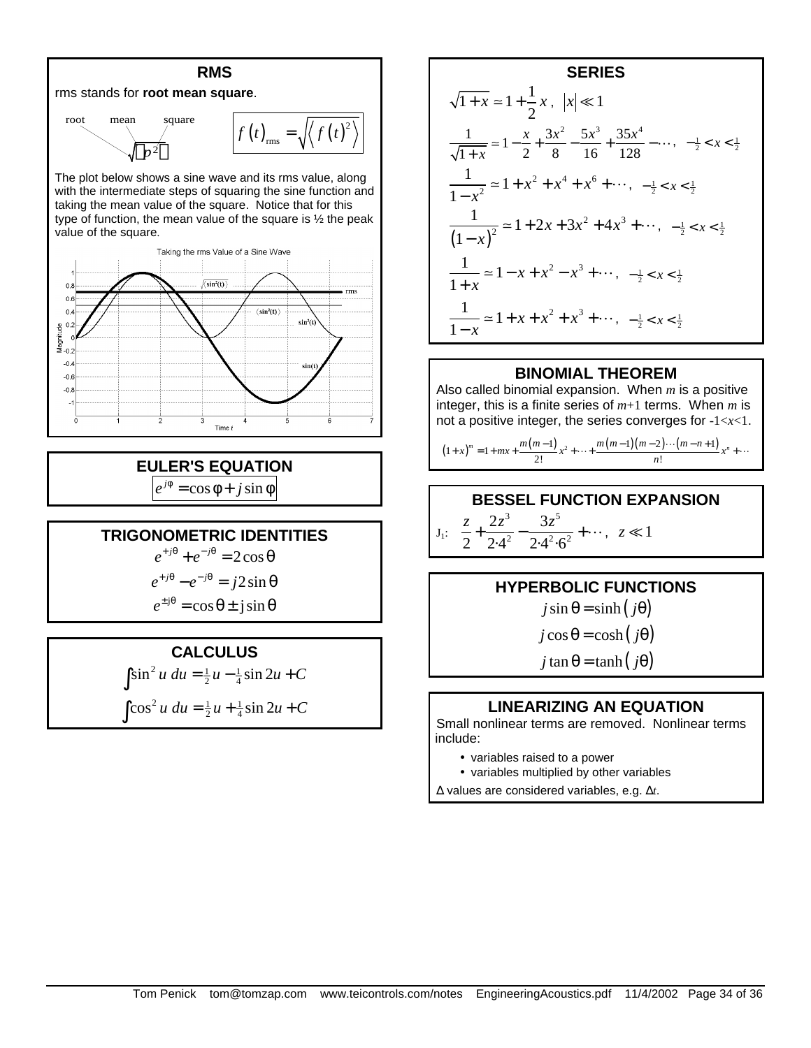## RMS

rms stands for **root mean square**.

root mean square

$$\sqrt{\langle p^2 \rangle}$$

$$f(t)_{\text{rms}} = \sqrt{\left\langle f(t)^2 \right\rangle}$$

The plot below shows a sine wave and its rms value, along with the intermediate steps of squaring the sine function and taking the mean value of the square. Notice that for this type of function, the mean value of the square is ½ the peak value of the square.

Taking the rms Value of a Sine Wave

## EULER'S EQUATION

$$e^{j\phi} = \cos\phi + j\sin\phi$$

## TRIGONOMETRIC IDENTITIES

$$e^{+j\theta} + e^{-j\theta} = 2\cos\theta$$

$$e^{+j\theta} - e^{-j\theta} = j2\sin\theta$$

$$e^{\pm j\theta} = \cos\theta \pm j\sin\theta$$

## CALCULUS

$$\int \sin^2 u\, du = \tfrac{1}{2}u - \tfrac{1}{4}\sin 2u + C$$

$$\int \cos^2 u\, du = \tfrac{1}{2}u + \tfrac{1}{4}\sin 2u + C$$

## SERIES

$$\sqrt{1+x} \simeq 1 + \frac{1}{2}x\,,\quad |x| \ll 1$$

$$\frac{1}{\sqrt{1+x}} \simeq 1 - \frac{x}{2} + \frac{3x^2}{8} - \frac{5x^3}{16} + \frac{35x^4}{128} - \cdots,\quad -\tfrac{1}{2} < x < \tfrac{1}{2}$$

$$\frac{1}{1-x^2} \simeq 1 + x^2 + x^4 + x^6 + \cdots,\quad -\tfrac{1}{2} < x < \tfrac{1}{2}$$

$$\frac{1}{(1-x)^2} \simeq 1 + 2x + 3x^2 + 4x^3 + \cdots,\quad -\tfrac{1}{2} < x < \tfrac{1}{2}$$

$$\frac{1}{1+x} \simeq 1 - x + x^2 - x^3 + \cdots,\quad -\tfrac{1}{2} < x < \tfrac{1}{2}$$

$$\frac{1}{1-x} \simeq 1 + x + x^2 + x^3 + \cdots,\quad -\tfrac{1}{2} < x < \tfrac{1}{2}$$

## BINOMIAL THEOREM

Also called binomial expansion. When $m$ is a positive integer, this is a finite series of $m+1$ terms. When $m$ is not a positive integer, the series converges for $-1<x<1$.

$$(1+x)^m = 1 + mx + \frac{m(m-1)}{2!}x^2 + \cdots + \frac{m(m-1)(m-2)\cdots(m-n+1)}{n!}x^n + \cdots$$

## BESSEL FUNCTION EXPANSION

$$J_1:\quad \frac{z}{2} + \frac{2z^3}{2\cdot 4^2} - \frac{3z^5}{2\cdot 4^2\cdot 6^2} + \cdots,\quad z \ll 1$$

## HYPERBOLIC FUNCTIONS

$$j\sin\theta = \sinh(j\theta)$$

$$j\cos\theta = \cosh(j\theta)$$

$$j\tan\theta = \tanh(j\theta)$$

## LINEARIZING AN EQUATION

Small nonlinear terms are removed. Nonlinear terms include:

- variables raised to a power
- variables multiplied by other variables

Δ values are considered variables, e.g. $\Delta t$.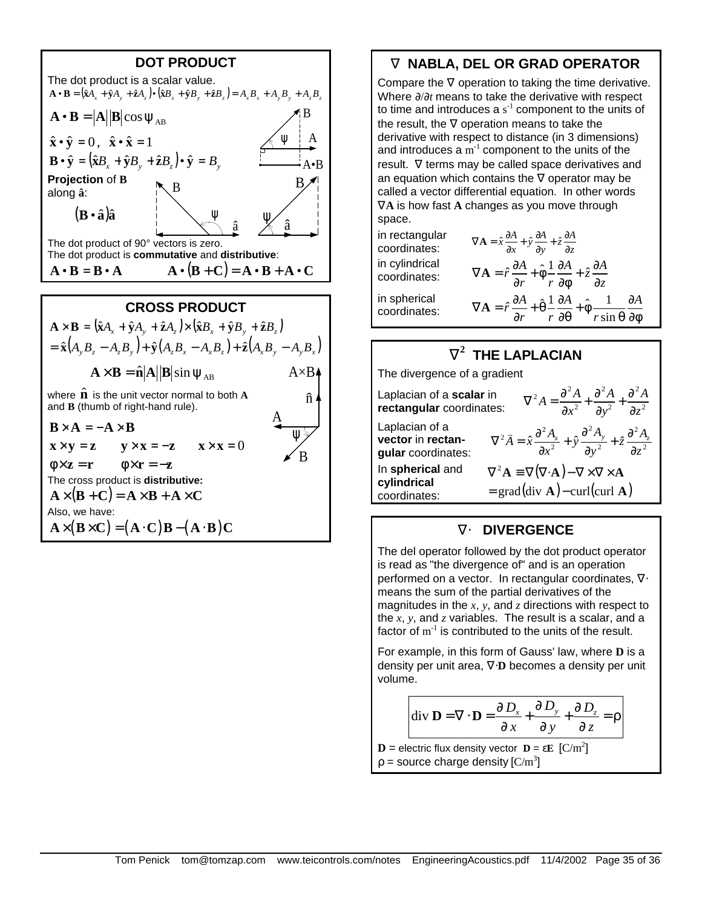## DOT PRODUCT

The dot product is a scalar value.

$$\mathbf{A}\bullet\mathbf{B} = (\hat{\mathbf{x}}A_x + \hat{\mathbf{y}}A_y + \hat{\mathbf{z}}A_z)\bullet(\hat{\mathbf{x}}B_x + \hat{\mathbf{y}}B_y + \hat{\mathbf{z}}B_z) = A_xB_x + A_yB_y + A_zB_z$$

$$\mathbf{A}\bullet\mathbf{B} = |\mathbf{A}||\mathbf{B}|\cos\psi_{AB}$$

$$\hat{\mathbf{x}}\bullet\hat{\mathbf{y}} = 0,\quad \hat{\mathbf{x}}\bullet\hat{\mathbf{x}} = 1$$

$$\mathbf{B}\bullet\hat{\mathbf{y}} = (\hat{\mathbf{x}}B_x + \hat{\mathbf{y}}B_y + \hat{\mathbf{z}}B_z)\bullet\hat{\mathbf{y}} = B_y$$

**Projection** of **B** along **â**:

$$(\mathbf{B}\bullet\hat{\mathbf{a}})\hat{\mathbf{a}}$$

The dot product of 90° vectors is zero.
The dot product is **commutative** and **distributive**:

$$\mathbf{A}\bullet\mathbf{B} = \mathbf{B}\bullet\mathbf{A} \qquad \mathbf{A}\bullet(\mathbf{B}+\mathbf{C}) = \mathbf{A}\bullet\mathbf{B} + \mathbf{A}\bullet\mathbf{C}$$

## CROSS PRODUCT

$$\mathbf{A}\times\mathbf{B} = (\hat{\mathbf{x}}A_x + \hat{\mathbf{y}}A_y + \hat{\mathbf{z}}A_z)\times(\hat{\mathbf{x}}B_x + \hat{\mathbf{y}}B_y + \hat{\mathbf{z}}B_z)$$
$$= \hat{\mathbf{x}}(A_yB_z - A_zB_y) + \hat{\mathbf{y}}(A_zB_x - A_xB_z) + \hat{\mathbf{z}}(A_xB_y - A_yB_x)$$

$$\mathbf{A}\times\mathbf{B} = \hat{\mathbf{n}}|\mathbf{A}||\mathbf{B}|\sin\psi_{AB}$$

where $\hat{\mathbf{n}}$ is the unit vector normal to both **A** and **B** (thumb of right-hand rule).

$$\mathbf{B}\times\mathbf{A} = -\mathbf{A}\times\mathbf{B}$$

$$\mathbf{x}\times\mathbf{y} = \mathbf{z} \qquad \mathbf{y}\times\mathbf{x} = -\mathbf{z} \qquad \mathbf{x}\times\mathbf{x} = 0$$

$$\boldsymbol{\phi}\times\mathbf{z} = \mathbf{r} \qquad \boldsymbol{\phi}\times\mathbf{r} = -\mathbf{z}$$

The cross product is **distributive:**

$$\mathbf{A}\times(\mathbf{B}+\mathbf{C}) = \mathbf{A}\times\mathbf{B} + \mathbf{A}\times\mathbf{C}$$

Also, we have:

$$\mathbf{A}\times(\mathbf{B}\times\mathbf{C}) = (\mathbf{A}\cdot\mathbf{C})\mathbf{B} - (\mathbf{A}\cdot\mathbf{B})\mathbf{C}$$

## ∇ NABLA, DEL OR GRAD OPERATOR

Compare the ∇ operation to taking the time derivative. Where $\partial/\partial t$ means to take the derivative with respect to time and introduces a $s^{-1}$ component to the units of the result, the ∇ operation means to take the derivative with respect to distance (in 3 dimensions) and introduces a $m^{-1}$ component to the units of the result. ∇ terms may be called space derivatives and an equation which contains the ∇ operator may be called a vector differential equation. In other words ∇**A** is how fast **A** changes as you move through space.

in rectangular coordinates:
$$\nabla\mathbf{A} = \hat{x}\frac{\partial A}{\partial x} + \hat{y}\frac{\partial A}{\partial y} + \hat{z}\frac{\partial A}{\partial z}$$

in cylindrical coordinates:
$$\nabla\mathbf{A} = \hat{r}\frac{\partial A}{\partial r} + \hat{\phi}\frac{1}{r}\frac{\partial A}{\partial \phi} + \hat{z}\frac{\partial A}{\partial z}$$

in spherical coordinates:
$$\nabla\mathbf{A} = \hat{r}\frac{\partial A}{\partial r} + \hat{\theta}\frac{1}{r}\frac{\partial A}{\partial \theta} + \hat{\phi}\frac{1}{r\sin\theta}\frac{\partial A}{\partial \phi}$$

## $\nabla^2$ THE LAPLACIAN

The divergence of a gradient

Laplacian of a **scalar** in **rectangular** coordinates:
$$\nabla^2 A = \frac{\partial^2 A}{\partial x^2} + \frac{\partial^2 A}{\partial y^2} + \frac{\partial^2 A}{\partial z^2}$$

Laplacian of a **vector** in **rectangular** coordinates:
$$\nabla^2 \vec{A} = \hat{x}\frac{\partial^2 A_x}{\partial x^2} + \hat{y}\frac{\partial^2 A_y}{\partial y^2} + \hat{z}\frac{\partial^2 A_z}{\partial z^2}$$

In **spherical** and **cylindrical** coordinates:
$$\nabla^2\mathbf{A} \equiv \nabla(\nabla\cdot\mathbf{A}) - \nabla\times\nabla\times\mathbf{A}$$
$$= \mathrm{grad}(\mathrm{div}\ \mathbf{A}) - \mathrm{curl}(\mathrm{curl}\ \mathbf{A})$$

## ∇· DIVERGENCE

The del operator followed by the dot product operator is read as "the divergence of" and is an operation performed on a vector. In rectangular coordinates, ∇· means the sum of the partial derivatives of the magnitudes in the $x$, $y$, and $z$ directions with respect to the $x$, $y$, and $z$ variables. The result is a scalar, and a factor of $m^{-1}$ is contributed to the units of the result.

For example, in this form of Gauss' law, where **D** is a density per unit area, ∇·**D** becomes a density per unit volume.

$$\mathrm{div}\ \mathbf{D} = \nabla\cdot\mathbf{D} = \frac{\partial D_x}{\partial x} + \frac{\partial D_y}{\partial y} + \frac{\partial D_z}{\partial z} = \rho$$

**D** = electric flux density vector $\mathbf{D} = \varepsilon\mathbf{E}$ [$C/m^2$]
ρ = source charge density [$C/m^3$]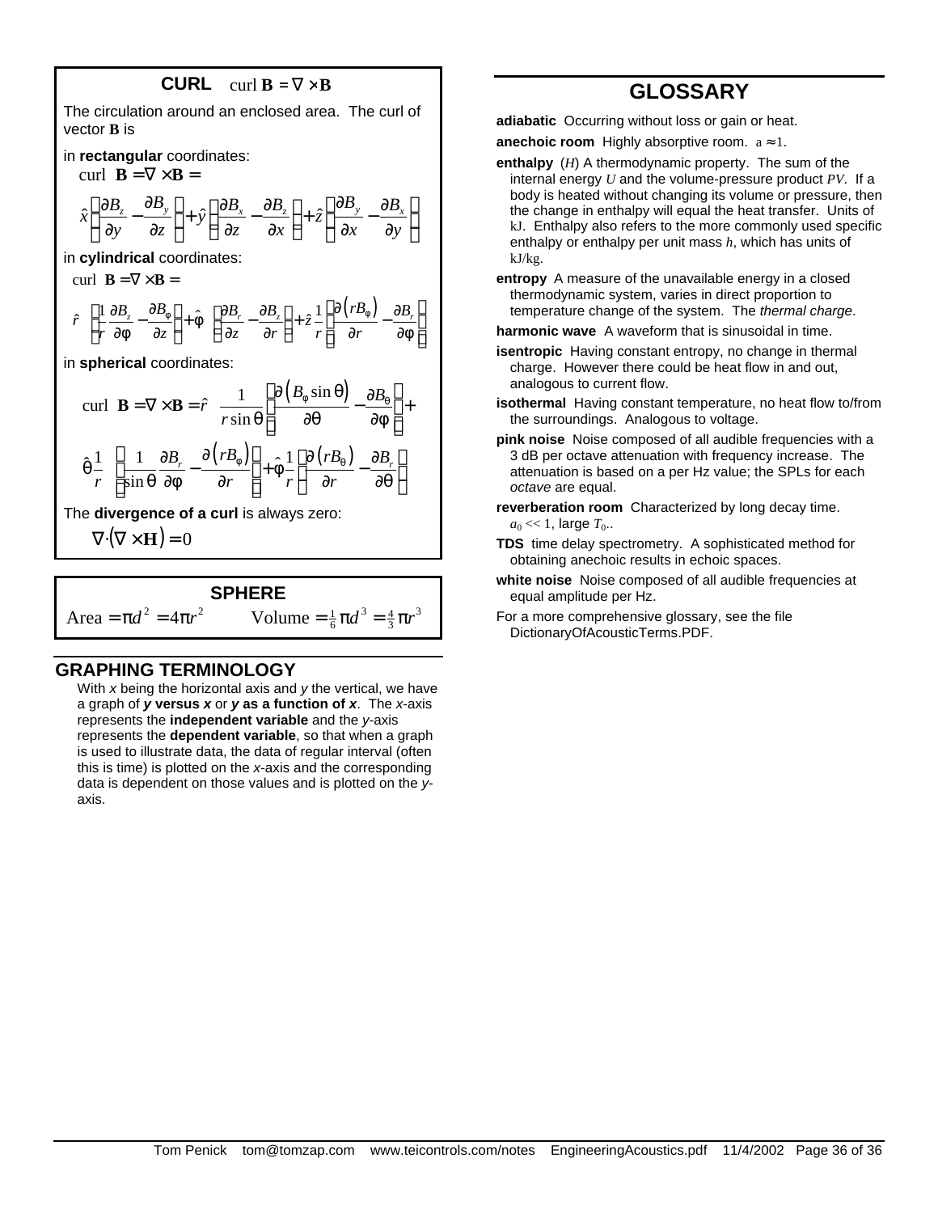## CURL $\text{curl}\,\mathbf{B} = \nabla \times \mathbf{B}$

The circulation around an enclosed area. The curl of vector $\mathbf{B}$ is

in **rectangular** coordinates:

$$\text{curl }\mathbf{B} = \nabla \times \mathbf{B} =$$

$$\hat{x}\left(\frac{\partial B_z}{\partial y} - \frac{\partial B_y}{\partial z}\right) + \hat{y}\left(\frac{\partial B_x}{\partial z} - \frac{\partial B_z}{\partial x}\right) + \hat{z}\left(\frac{\partial B_y}{\partial x} - \frac{\partial B_x}{\partial y}\right)$$

in **cylindrical** coordinates:

$$\text{curl }\mathbf{B} = \nabla \times \mathbf{B} =$$

$$\hat{r}\left(\frac{1}{r}\frac{\partial B_z}{\partial \phi} - \frac{\partial B_\phi}{\partial z}\right) + \hat{\phi}\left(\frac{\partial B_r}{\partial z} - \frac{\partial B_z}{\partial r}\right) + \hat{z}\frac{1}{r}\left(\frac{\partial\left(rB_\phi\right)}{\partial r} - \frac{\partial B_r}{\partial \phi}\right)$$

in **spherical** coordinates:

$$\text{curl }\mathbf{B} = \nabla \times \mathbf{B} = \hat{r}\,\frac{1}{r\sin\theta}\left(\frac{\partial\left(B_\phi \sin\theta\right)}{\partial \theta} - \frac{\partial B_\theta}{\partial \phi}\right) +$$

$$\hat{\theta}\frac{1}{r}\left(\frac{1}{\sin\theta}\frac{\partial B_r}{\partial \phi} - \frac{\partial\left(rB_\phi\right)}{\partial r}\right) + \hat{\phi}\frac{1}{r}\left(\frac{\partial\left(rB_\theta\right)}{\partial r} - \frac{\partial B_r}{\partial \theta}\right)$$

The **divergence of a curl** is always zero:

$$\nabla \cdot \left(\nabla \times \mathbf{H}\right) = 0$$

## SPHERE

$\text{Area} = \pi d^2 = 4\pi r^2$ $\qquad$ $\text{Volume} = \frac{1}{6}\pi d^3 = \frac{4}{3}\pi r^3$

## GRAPHING TERMINOLOGY

With *x* being the horizontal axis and *y* the vertical, we have a graph of ***y* versus *x*** or ***y* as a function of *x***. The *x*-axis represents the **independent variable** and the *y*-axis represents the **dependent variable**, so that when a graph is used to illustrate data, the data of regular interval (often this is time) is plotted on the *x*-axis and the corresponding data is dependent on those values and is plotted on the *y*-axis.

## GLOSSARY

**adiabatic** Occurring without loss or gain or heat.

**anechoic room** Highly absorptive room. $a \approx 1$.

**enthalpy** ($H$) A thermodynamic property. The sum of the internal energy $U$ and the volume-pressure product $PV$. If a body is heated without changing its volume or pressure, then the change in enthalpy will equal the heat transfer. Units of kJ. Enthalpy also refers to the more commonly used specific enthalpy or enthalpy per unit mass $h$, which has units of kJ/kg.

**entropy** A measure of the unavailable energy in a closed thermodynamic system, varies in direct proportion to temperature change of the system. The *thermal charge*.

**harmonic wave** A waveform that is sinusoidal in time.

**isentropic** Having constant entropy, no change in thermal charge. However there could be heat flow in and out, analogous to current flow.

**isothermal** Having constant temperature, no heat flow to/from the surroundings. Analogous to voltage.

**pink noise** Noise composed of all audible frequencies with a 3 dB per octave attenuation with frequency increase. The attenuation is based on a per Hz value; the SPLs for each *octave* are equal.

**reverberation room** Characterized by long decay time. $a_0 << 1$, large $T_0$..

**TDS** time delay spectrometry. A sophisticated method for obtaining anechoic results in echoic spaces.

**white noise** Noise composed of all audible frequencies at equal amplitude per Hz.

For a more comprehensive glossary, see the file DictionaryOfAcousticTerms.PDF.